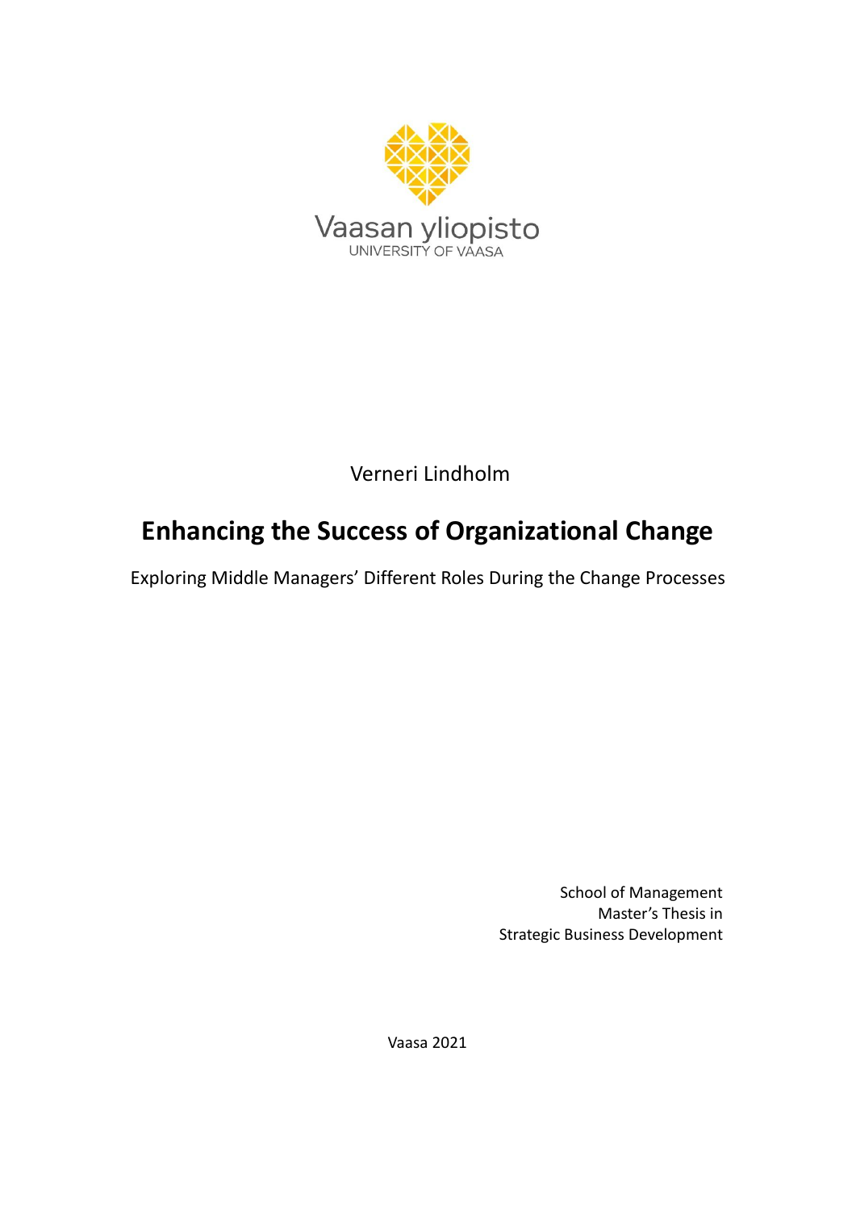Vaasan yliopisto
UNIVERSITY OF VAASA

Verneri Lindholm

# Enhancing the Success of Organizational Change

Exploring Middle Managers' Different Roles During the Change Processes

School of Management
Master's Thesis in
Strategic Business Development

Vaasa 2021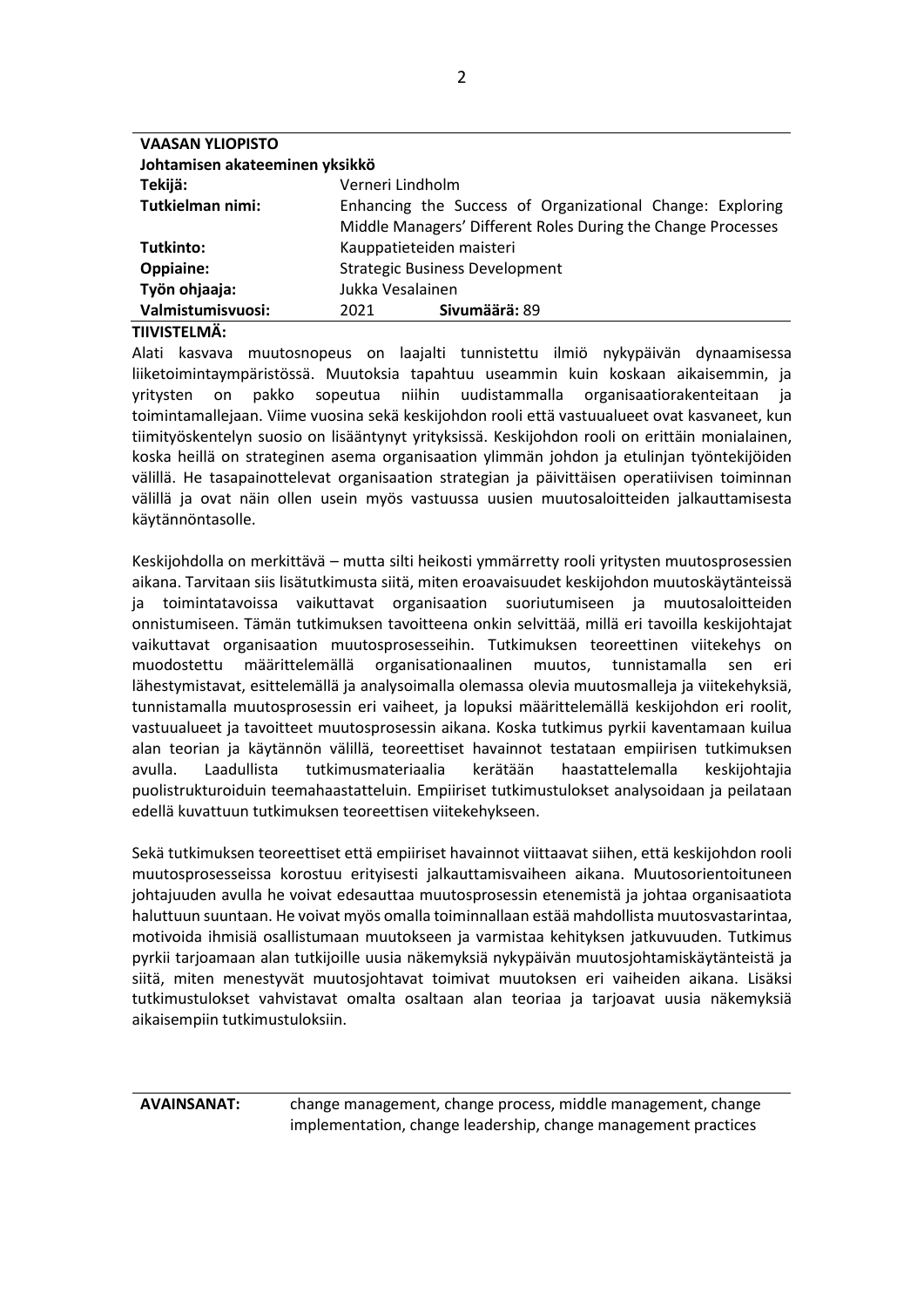| **VAASAN YLIOPISTO** | |
|---|---|
| **Johtamisen akateeminen yksikkö** | |
| **Tekijä:** | Verneri Lindholm |
| **Tutkielman nimi:** | Enhancing the Success of Organizational Change: Exploring Middle Managers' Different Roles During the Change Processes |
| **Tutkinto:** | Kauppatieteiden maisteri |
| **Oppiaine:** | Strategic Business Development |
| **Työn ohjaaja:** | Jukka Vesalainen |
| **Valmistumisvuosi:** | 2021 **Sivumäärä:** 89 |

**TIIVISTELMÄ:**

Alati kasvava muutosnopeus on laajalti tunnistettu ilmiö nykypäivän dynaamisessa liiketoimintaympäristössä. Muutoksia tapahtuu useammin kuin koskaan aikaisemmin, ja yritysten on pakko sopeutua niihin uudistammalla organisaatiorakenteitaan ja toimintamallejaan. Viime vuosina sekä keskijohdon rooli että vastuualueet ovat kasvaneet, kun tiimityöskentelyn suosio on lisääntynyt yrityksissä. Keskijohdon rooli on erittäin monialainen, koska heillä on strateginen asema organisaation ylimmän johdon ja etulinjan työntekijöiden välillä. He tasapainottelevat organisaation strategian ja päivittäisen operatiivisen toiminnan välillä ja ovat näin ollen usein myös vastuussa uusien muutosaloitteiden jalkauttamisesta käytännöntasolle.

Keskijohdolla on merkittävä – mutta silti heikosti ymmärretty rooli yritysten muutosprosessien aikana. Tarvitaan siis lisätutkimusta siitä, miten eroavaisuudet keskijohdon muutoskäytänteissä ja toimintatavoissa vaikuttavat organisaation suoriutumiseen ja muutosaloitteiden onnistumiseen. Tämän tutkimuksen tavoitteena onkin selvittää, millä eri tavoilla keskijohtajat vaikuttavat organisaation muutosprosesseihin. Tutkimuksen teoreettinen viitekehys on muodostettu määrittelemällä organisationaalinen muutos, tunnistamalla sen eri lähestymistavat, esittelemällä ja analysoimalla olemassa olevia muutosmalleja ja viitekehyksiä, tunnistamalla muutosprosessin eri vaiheet, ja lopuksi määrittelemällä keskijohdon eri roolit, vastuualueet ja tavoitteet muutosprosessin aikana. Koska tutkimus pyrkii kaventamaan kuilua alan teorian ja käytännön välillä, teoreettiset havainnot testataan empiirisen tutkimuksen avulla. Laadullista tutkimusmateriaalia kerätään haastattelemalla keskijohtajia puolistrukturoiduin teemahaastatteluin. Empiiriset tutkimustulokset analysoidaan ja peilataan edellä kuvattuun tutkimuksen teoreettisen viitekehykseen.

Sekä tutkimuksen teoreettiset että empiiriset havainnot viittaavat siihen, että keskijohdon rooli muutosprosesseissa korostuu erityisesti jalkauttamisvaiheen aikana. Muutosorientoituneen johtajuuden avulla he voivat edesauttaa muutosprosessin etenemistä ja johtaa organisaatiota haluttuun suuntaan. He voivat myös omalla toiminnallaan estää mahdollista muutosvastarintaa, motivoida ihmisiä osallistumaan muutokseen ja varmistaa kehityksen jatkuvuuden. Tutkimus pyrkii tarjoamaan alan tutkijoille uusia näkemyksiä nykypäivän muutosjohtamiskäytänteistä ja siitä, miten menestyvät muutosjohtavat toimivat muutoksen eri vaiheiden aikana. Lisäksi tutkimustulokset vahvistavat omalta osaltaan alan teoriaa ja tarjoavat uusia näkemyksiä aikaisempiin tutkimustuloksiin.

**AVAINSANAT:** change management, change process, middle management, change implementation, change leadership, change management practices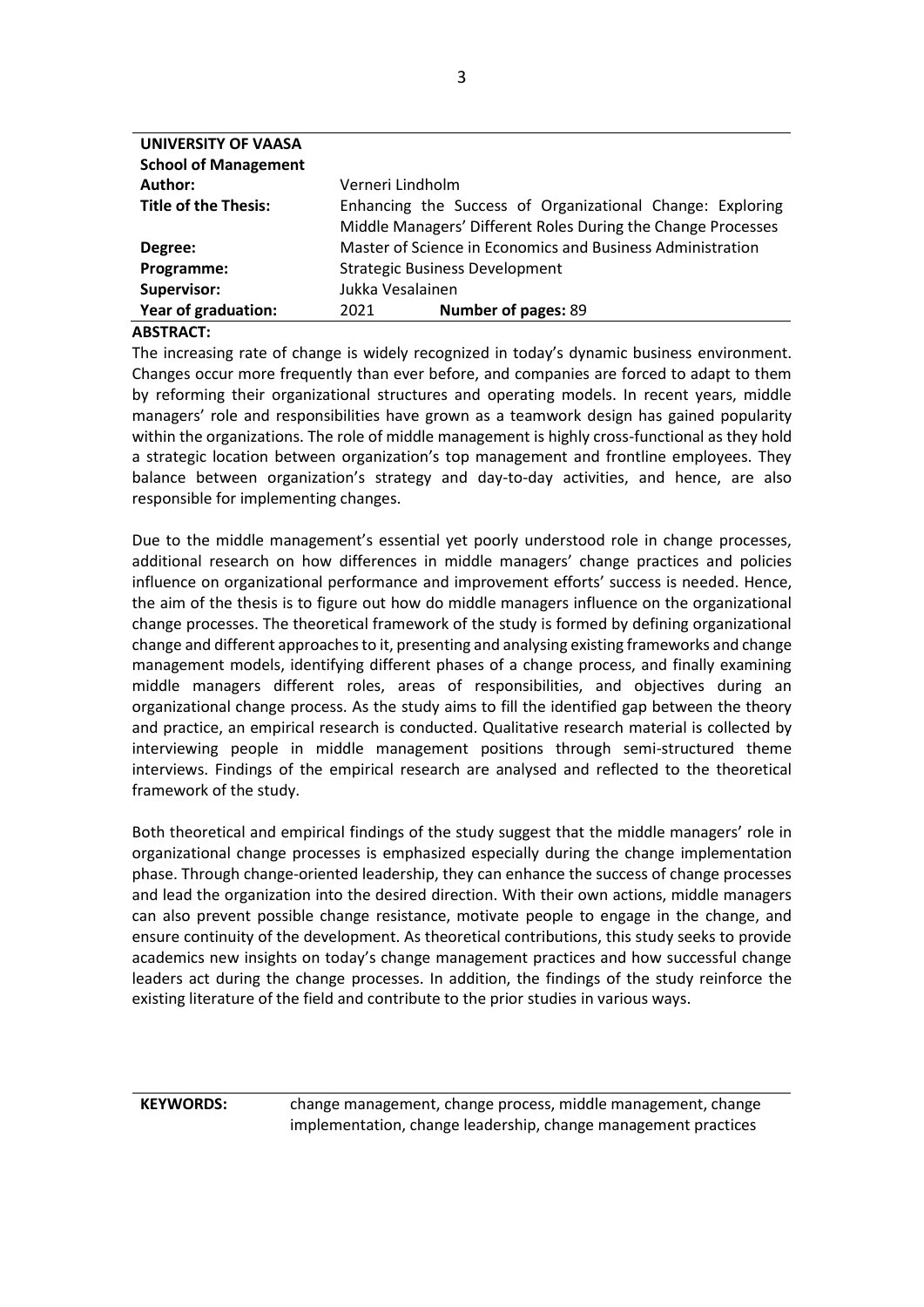| | |
|---|---|
| **UNIVERSITY OF VAASA** | |
| **School of Management** | |
| **Author:** | Verneri Lindholm |
| **Title of the Thesis:** | Enhancing the Success of Organizational Change: Exploring Middle Managers' Different Roles During the Change Processes |
| **Degree:** | Master of Science in Economics and Business Administration |
| **Programme:** | Strategic Business Development |
| **Supervisor:** | Jukka Vesalainen |
| **Year of graduation:** | 2021 **Number of pages:** 89 |

**ABSTRACT:**

The increasing rate of change is widely recognized in today's dynamic business environment. Changes occur more frequently than ever before, and companies are forced to adapt to them by reforming their organizational structures and operating models. In recent years, middle managers' role and responsibilities have grown as a teamwork design has gained popularity within the organizations. The role of middle management is highly cross-functional as they hold a strategic location between organization's top management and frontline employees. They balance between organization's strategy and day-to-day activities, and hence, are also responsible for implementing changes.

Due to the middle management's essential yet poorly understood role in change processes, additional research on how differences in middle managers' change practices and policies influence on organizational performance and improvement efforts' success is needed. Hence, the aim of the thesis is to figure out how do middle managers influence on the organizational change processes. The theoretical framework of the study is formed by defining organizational change and different approaches to it, presenting and analysing existing frameworks and change management models, identifying different phases of a change process, and finally examining middle managers different roles, areas of responsibilities, and objectives during an organizational change process. As the study aims to fill the identified gap between the theory and practice, an empirical research is conducted. Qualitative research material is collected by interviewing people in middle management positions through semi-structured theme interviews. Findings of the empirical research are analysed and reflected to the theoretical framework of the study.

Both theoretical and empirical findings of the study suggest that the middle managers' role in organizational change processes is emphasized especially during the change implementation phase. Through change-oriented leadership, they can enhance the success of change processes and lead the organization into the desired direction. With their own actions, middle managers can also prevent possible change resistance, motivate people to engage in the change, and ensure continuity of the development. As theoretical contributions, this study seeks to provide academics new insights on today's change management practices and how successful change leaders act during the change processes. In addition, the findings of the study reinforce the existing literature of the field and contribute to the prior studies in various ways.

**KEYWORDS:** change management, change process, middle management, change implementation, change leadership, change management practices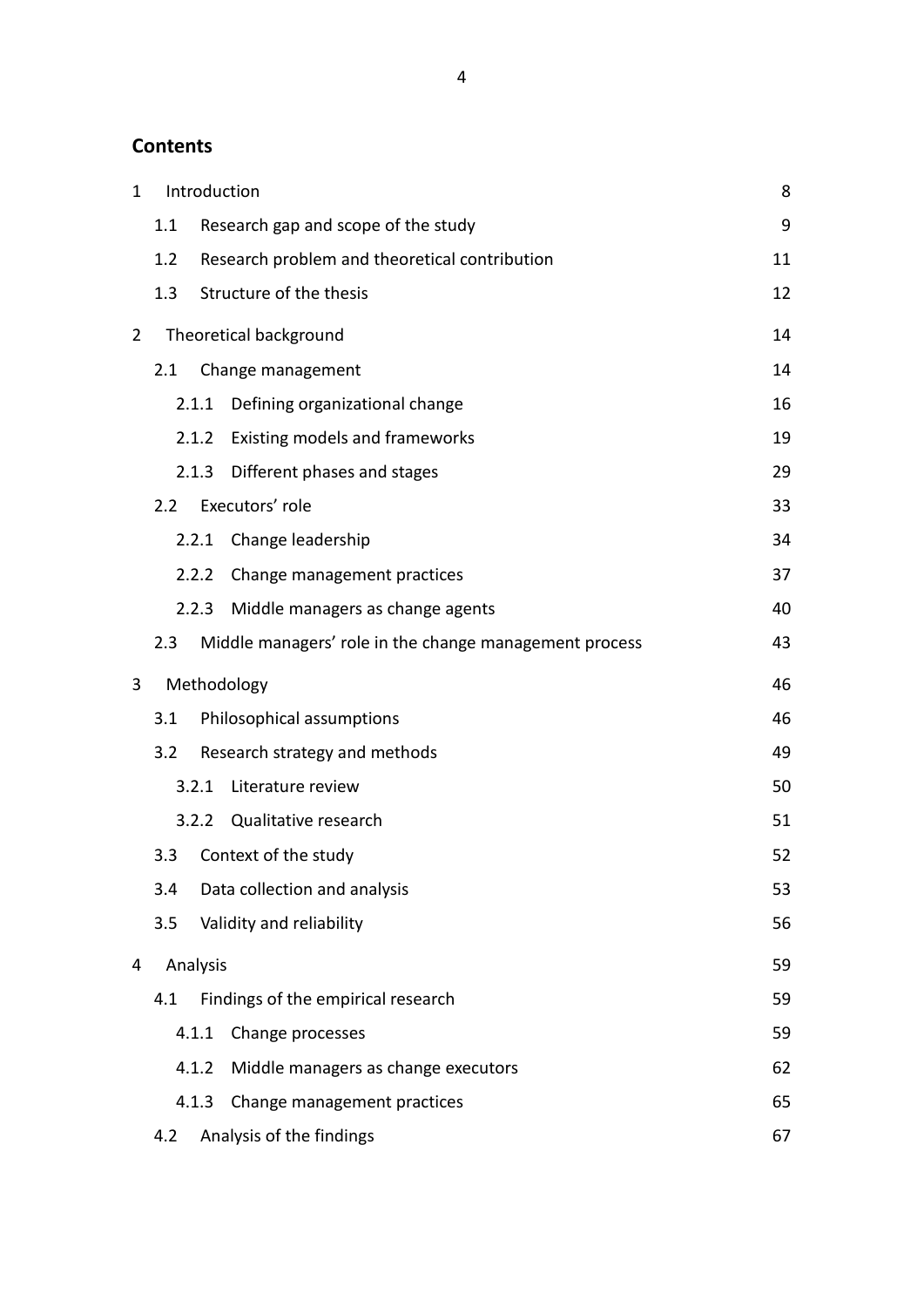## Contents

- 1 Introduction 8
  - 1.1 Research gap and scope of the study 9
  - 1.2 Research problem and theoretical contribution 11
  - 1.3 Structure of the thesis 12
- 2 Theoretical background 14
  - 2.1 Change management 14
    - 2.1.1 Defining organizational change 16
    - 2.1.2 Existing models and frameworks 19
    - 2.1.3 Different phases and stages 29
  - 2.2 Executors' role 33
    - 2.2.1 Change leadership 34
    - 2.2.2 Change management practices 37
    - 2.2.3 Middle managers as change agents 40
  - 2.3 Middle managers' role in the change management process 43
- 3 Methodology 46
  - 3.1 Philosophical assumptions 46
  - 3.2 Research strategy and methods 49
    - 3.2.1 Literature review 50
    - 3.2.2 Qualitative research 51
  - 3.3 Context of the study 52
  - 3.4 Data collection and analysis 53
  - 3.5 Validity and reliability 56
- 4 Analysis 59
  - 4.1 Findings of the empirical research 59
    - 4.1.1 Change processes 59
    - 4.1.2 Middle managers as change executors 62
    - 4.1.3 Change management practices 65
  - 4.2 Analysis of the findings 67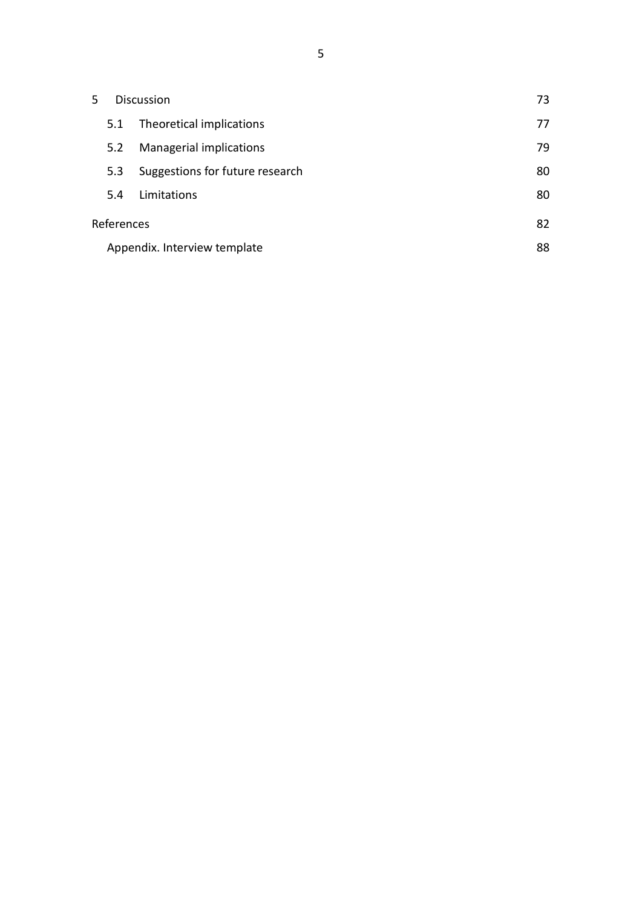5 Discussion 73

- 5.1 Theoretical implications 77
- 5.2 Managerial implications 79
- 5.3 Suggestions for future research 80
- 5.4 Limitations 80

References 82

Appendix. Interview template 88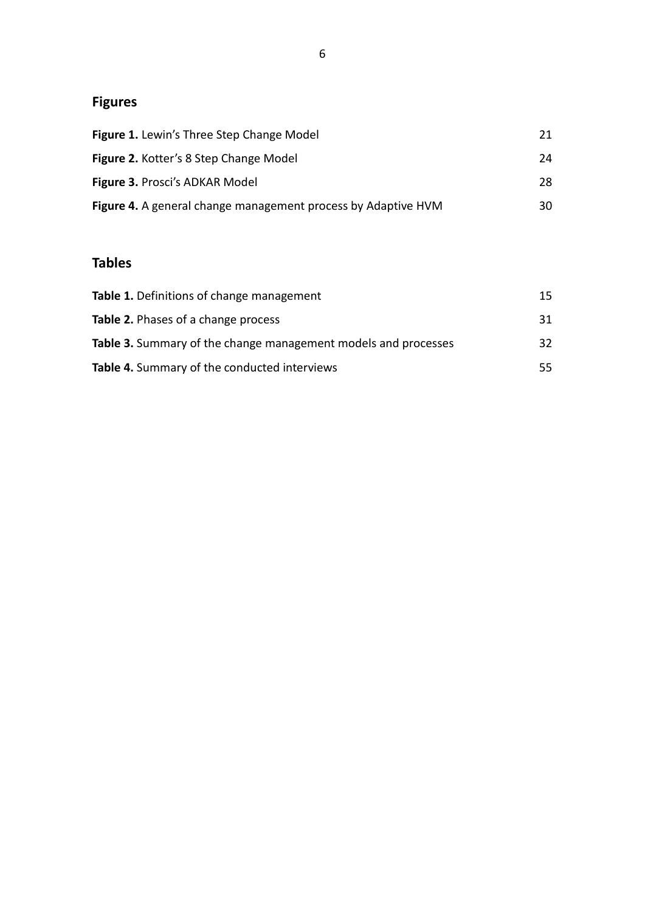## Figures

**Figure 1.** Lewin's Three Step Change Model 21

**Figure 2.** Kotter's 8 Step Change Model 24

**Figure 3.** Prosci's ADKAR Model 28

**Figure 4.** A general change management process by Adaptive HVM 30

## Tables

**Table 1.** Definitions of change management 15

**Table 2.** Phases of a change process 31

**Table 3.** Summary of the change management models and processes 32

**Table 4.** Summary of the conducted interviews 55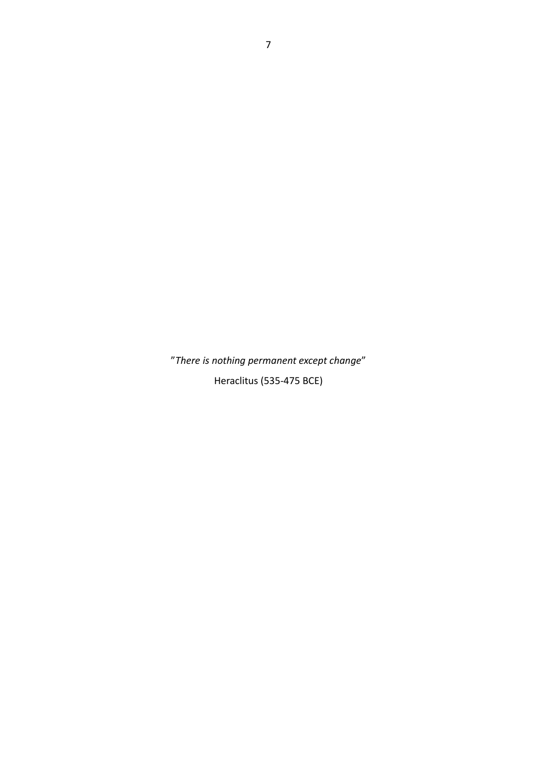”*There is nothing permanent except change*”

Heraclitus (535-475 BCE)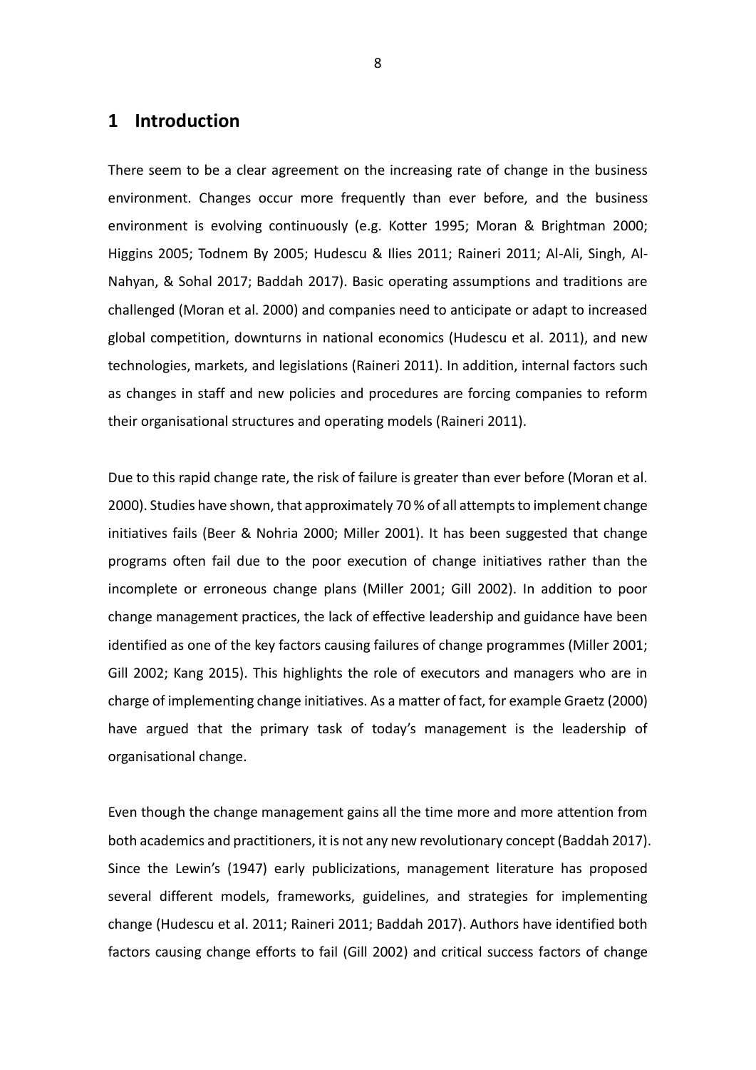# 1 Introduction

There seem to be a clear agreement on the increasing rate of change in the business environment. Changes occur more frequently than ever before, and the business environment is evolving continuously (e.g. Kotter 1995; Moran & Brightman 2000; Higgins 2005; Todnem By 2005; Hudescu & Ilies 2011; Raineri 2011; Al-Ali, Singh, Al-Nahyan, & Sohal 2017; Baddah 2017). Basic operating assumptions and traditions are challenged (Moran et al. 2000) and companies need to anticipate or adapt to increased global competition, downturns in national economics (Hudescu et al. 2011), and new technologies, markets, and legislations (Raineri 2011). In addition, internal factors such as changes in staff and new policies and procedures are forcing companies to reform their organisational structures and operating models (Raineri 2011).

Due to this rapid change rate, the risk of failure is greater than ever before (Moran et al. 2000). Studies have shown, that approximately 70 % of all attempts to implement change initiatives fails (Beer & Nohria 2000; Miller 2001). It has been suggested that change programs often fail due to the poor execution of change initiatives rather than the incomplete or erroneous change plans (Miller 2001; Gill 2002). In addition to poor change management practices, the lack of effective leadership and guidance have been identified as one of the key factors causing failures of change programmes (Miller 2001; Gill 2002; Kang 2015). This highlights the role of executors and managers who are in charge of implementing change initiatives. As a matter of fact, for example Graetz (2000) have argued that the primary task of today's management is the leadership of organisational change.

Even though the change management gains all the time more and more attention from both academics and practitioners, it is not any new revolutionary concept (Baddah 2017). Since the Lewin's (1947) early publicizations, management literature has proposed several different models, frameworks, guidelines, and strategies for implementing change (Hudescu et al. 2011; Raineri 2011; Baddah 2017). Authors have identified both factors causing change efforts to fail (Gill 2002) and critical success factors of change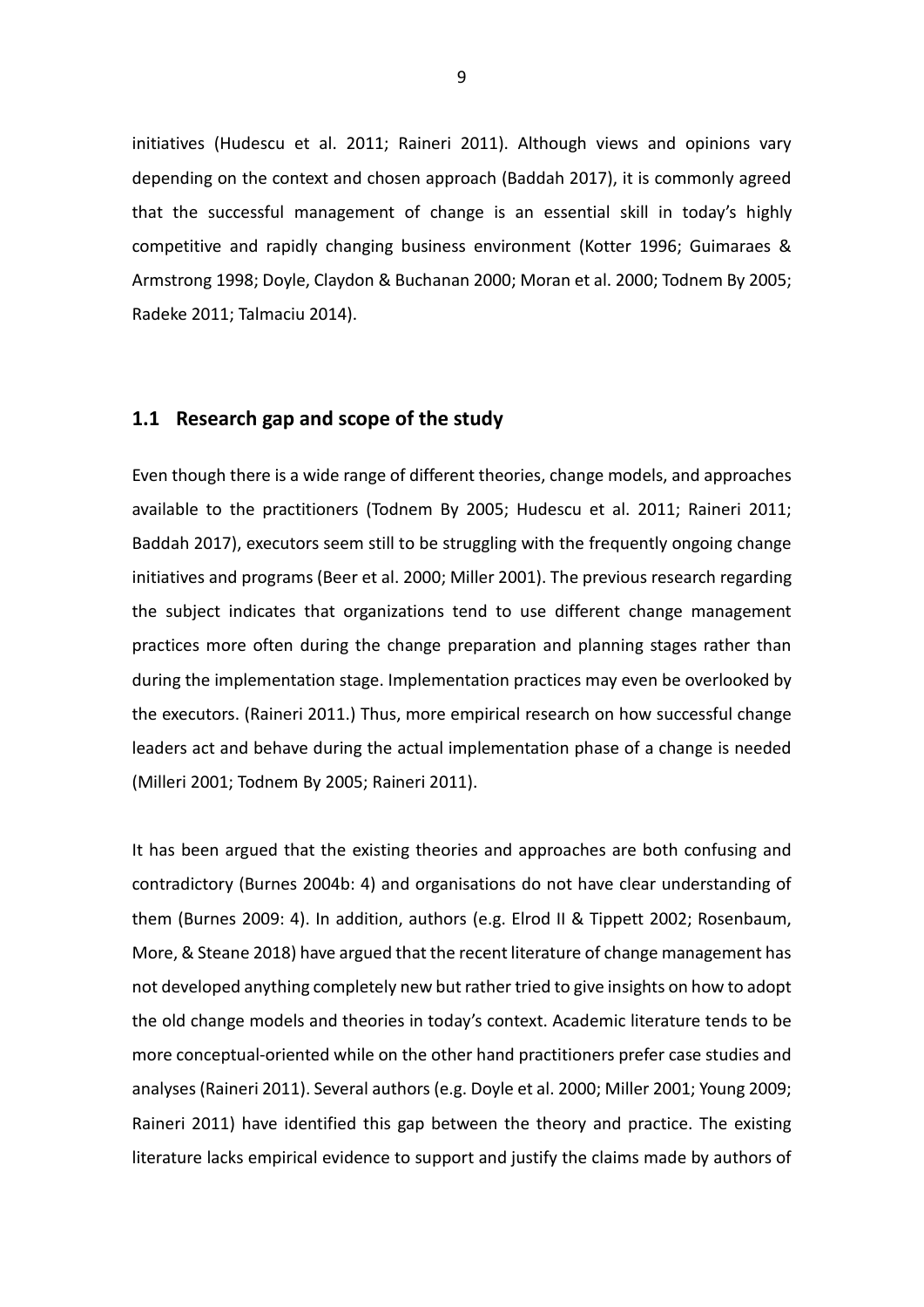initiatives (Hudescu et al. 2011; Raineri 2011). Although views and opinions vary depending on the context and chosen approach (Baddah 2017), it is commonly agreed that the successful management of change is an essential skill in today's highly competitive and rapidly changing business environment (Kotter 1996; Guimaraes & Armstrong 1998; Doyle, Claydon & Buchanan 2000; Moran et al. 2000; Todnem By 2005; Radeke 2011; Talmaciu 2014).

## 1.1 Research gap and scope of the study

Even though there is a wide range of different theories, change models, and approaches available to the practitioners (Todnem By 2005; Hudescu et al. 2011; Raineri 2011; Baddah 2017), executors seem still to be struggling with the frequently ongoing change initiatives and programs (Beer et al. 2000; Miller 2001). The previous research regarding the subject indicates that organizations tend to use different change management practices more often during the change preparation and planning stages rather than during the implementation stage. Implementation practices may even be overlooked by the executors. (Raineri 2011.) Thus, more empirical research on how successful change leaders act and behave during the actual implementation phase of a change is needed (Milleri 2001; Todnem By 2005; Raineri 2011).

It has been argued that the existing theories and approaches are both confusing and contradictory (Burnes 2004b: 4) and organisations do not have clear understanding of them (Burnes 2009: 4). In addition, authors (e.g. Elrod II & Tippett 2002; Rosenbaum, More, & Steane 2018) have argued that the recent literature of change management has not developed anything completely new but rather tried to give insights on how to adopt the old change models and theories in today's context. Academic literature tends to be more conceptual-oriented while on the other hand practitioners prefer case studies and analyses (Raineri 2011). Several authors (e.g. Doyle et al. 2000; Miller 2001; Young 2009; Raineri 2011) have identified this gap between the theory and practice. The existing literature lacks empirical evidence to support and justify the claims made by authors of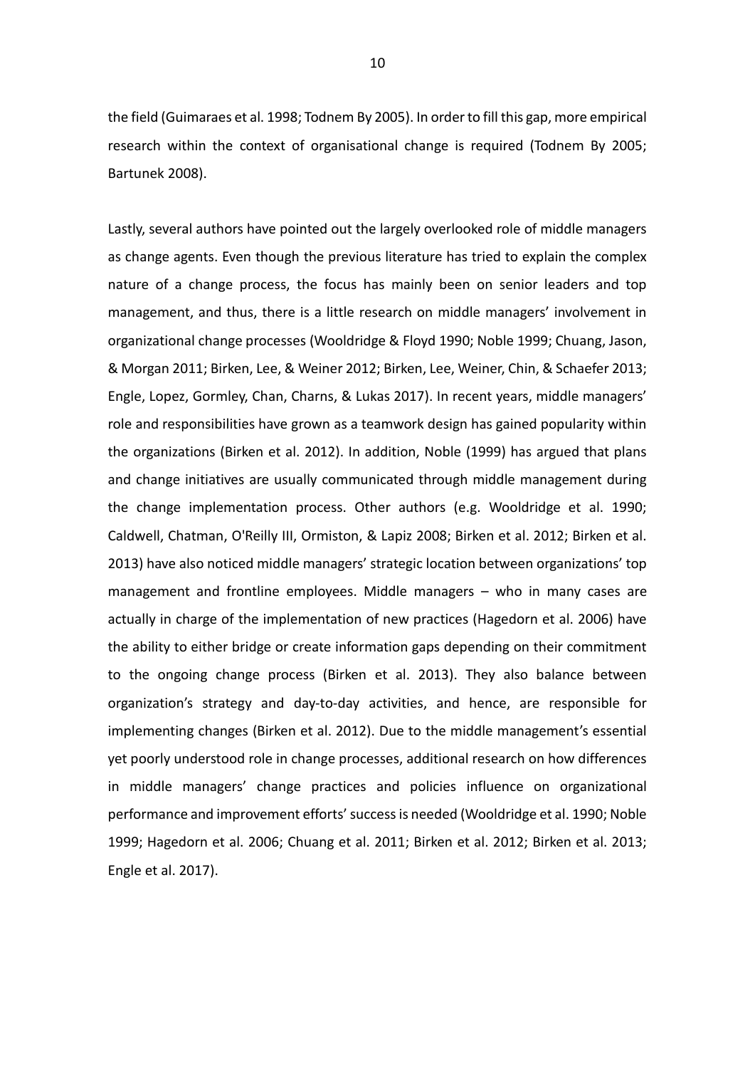the field (Guimaraes et al. 1998; Todnem By 2005). In order to fill this gap, more empirical research within the context of organisational change is required (Todnem By 2005; Bartunek 2008).

Lastly, several authors have pointed out the largely overlooked role of middle managers as change agents. Even though the previous literature has tried to explain the complex nature of a change process, the focus has mainly been on senior leaders and top management, and thus, there is a little research on middle managers' involvement in organizational change processes (Wooldridge & Floyd 1990; Noble 1999; Chuang, Jason, & Morgan 2011; Birken, Lee, & Weiner 2012; Birken, Lee, Weiner, Chin, & Schaefer 2013; Engle, Lopez, Gormley, Chan, Charns, & Lukas 2017). In recent years, middle managers' role and responsibilities have grown as a teamwork design has gained popularity within the organizations (Birken et al. 2012). In addition, Noble (1999) has argued that plans and change initiatives are usually communicated through middle management during the change implementation process. Other authors (e.g. Wooldridge et al. 1990; Caldwell, Chatman, O'Reilly III, Ormiston, & Lapiz 2008; Birken et al. 2012; Birken et al. 2013) have also noticed middle managers' strategic location between organizations' top management and frontline employees. Middle managers – who in many cases are actually in charge of the implementation of new practices (Hagedorn et al. 2006) have the ability to either bridge or create information gaps depending on their commitment to the ongoing change process (Birken et al. 2013). They also balance between organization's strategy and day-to-day activities, and hence, are responsible for implementing changes (Birken et al. 2012). Due to the middle management's essential yet poorly understood role in change processes, additional research on how differences in middle managers' change practices and policies influence on organizational performance and improvement efforts' success is needed (Wooldridge et al. 1990; Noble 1999; Hagedorn et al. 2006; Chuang et al. 2011; Birken et al. 2012; Birken et al. 2013; Engle et al. 2017).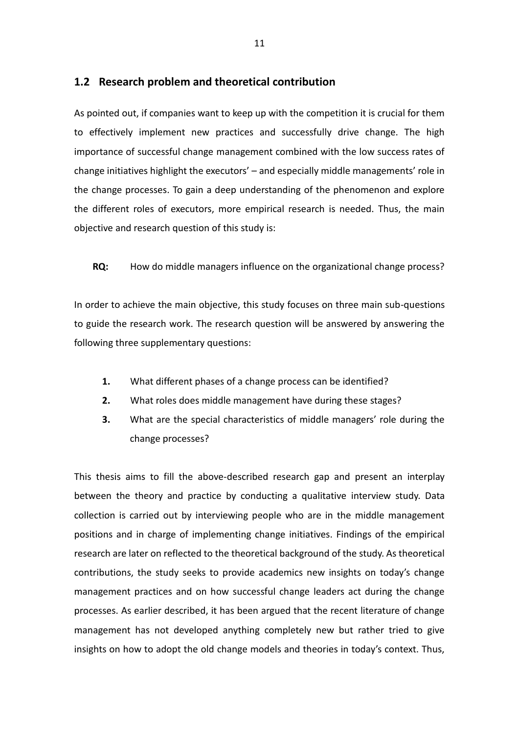## 1.2 Research problem and theoretical contribution

As pointed out, if companies want to keep up with the competition it is crucial for them to effectively implement new practices and successfully drive change. The high importance of successful change management combined with the low success rates of change initiatives highlight the executors' – and especially middle managements' role in the change processes. To gain a deep understanding of the phenomenon and explore the different roles of executors, more empirical research is needed. Thus, the main objective and research question of this study is:

**RQ:** How do middle managers influence on the organizational change process?

In order to achieve the main objective, this study focuses on three main sub-questions to guide the research work. The research question will be answered by answering the following three supplementary questions:

1. What different phases of a change process can be identified?
2. What roles does middle management have during these stages?
3. What are the special characteristics of middle managers' role during the change processes?

This thesis aims to fill the above-described research gap and present an interplay between the theory and practice by conducting a qualitative interview study. Data collection is carried out by interviewing people who are in the middle management positions and in charge of implementing change initiatives. Findings of the empirical research are later on reflected to the theoretical background of the study. As theoretical contributions, the study seeks to provide academics new insights on today's change management practices and on how successful change leaders act during the change processes. As earlier described, it has been argued that the recent literature of change management has not developed anything completely new but rather tried to give insights on how to adopt the old change models and theories in today's context. Thus,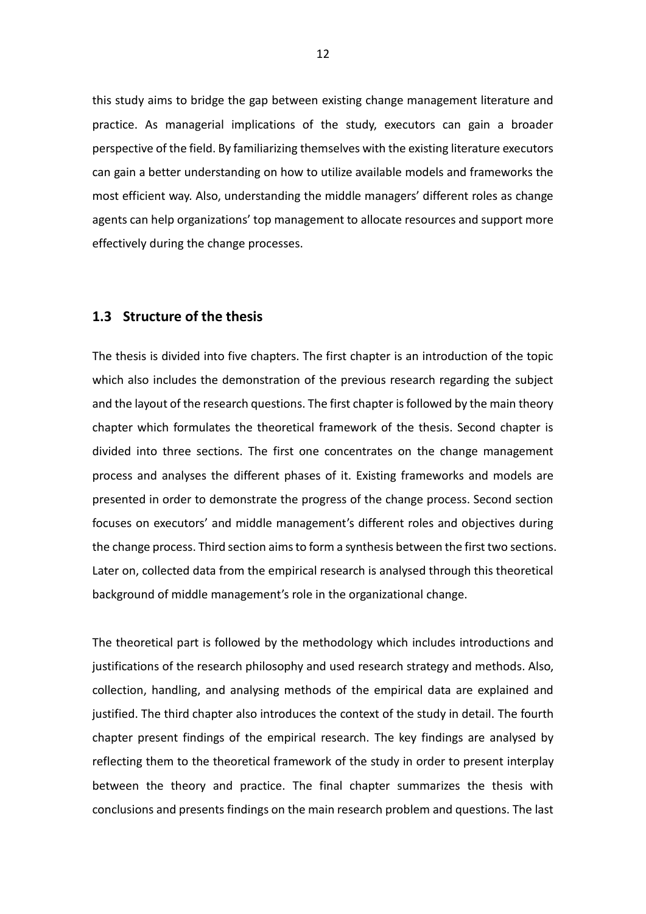this study aims to bridge the gap between existing change management literature and practice. As managerial implications of the study, executors can gain a broader perspective of the field. By familiarizing themselves with the existing literature executors can gain a better understanding on how to utilize available models and frameworks the most efficient way. Also, understanding the middle managers' different roles as change agents can help organizations' top management to allocate resources and support more effectively during the change processes.

## 1.3 Structure of the thesis

The thesis is divided into five chapters. The first chapter is an introduction of the topic which also includes the demonstration of the previous research regarding the subject and the layout of the research questions. The first chapter is followed by the main theory chapter which formulates the theoretical framework of the thesis. Second chapter is divided into three sections. The first one concentrates on the change management process and analyses the different phases of it. Existing frameworks and models are presented in order to demonstrate the progress of the change process. Second section focuses on executors' and middle management's different roles and objectives during the change process. Third section aims to form a synthesis between the first two sections. Later on, collected data from the empirical research is analysed through this theoretical background of middle management's role in the organizational change.

The theoretical part is followed by the methodology which includes introductions and justifications of the research philosophy and used research strategy and methods. Also, collection, handling, and analysing methods of the empirical data are explained and justified. The third chapter also introduces the context of the study in detail. The fourth chapter present findings of the empirical research. The key findings are analysed by reflecting them to the theoretical framework of the study in order to present interplay between the theory and practice. The final chapter summarizes the thesis with conclusions and presents findings on the main research problem and questions. The last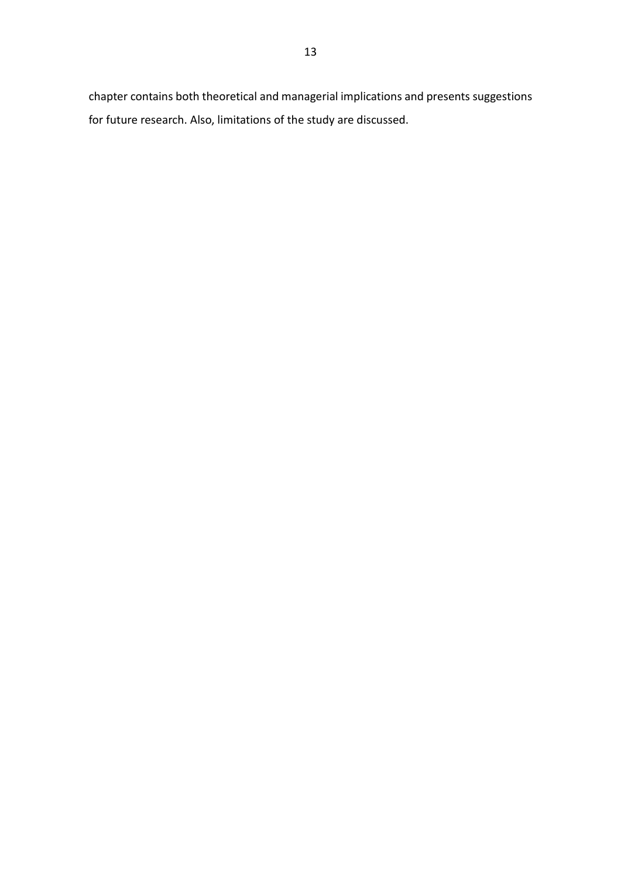chapter contains both theoretical and managerial implications and presents suggestions for future research. Also, limitations of the study are discussed.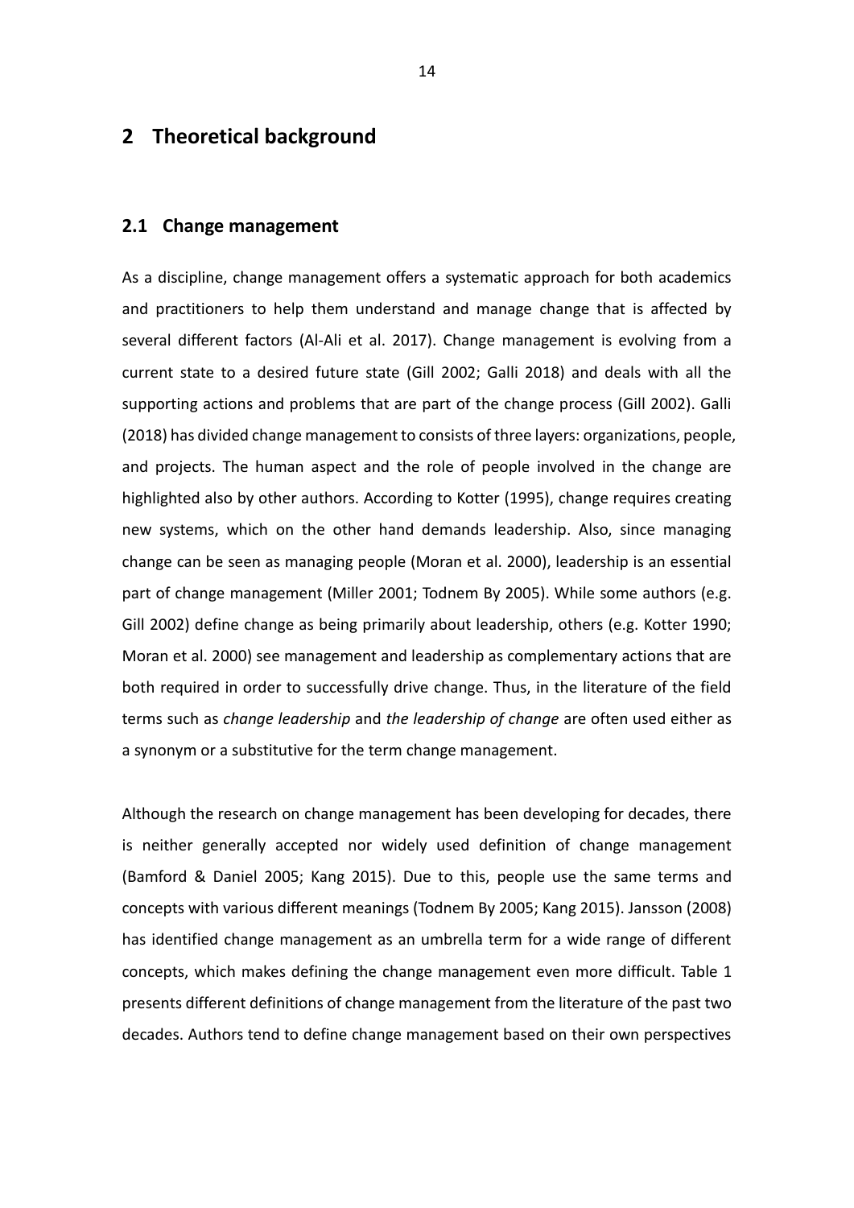# 2 Theoretical background

## 2.1 Change management

As a discipline, change management offers a systematic approach for both academics and practitioners to help them understand and manage change that is affected by several different factors (Al-Ali et al. 2017). Change management is evolving from a current state to a desired future state (Gill 2002; Galli 2018) and deals with all the supporting actions and problems that are part of the change process (Gill 2002). Galli (2018) has divided change management to consists of three layers: organizations, people, and projects. The human aspect and the role of people involved in the change are highlighted also by other authors. According to Kotter (1995), change requires creating new systems, which on the other hand demands leadership. Also, since managing change can be seen as managing people (Moran et al. 2000), leadership is an essential part of change management (Miller 2001; Todnem By 2005). While some authors (e.g. Gill 2002) define change as being primarily about leadership, others (e.g. Kotter 1990; Moran et al. 2000) see management and leadership as complementary actions that are both required in order to successfully drive change. Thus, in the literature of the field terms such as *change leadership* and *the leadership of change* are often used either as a synonym or a substitutive for the term change management.

Although the research on change management has been developing for decades, there is neither generally accepted nor widely used definition of change management (Bamford & Daniel 2005; Kang 2015). Due to this, people use the same terms and concepts with various different meanings (Todnem By 2005; Kang 2015). Jansson (2008) has identified change management as an umbrella term for a wide range of different concepts, which makes defining the change management even more difficult. Table 1 presents different definitions of change management from the literature of the past two decades. Authors tend to define change management based on their own perspectives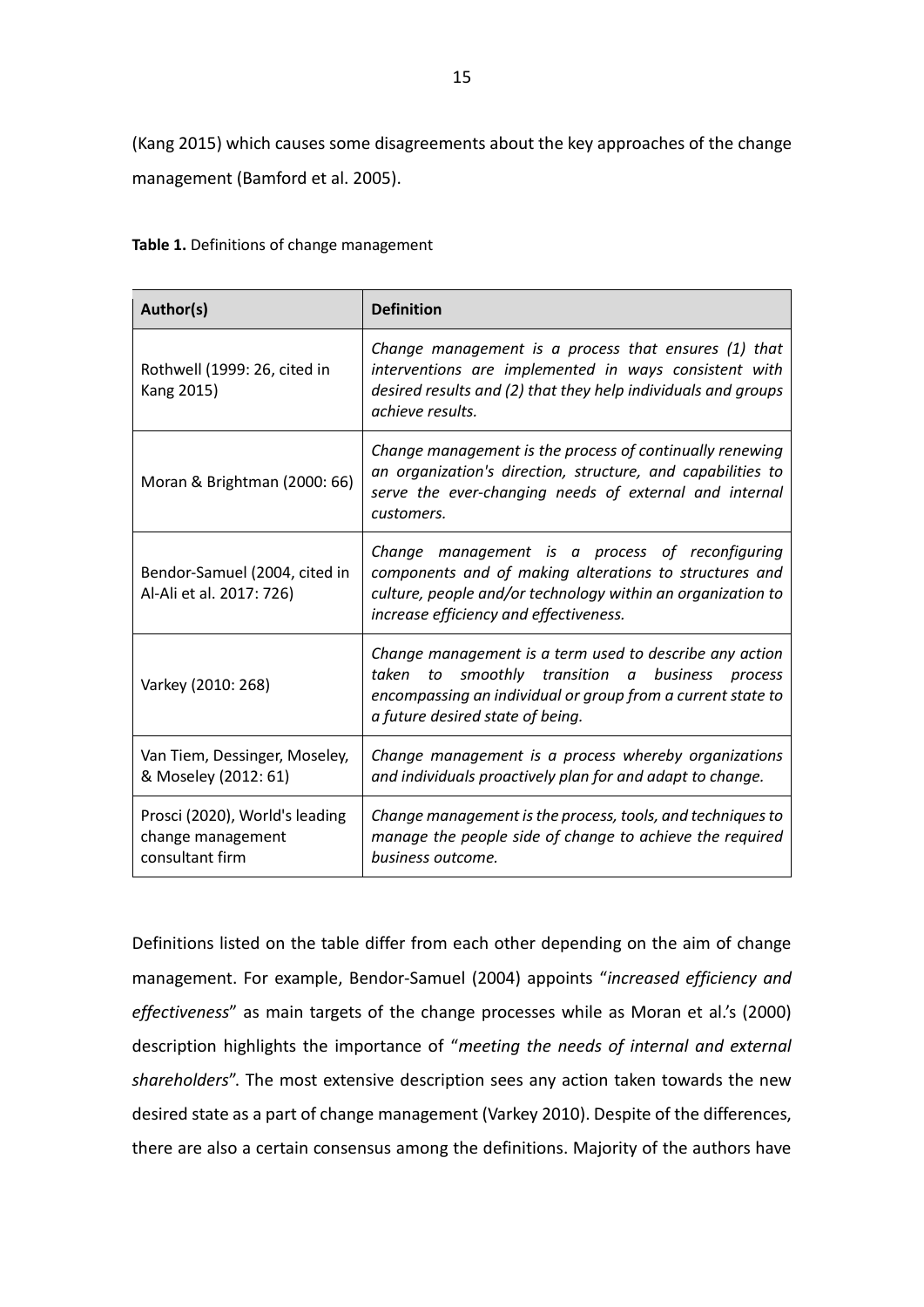(Kang 2015) which causes some disagreements about the key approaches of the change management (Bamford et al. 2005).

**Table 1.** Definitions of change management

| Author(s) | Definition |
|---|---|
| Rothwell (1999: 26, cited in Kang 2015) | *Change management is a process that ensures (1) that interventions are implemented in ways consistent with desired results and (2) that they help individuals and groups achieve results.* |
| Moran & Brightman (2000: 66) | *Change management is the process of continually renewing an organization's direction, structure, and capabilities to serve the ever-changing needs of external and internal customers.* |
| Bendor-Samuel (2004, cited in Al-Ali et al. 2017: 726) | *Change management is a process of reconfiguring components and of making alterations to structures and culture, people and/or technology within an organization to increase efficiency and effectiveness.* |
| Varkey (2010: 268) | *Change management is a term used to describe any action taken to smoothly transition a business process encompassing an individual or group from a current state to a future desired state of being.* |
| Van Tiem, Dessinger, Moseley, & Moseley (2012: 61) | *Change management is a process whereby organizations and individuals proactively plan for and adapt to change.* |
| Prosci (2020), World's leading change management consultant firm | *Change management is the process, tools, and techniques to manage the people side of change to achieve the required business outcome.* |

Definitions listed on the table differ from each other depending on the aim of change management. For example, Bendor-Samuel (2004) appoints "*increased efficiency and effectiveness*" as main targets of the change processes while as Moran et al.'s (2000) description highlights the importance of "*meeting the needs of internal and external shareholders*". The most extensive description sees any action taken towards the new desired state as a part of change management (Varkey 2010). Despite of the differences, there are also a certain consensus among the definitions. Majority of the authors have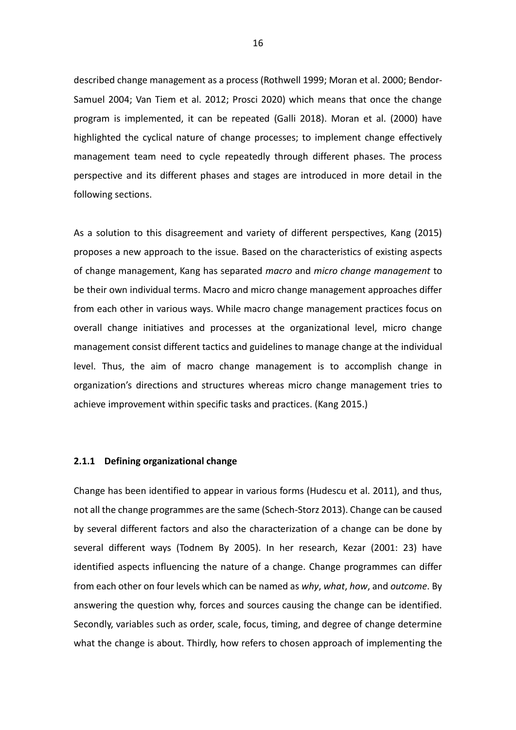described change management as a process (Rothwell 1999; Moran et al. 2000; Bendor-Samuel 2004; Van Tiem et al. 2012; Prosci 2020) which means that once the change program is implemented, it can be repeated (Galli 2018). Moran et al. (2000) have highlighted the cyclical nature of change processes; to implement change effectively management team need to cycle repeatedly through different phases. The process perspective and its different phases and stages are introduced in more detail in the following sections.

As a solution to this disagreement and variety of different perspectives, Kang (2015) proposes a new approach to the issue. Based on the characteristics of existing aspects of change management, Kang has separated *macro* and *micro change management* to be their own individual terms. Macro and micro change management approaches differ from each other in various ways. While macro change management practices focus on overall change initiatives and processes at the organizational level, micro change management consist different tactics and guidelines to manage change at the individual level. Thus, the aim of macro change management is to accomplish change in organization's directions and structures whereas micro change management tries to achieve improvement within specific tasks and practices. (Kang 2015.)

### 2.1.1 Defining organizational change

Change has been identified to appear in various forms (Hudescu et al. 2011), and thus, not all the change programmes are the same (Schech-Storz 2013). Change can be caused by several different factors and also the characterization of a change can be done by several different ways (Todnem By 2005). In her research, Kezar (2001: 23) have identified aspects influencing the nature of a change. Change programmes can differ from each other on four levels which can be named as *why*, *what*, *how*, and *outcome*. By answering the question why, forces and sources causing the change can be identified. Secondly, variables such as order, scale, focus, timing, and degree of change determine what the change is about. Thirdly, how refers to chosen approach of implementing the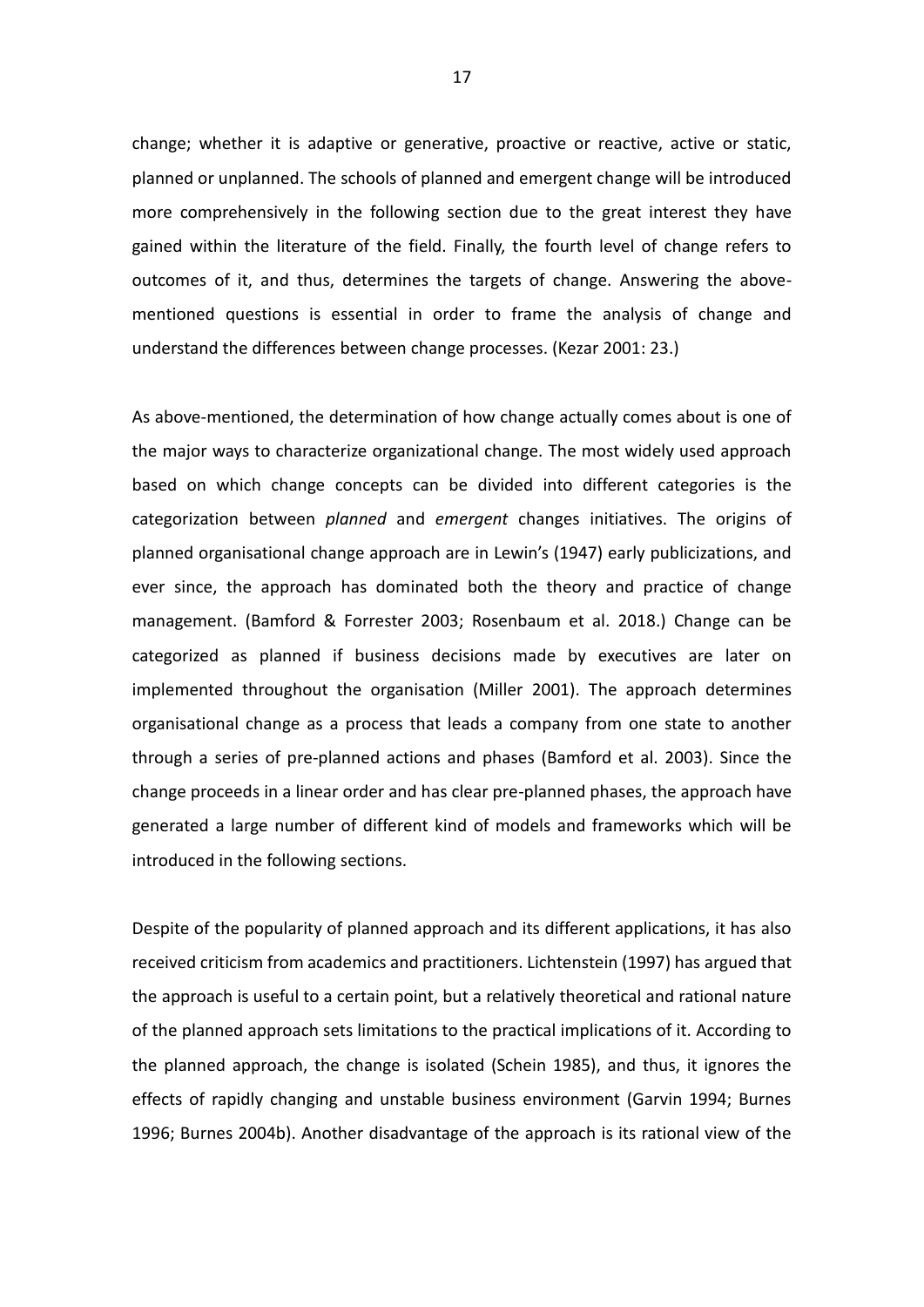change; whether it is adaptive or generative, proactive or reactive, active or static, planned or unplanned. The schools of planned and emergent change will be introduced more comprehensively in the following section due to the great interest they have gained within the literature of the field. Finally, the fourth level of change refers to outcomes of it, and thus, determines the targets of change. Answering the above-mentioned questions is essential in order to frame the analysis of change and understand the differences between change processes. (Kezar 2001: 23.)

As above-mentioned, the determination of how change actually comes about is one of the major ways to characterize organizational change. The most widely used approach based on which change concepts can be divided into different categories is the categorization between *planned* and *emergent* changes initiatives. The origins of planned organisational change approach are in Lewin's (1947) early publicizations, and ever since, the approach has dominated both the theory and practice of change management. (Bamford & Forrester 2003; Rosenbaum et al. 2018.) Change can be categorized as planned if business decisions made by executives are later on implemented throughout the organisation (Miller 2001). The approach determines organisational change as a process that leads a company from one state to another through a series of pre-planned actions and phases (Bamford et al. 2003). Since the change proceeds in a linear order and has clear pre-planned phases, the approach have generated a large number of different kind of models and frameworks which will be introduced in the following sections.

Despite of the popularity of planned approach and its different applications, it has also received criticism from academics and practitioners. Lichtenstein (1997) has argued that the approach is useful to a certain point, but a relatively theoretical and rational nature of the planned approach sets limitations to the practical implications of it. According to the planned approach, the change is isolated (Schein 1985), and thus, it ignores the effects of rapidly changing and unstable business environment (Garvin 1994; Burnes 1996; Burnes 2004b). Another disadvantage of the approach is its rational view of the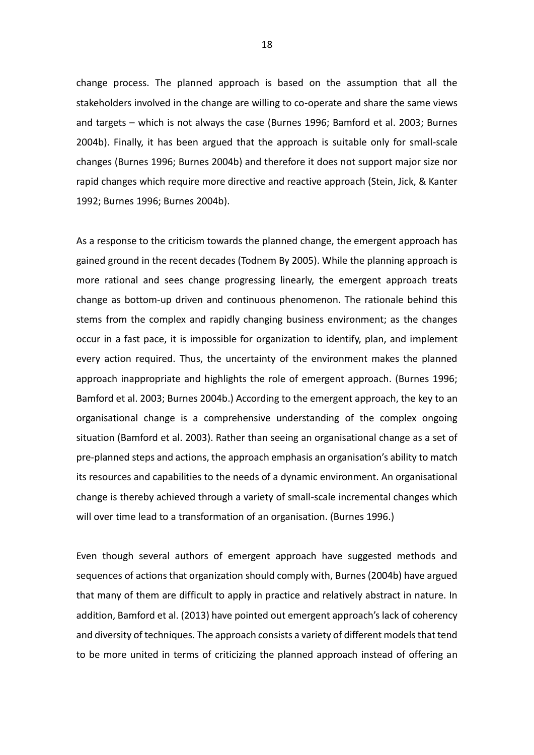change process. The planned approach is based on the assumption that all the stakeholders involved in the change are willing to co-operate and share the same views and targets – which is not always the case (Burnes 1996; Bamford et al. 2003; Burnes 2004b). Finally, it has been argued that the approach is suitable only for small-scale changes (Burnes 1996; Burnes 2004b) and therefore it does not support major size nor rapid changes which require more directive and reactive approach (Stein, Jick, & Kanter 1992; Burnes 1996; Burnes 2004b).

As a response to the criticism towards the planned change, the emergent approach has gained ground in the recent decades (Todnem By 2005). While the planning approach is more rational and sees change progressing linearly, the emergent approach treats change as bottom-up driven and continuous phenomenon. The rationale behind this stems from the complex and rapidly changing business environment; as the changes occur in a fast pace, it is impossible for organization to identify, plan, and implement every action required. Thus, the uncertainty of the environment makes the planned approach inappropriate and highlights the role of emergent approach. (Burnes 1996; Bamford et al. 2003; Burnes 2004b.) According to the emergent approach, the key to an organisational change is a comprehensive understanding of the complex ongoing situation (Bamford et al. 2003). Rather than seeing an organisational change as a set of pre-planned steps and actions, the approach emphasis an organisation's ability to match its resources and capabilities to the needs of a dynamic environment. An organisational change is thereby achieved through a variety of small-scale incremental changes which will over time lead to a transformation of an organisation. (Burnes 1996.)

Even though several authors of emergent approach have suggested methods and sequences of actions that organization should comply with, Burnes (2004b) have argued that many of them are difficult to apply in practice and relatively abstract in nature. In addition, Bamford et al. (2013) have pointed out emergent approach's lack of coherency and diversity of techniques. The approach consists a variety of different models that tend to be more united in terms of criticizing the planned approach instead of offering an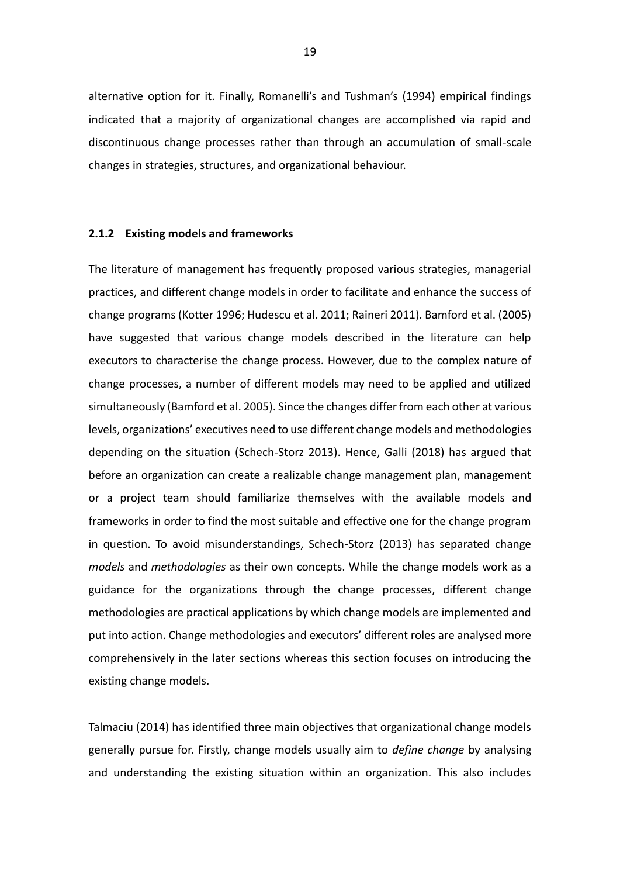alternative option for it. Finally, Romanelli's and Tushman's (1994) empirical findings indicated that a majority of organizational changes are accomplished via rapid and discontinuous change processes rather than through an accumulation of small-scale changes in strategies, structures, and organizational behaviour.

### 2.1.2 Existing models and frameworks

The literature of management has frequently proposed various strategies, managerial practices, and different change models in order to facilitate and enhance the success of change programs (Kotter 1996; Hudescu et al. 2011; Raineri 2011). Bamford et al. (2005) have suggested that various change models described in the literature can help executors to characterise the change process. However, due to the complex nature of change processes, a number of different models may need to be applied and utilized simultaneously (Bamford et al. 2005). Since the changes differ from each other at various levels, organizations' executives need to use different change models and methodologies depending on the situation (Schech-Storz 2013). Hence, Galli (2018) has argued that before an organization can create a realizable change management plan, management or a project team should familiarize themselves with the available models and frameworks in order to find the most suitable and effective one for the change program in question. To avoid misunderstandings, Schech-Storz (2013) has separated change *models* and *methodologies* as their own concepts. While the change models work as a guidance for the organizations through the change processes, different change methodologies are practical applications by which change models are implemented and put into action. Change methodologies and executors' different roles are analysed more comprehensively in the later sections whereas this section focuses on introducing the existing change models.

Talmaciu (2014) has identified three main objectives that organizational change models generally pursue for. Firstly, change models usually aim to *define change* by analysing and understanding the existing situation within an organization. This also includes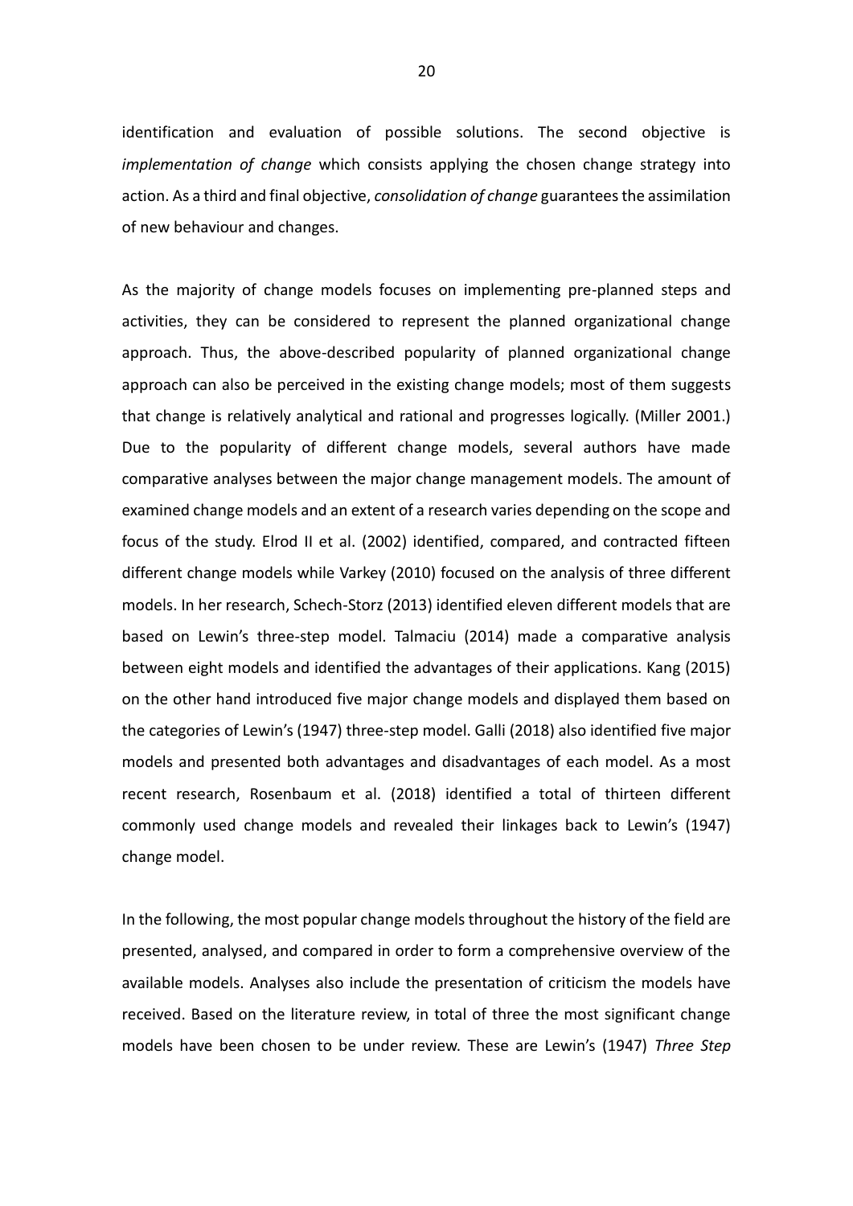identification and evaluation of possible solutions. The second objective is *implementation of change* which consists applying the chosen change strategy into action. As a third and final objective, *consolidation of change* guarantees the assimilation of new behaviour and changes.

As the majority of change models focuses on implementing pre-planned steps and activities, they can be considered to represent the planned organizational change approach. Thus, the above-described popularity of planned organizational change approach can also be perceived in the existing change models; most of them suggests that change is relatively analytical and rational and progresses logically. (Miller 2001.) Due to the popularity of different change models, several authors have made comparative analyses between the major change management models. The amount of examined change models and an extent of a research varies depending on the scope and focus of the study. Elrod II et al. (2002) identified, compared, and contracted fifteen different change models while Varkey (2010) focused on the analysis of three different models. In her research, Schech-Storz (2013) identified eleven different models that are based on Lewin's three-step model. Talmaciu (2014) made a comparative analysis between eight models and identified the advantages of their applications. Kang (2015) on the other hand introduced five major change models and displayed them based on the categories of Lewin's (1947) three-step model. Galli (2018) also identified five major models and presented both advantages and disadvantages of each model. As a most recent research, Rosenbaum et al. (2018) identified a total of thirteen different commonly used change models and revealed their linkages back to Lewin's (1947) change model.

In the following, the most popular change models throughout the history of the field are presented, analysed, and compared in order to form a comprehensive overview of the available models. Analyses also include the presentation of criticism the models have received. Based on the literature review, in total of three the most significant change models have been chosen to be under review. These are Lewin's (1947) *Three Step*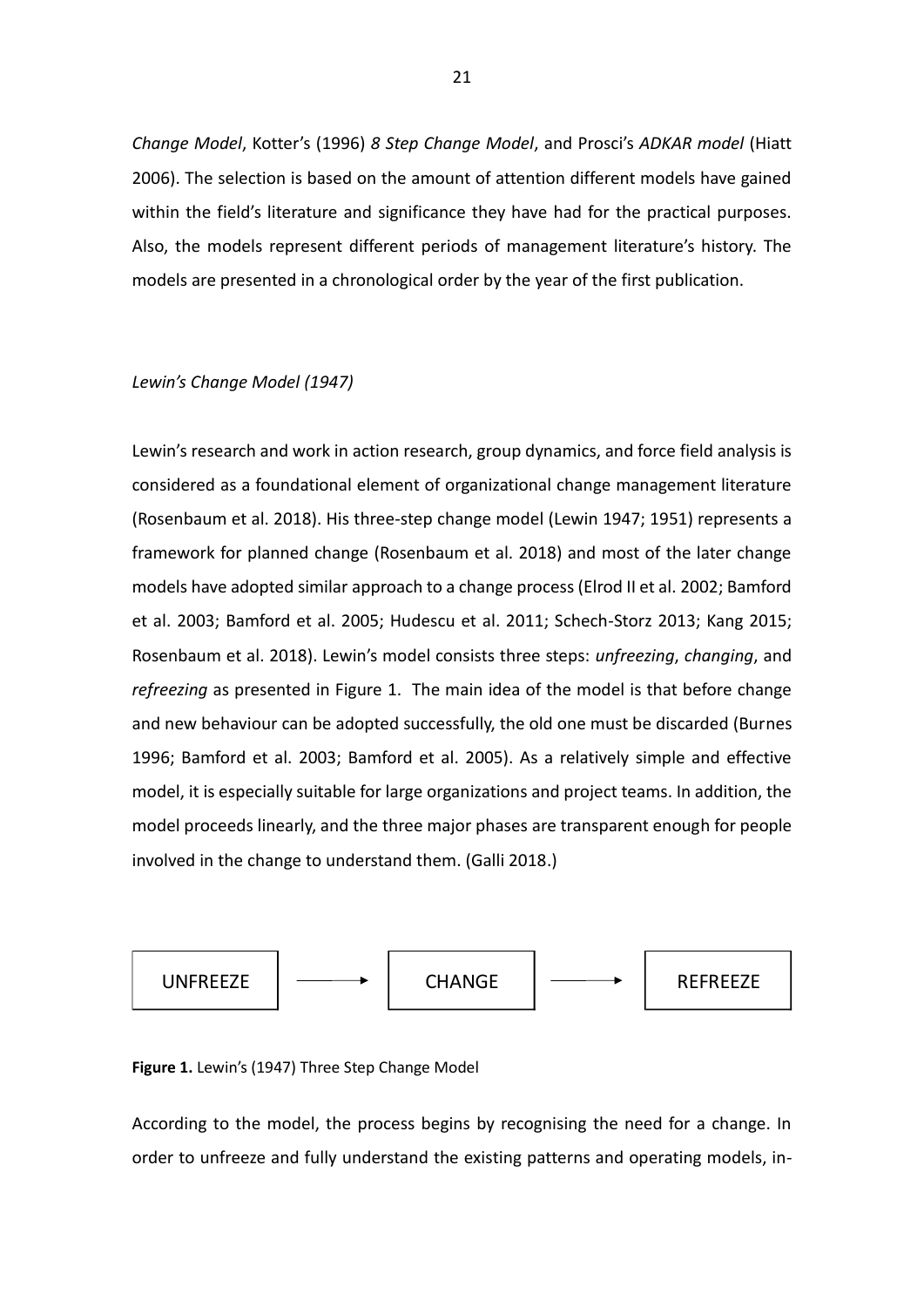*Change Model*, Kotter's (1996) *8 Step Change Model*, and Prosci's *ADKAR model* (Hiatt 2006). The selection is based on the amount of attention different models have gained within the field's literature and significance they have had for the practical purposes. Also, the models represent different periods of management literature's history. The models are presented in a chronological order by the year of the first publication.

*Lewin's Change Model (1947)*

Lewin's research and work in action research, group dynamics, and force field analysis is considered as a foundational element of organizational change management literature (Rosenbaum et al. 2018). His three-step change model (Lewin 1947; 1951) represents a framework for planned change (Rosenbaum et al. 2018) and most of the later change models have adopted similar approach to a change process (Elrod II et al. 2002; Bamford et al. 2003; Bamford et al. 2005; Hudescu et al. 2011; Schech-Storz 2013; Kang 2015; Rosenbaum et al. 2018). Lewin's model consists three steps: *unfreezing*, *changing*, and *refreezing* as presented in Figure 1. The main idea of the model is that before change and new behaviour can be adopted successfully, the old one must be discarded (Burnes 1996; Bamford et al. 2003; Bamford et al. 2005). As a relatively simple and effective model, it is especially suitable for large organizations and project teams. In addition, the model proceeds linearly, and the three major phases are transparent enough for people involved in the change to understand them. (Galli 2018.)

UNFREEZE ⟶ CHANGE ⟶ REFREEZE

**Figure 1.** Lewin's (1947) Three Step Change Model

According to the model, the process begins by recognising the need for a change. In order to unfreeze and fully understand the existing patterns and operating models, in-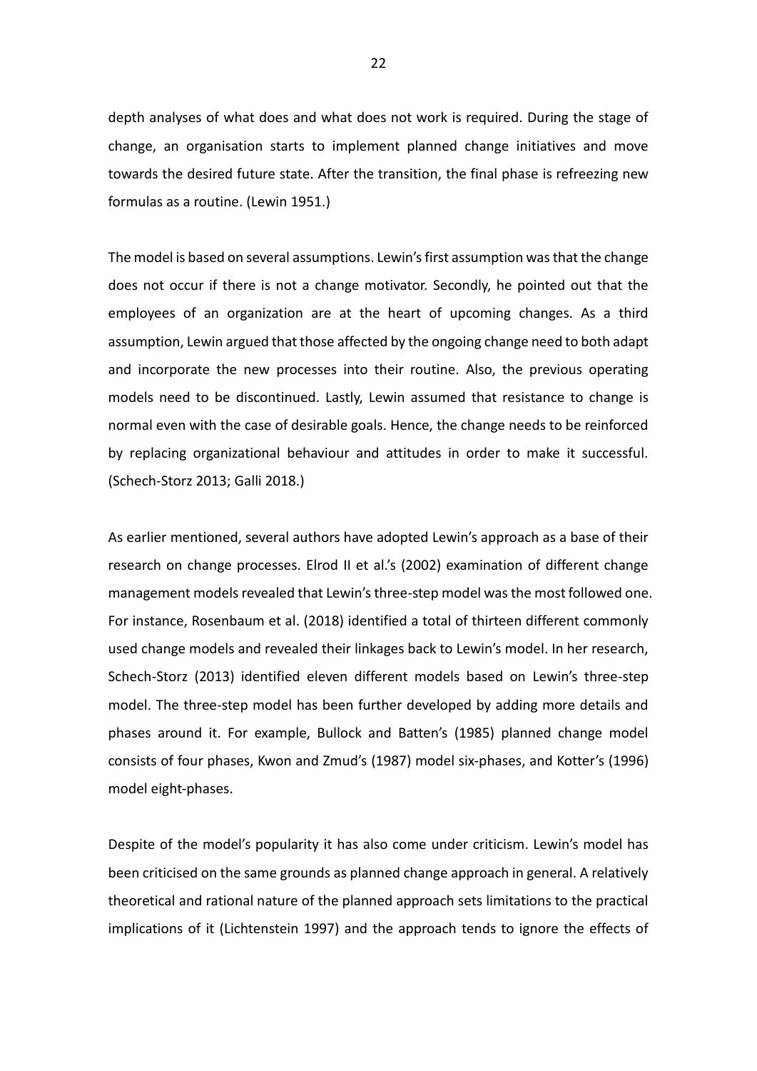depth analyses of what does and what does not work is required. During the stage of change, an organisation starts to implement planned change initiatives and move towards the desired future state. After the transition, the final phase is refreezing new formulas as a routine. (Lewin 1951.)

The model is based on several assumptions. Lewin's first assumption was that the change does not occur if there is not a change motivator. Secondly, he pointed out that the employees of an organization are at the heart of upcoming changes. As a third assumption, Lewin argued that those affected by the ongoing change need to both adapt and incorporate the new processes into their routine. Also, the previous operating models need to be discontinued. Lastly, Lewin assumed that resistance to change is normal even with the case of desirable goals. Hence, the change needs to be reinforced by replacing organizational behaviour and attitudes in order to make it successful. (Schech-Storz 2013; Galli 2018.)

As earlier mentioned, several authors have adopted Lewin's approach as a base of their research on change processes. Elrod II et al.'s (2002) examination of different change management models revealed that Lewin's three-step model was the most followed one. For instance, Rosenbaum et al. (2018) identified a total of thirteen different commonly used change models and revealed their linkages back to Lewin's model. In her research, Schech-Storz (2013) identified eleven different models based on Lewin's three-step model. The three-step model has been further developed by adding more details and phases around it. For example, Bullock and Batten's (1985) planned change model consists of four phases, Kwon and Zmud's (1987) model six-phases, and Kotter's (1996) model eight-phases.

Despite of the model's popularity it has also come under criticism. Lewin's model has been criticised on the same grounds as planned change approach in general. A relatively theoretical and rational nature of the planned approach sets limitations to the practical implications of it (Lichtenstein 1997) and the approach tends to ignore the effects of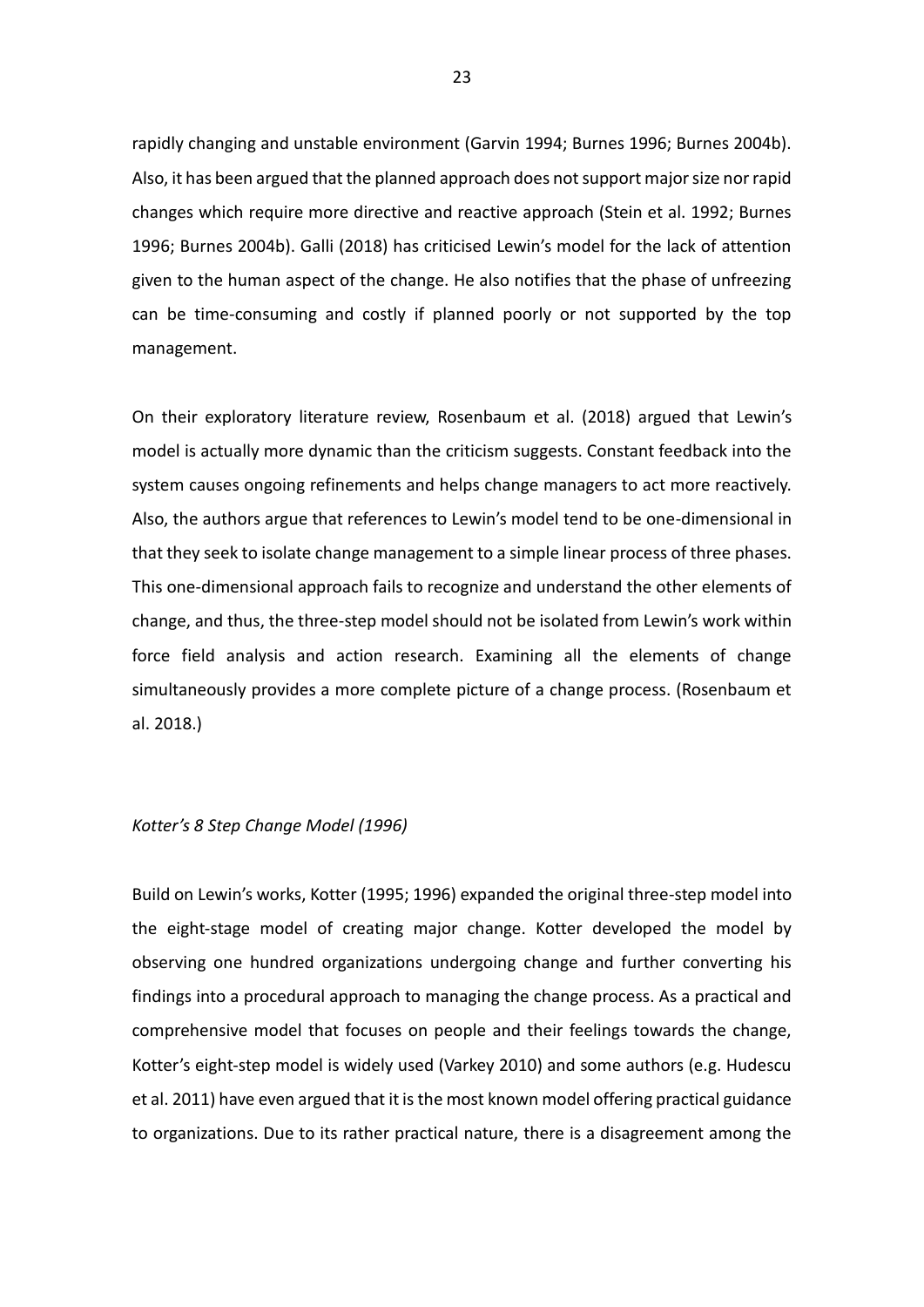rapidly changing and unstable environment (Garvin 1994; Burnes 1996; Burnes 2004b). Also, it has been argued that the planned approach does not support major size nor rapid changes which require more directive and reactive approach (Stein et al. 1992; Burnes 1996; Burnes 2004b). Galli (2018) has criticised Lewin's model for the lack of attention given to the human aspect of the change. He also notifies that the phase of unfreezing can be time-consuming and costly if planned poorly or not supported by the top management.

On their exploratory literature review, Rosenbaum et al. (2018) argued that Lewin's model is actually more dynamic than the criticism suggests. Constant feedback into the system causes ongoing refinements and helps change managers to act more reactively. Also, the authors argue that references to Lewin's model tend to be one-dimensional in that they seek to isolate change management to a simple linear process of three phases. This one-dimensional approach fails to recognize and understand the other elements of change, and thus, the three-step model should not be isolated from Lewin's work within force field analysis and action research. Examining all the elements of change simultaneously provides a more complete picture of a change process. (Rosenbaum et al. 2018.)

*Kotter's 8 Step Change Model (1996)*

Build on Lewin's works, Kotter (1995; 1996) expanded the original three-step model into the eight-stage model of creating major change. Kotter developed the model by observing one hundred organizations undergoing change and further converting his findings into a procedural approach to managing the change process. As a practical and comprehensive model that focuses on people and their feelings towards the change, Kotter's eight-step model is widely used (Varkey 2010) and some authors (e.g. Hudescu et al. 2011) have even argued that it is the most known model offering practical guidance to organizations. Due to its rather practical nature, there is a disagreement among the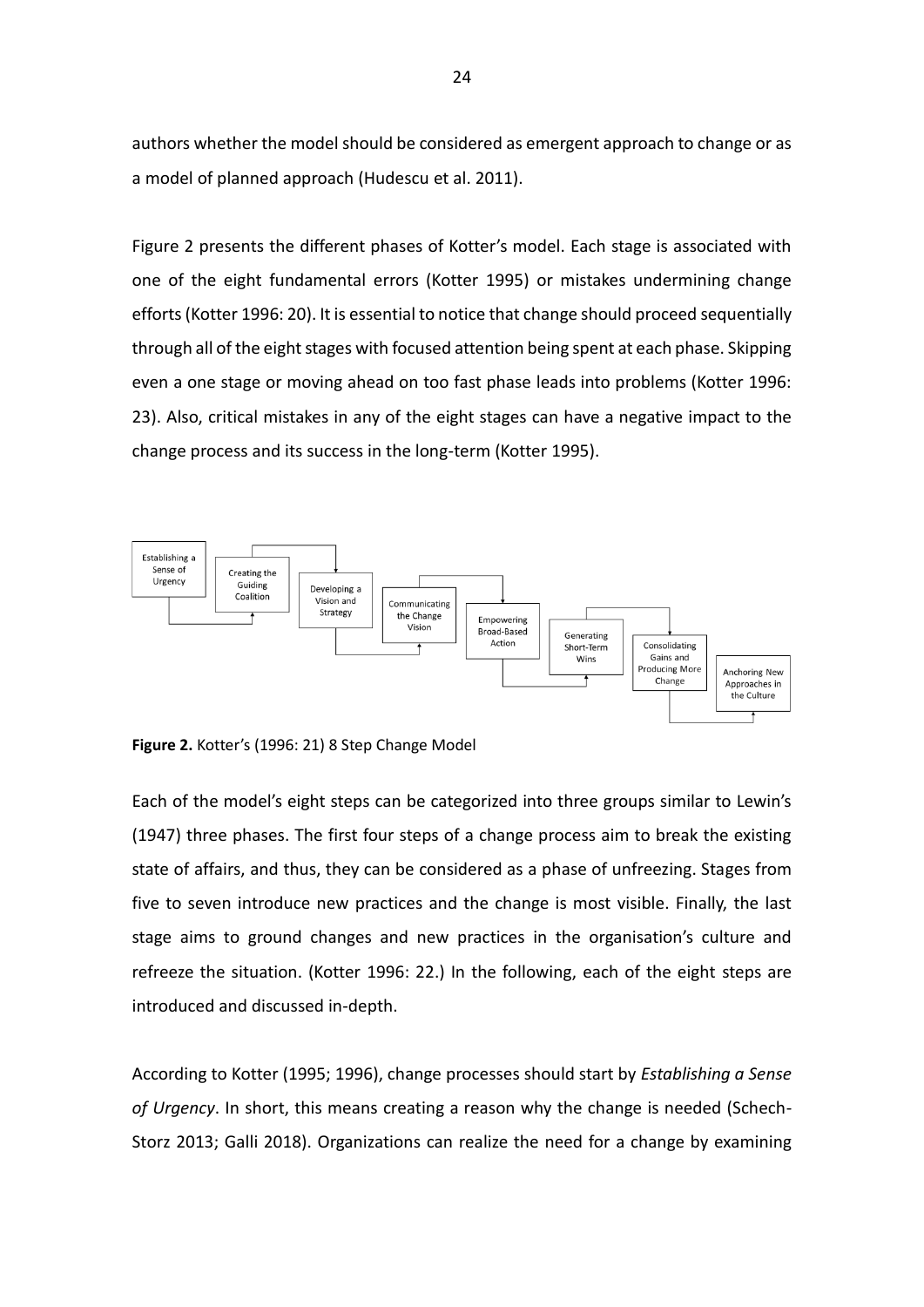authors whether the model should be considered as emergent approach to change or as a model of planned approach (Hudescu et al. 2011).

Figure 2 presents the different phases of Kotter's model. Each stage is associated with one of the eight fundamental errors (Kotter 1995) or mistakes undermining change efforts (Kotter 1996: 20). It is essential to notice that change should proceed sequentially through all of the eight stages with focused attention being spent at each phase. Skipping even a one stage or moving ahead on too fast phase leads into problems (Kotter 1996: 23). Also, critical mistakes in any of the eight stages can have a negative impact to the change process and its success in the long-term (Kotter 1995).

**Figure 2.** Kotter's (1996: 21) 8 Step Change Model

Each of the model's eight steps can be categorized into three groups similar to Lewin's (1947) three phases. The first four steps of a change process aim to break the existing state of affairs, and thus, they can be considered as a phase of unfreezing. Stages from five to seven introduce new practices and the change is most visible. Finally, the last stage aims to ground changes and new practices in the organisation's culture and refreeze the situation. (Kotter 1996: 22.) In the following, each of the eight steps are introduced and discussed in-depth.

According to Kotter (1995; 1996), change processes should start by *Establishing a Sense of Urgency*. In short, this means creating a reason why the change is needed (Schech-Storz 2013; Galli 2018). Organizations can realize the need for a change by examining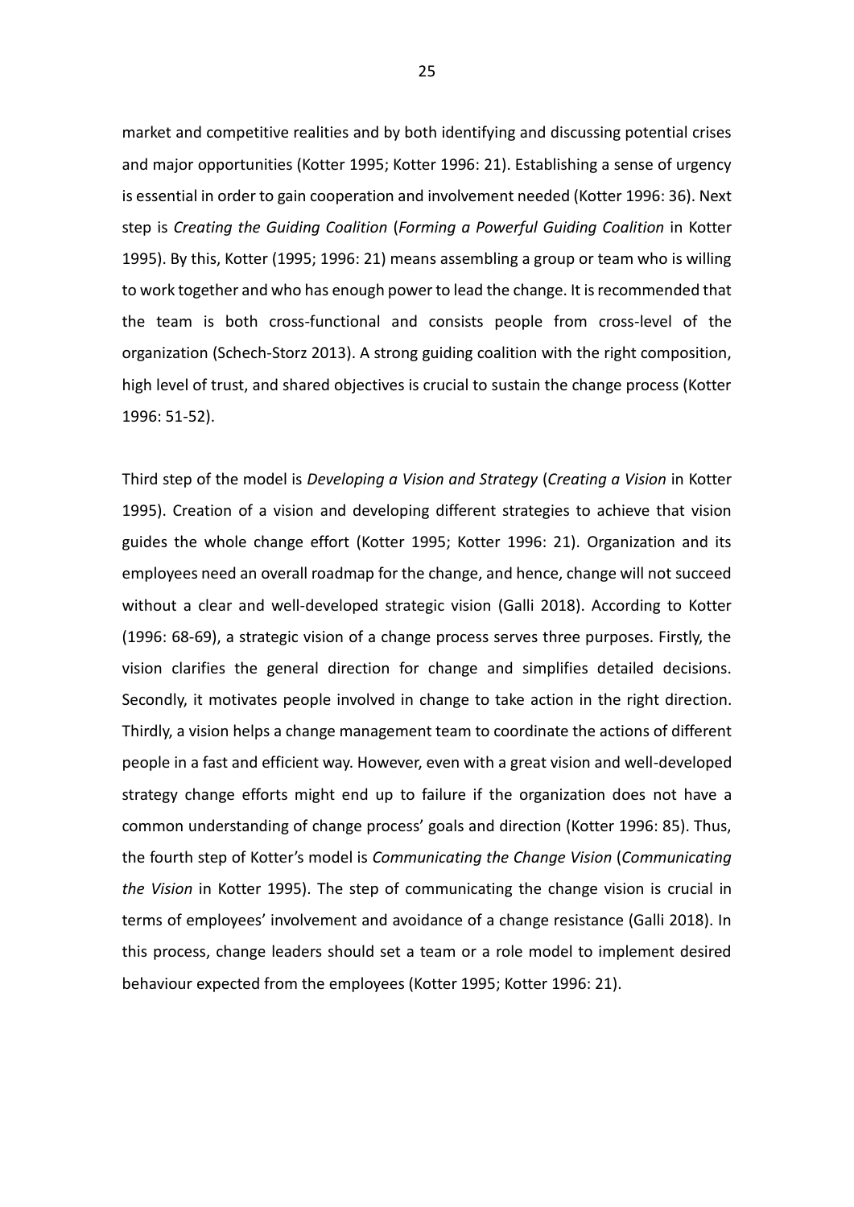market and competitive realities and by both identifying and discussing potential crises and major opportunities (Kotter 1995; Kotter 1996: 21). Establishing a sense of urgency is essential in order to gain cooperation and involvement needed (Kotter 1996: 36). Next step is *Creating the Guiding Coalition* (*Forming a Powerful Guiding Coalition* in Kotter 1995). By this, Kotter (1995; 1996: 21) means assembling a group or team who is willing to work together and who has enough power to lead the change. It is recommended that the team is both cross-functional and consists people from cross-level of the organization (Schech-Storz 2013). A strong guiding coalition with the right composition, high level of trust, and shared objectives is crucial to sustain the change process (Kotter 1996: 51-52).

Third step of the model is *Developing a Vision and Strategy* (*Creating a Vision* in Kotter 1995). Creation of a vision and developing different strategies to achieve that vision guides the whole change effort (Kotter 1995; Kotter 1996: 21). Organization and its employees need an overall roadmap for the change, and hence, change will not succeed without a clear and well-developed strategic vision (Galli 2018). According to Kotter (1996: 68-69), a strategic vision of a change process serves three purposes. Firstly, the vision clarifies the general direction for change and simplifies detailed decisions. Secondly, it motivates people involved in change to take action in the right direction. Thirdly, a vision helps a change management team to coordinate the actions of different people in a fast and efficient way. However, even with a great vision and well-developed strategy change efforts might end up to failure if the organization does not have a common understanding of change process' goals and direction (Kotter 1996: 85). Thus, the fourth step of Kotter's model is *Communicating the Change Vision* (*Communicating the Vision* in Kotter 1995). The step of communicating the change vision is crucial in terms of employees' involvement and avoidance of a change resistance (Galli 2018). In this process, change leaders should set a team or a role model to implement desired behaviour expected from the employees (Kotter 1995; Kotter 1996: 21).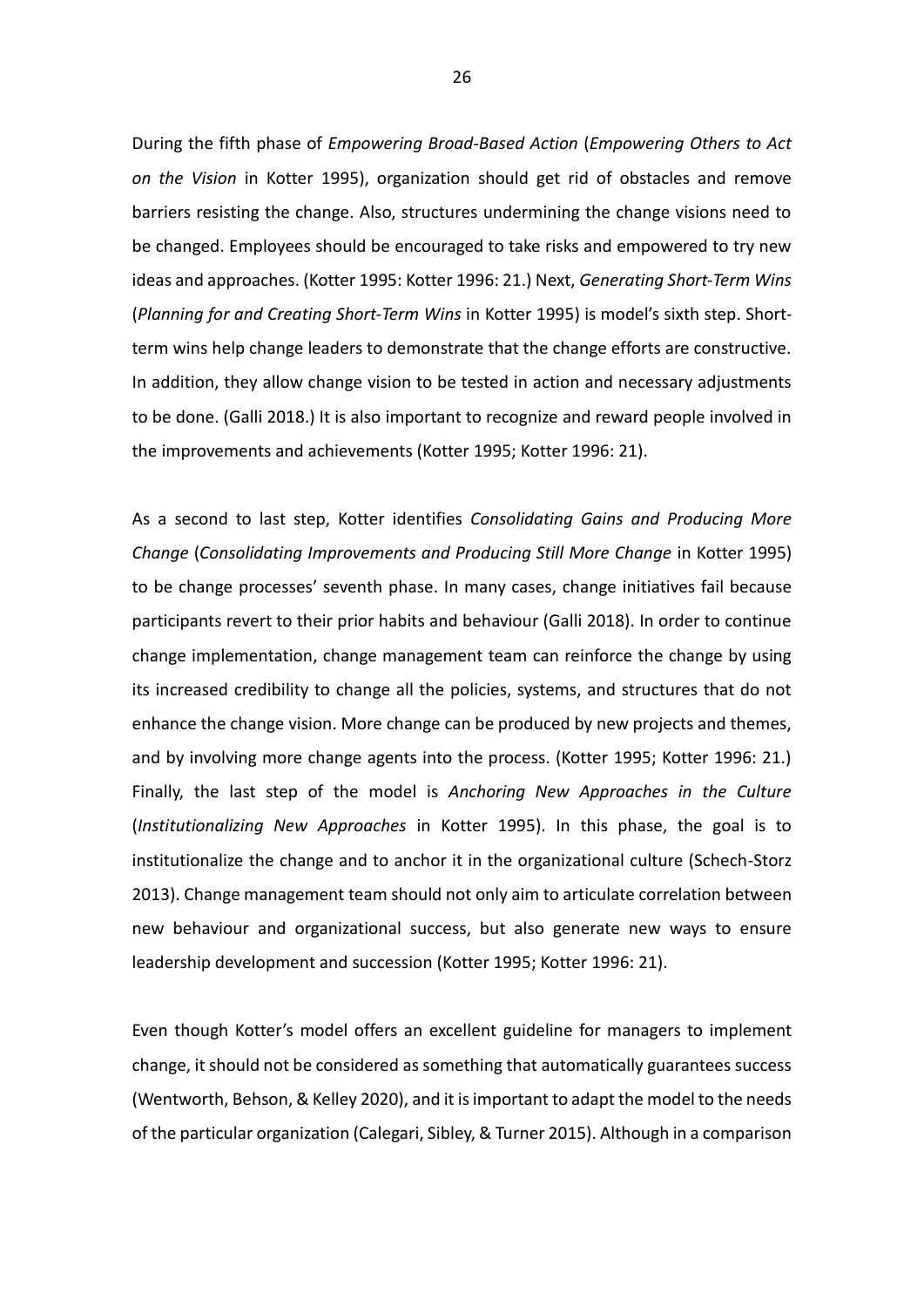During the fifth phase of *Empowering Broad-Based Action* (*Empowering Others to Act on the Vision* in Kotter 1995), organization should get rid of obstacles and remove barriers resisting the change. Also, structures undermining the change visions need to be changed. Employees should be encouraged to take risks and empowered to try new ideas and approaches. (Kotter 1995: Kotter 1996: 21.) Next, *Generating Short-Term Wins* (*Planning for and Creating Short-Term Wins* in Kotter 1995) is model's sixth step. Short-term wins help change leaders to demonstrate that the change efforts are constructive. In addition, they allow change vision to be tested in action and necessary adjustments to be done. (Galli 2018.) It is also important to recognize and reward people involved in the improvements and achievements (Kotter 1995; Kotter 1996: 21).

As a second to last step, Kotter identifies *Consolidating Gains and Producing More Change* (*Consolidating Improvements and Producing Still More Change* in Kotter 1995) to be change processes' seventh phase. In many cases, change initiatives fail because participants revert to their prior habits and behaviour (Galli 2018). In order to continue change implementation, change management team can reinforce the change by using its increased credibility to change all the policies, systems, and structures that do not enhance the change vision. More change can be produced by new projects and themes, and by involving more change agents into the process. (Kotter 1995; Kotter 1996: 21.) Finally, the last step of the model is *Anchoring New Approaches in the Culture* (*Institutionalizing New Approaches* in Kotter 1995). In this phase, the goal is to institutionalize the change and to anchor it in the organizational culture (Schech-Storz 2013). Change management team should not only aim to articulate correlation between new behaviour and organizational success, but also generate new ways to ensure leadership development and succession (Kotter 1995; Kotter 1996: 21).

Even though Kotter's model offers an excellent guideline for managers to implement change, it should not be considered as something that automatically guarantees success (Wentworth, Behson, & Kelley 2020), and it is important to adapt the model to the needs of the particular organization (Calegari, Sibley, & Turner 2015). Although in a comparison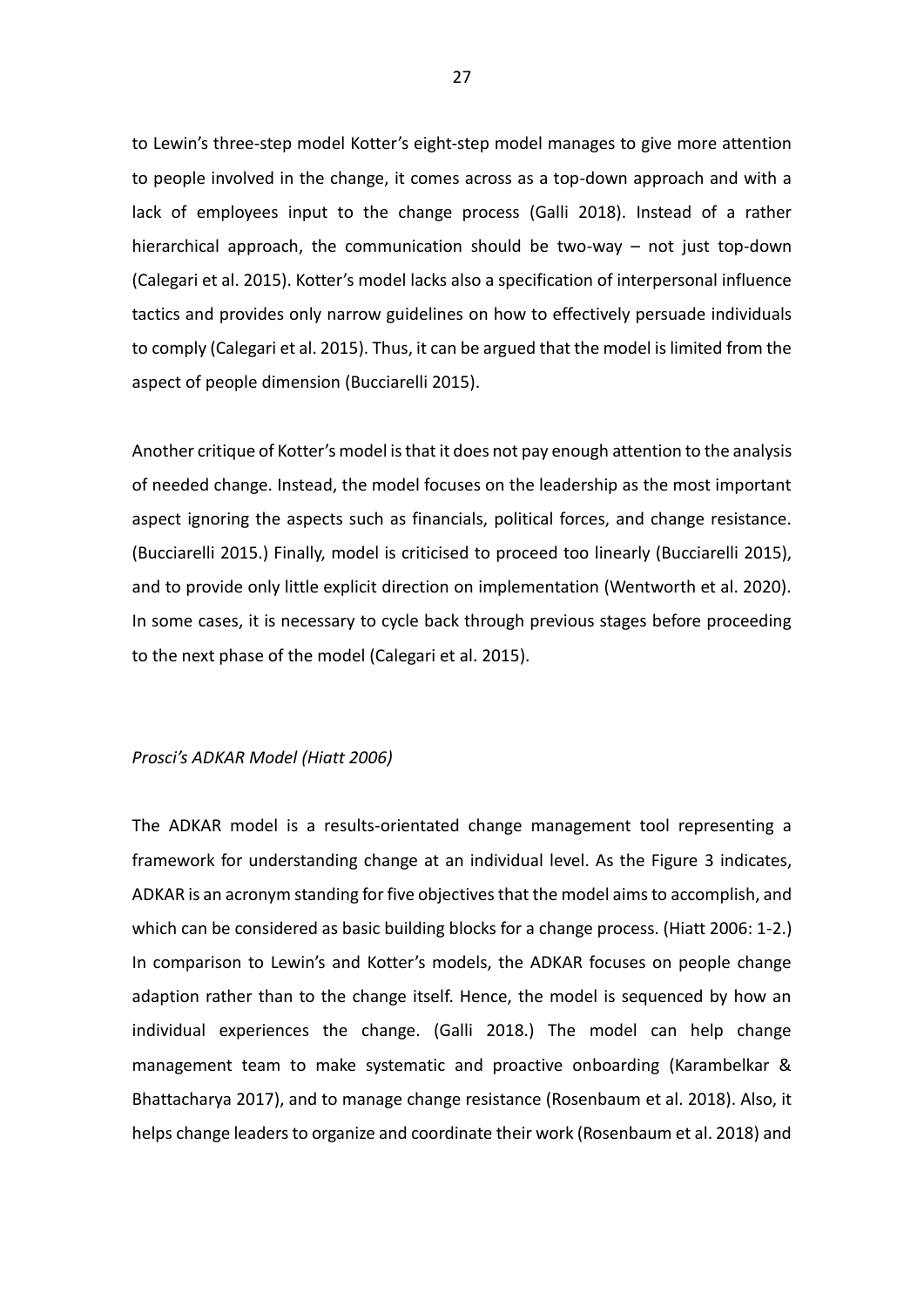to Lewin's three-step model Kotter's eight-step model manages to give more attention to people involved in the change, it comes across as a top-down approach and with a lack of employees input to the change process (Galli 2018). Instead of a rather hierarchical approach, the communication should be two-way – not just top-down (Calegari et al. 2015). Kotter's model lacks also a specification of interpersonal influence tactics and provides only narrow guidelines on how to effectively persuade individuals to comply (Calegari et al. 2015). Thus, it can be argued that the model is limited from the aspect of people dimension (Bucciarelli 2015).

Another critique of Kotter's model is that it does not pay enough attention to the analysis of needed change. Instead, the model focuses on the leadership as the most important aspect ignoring the aspects such as financials, political forces, and change resistance. (Bucciarelli 2015.) Finally, model is criticised to proceed too linearly (Bucciarelli 2015), and to provide only little explicit direction on implementation (Wentworth et al. 2020). In some cases, it is necessary to cycle back through previous stages before proceeding to the next phase of the model (Calegari et al. 2015).

*Prosci's ADKAR Model (Hiatt 2006)*

The ADKAR model is a results-orientated change management tool representing a framework for understanding change at an individual level. As the Figure 3 indicates, ADKAR is an acronym standing for five objectives that the model aims to accomplish, and which can be considered as basic building blocks for a change process. (Hiatt 2006: 1-2.) In comparison to Lewin's and Kotter's models, the ADKAR focuses on people change adaption rather than to the change itself. Hence, the model is sequenced by how an individual experiences the change. (Galli 2018.) The model can help change management team to make systematic and proactive onboarding (Karambelkar & Bhattacharya 2017), and to manage change resistance (Rosenbaum et al. 2018). Also, it helps change leaders to organize and coordinate their work (Rosenbaum et al. 2018) and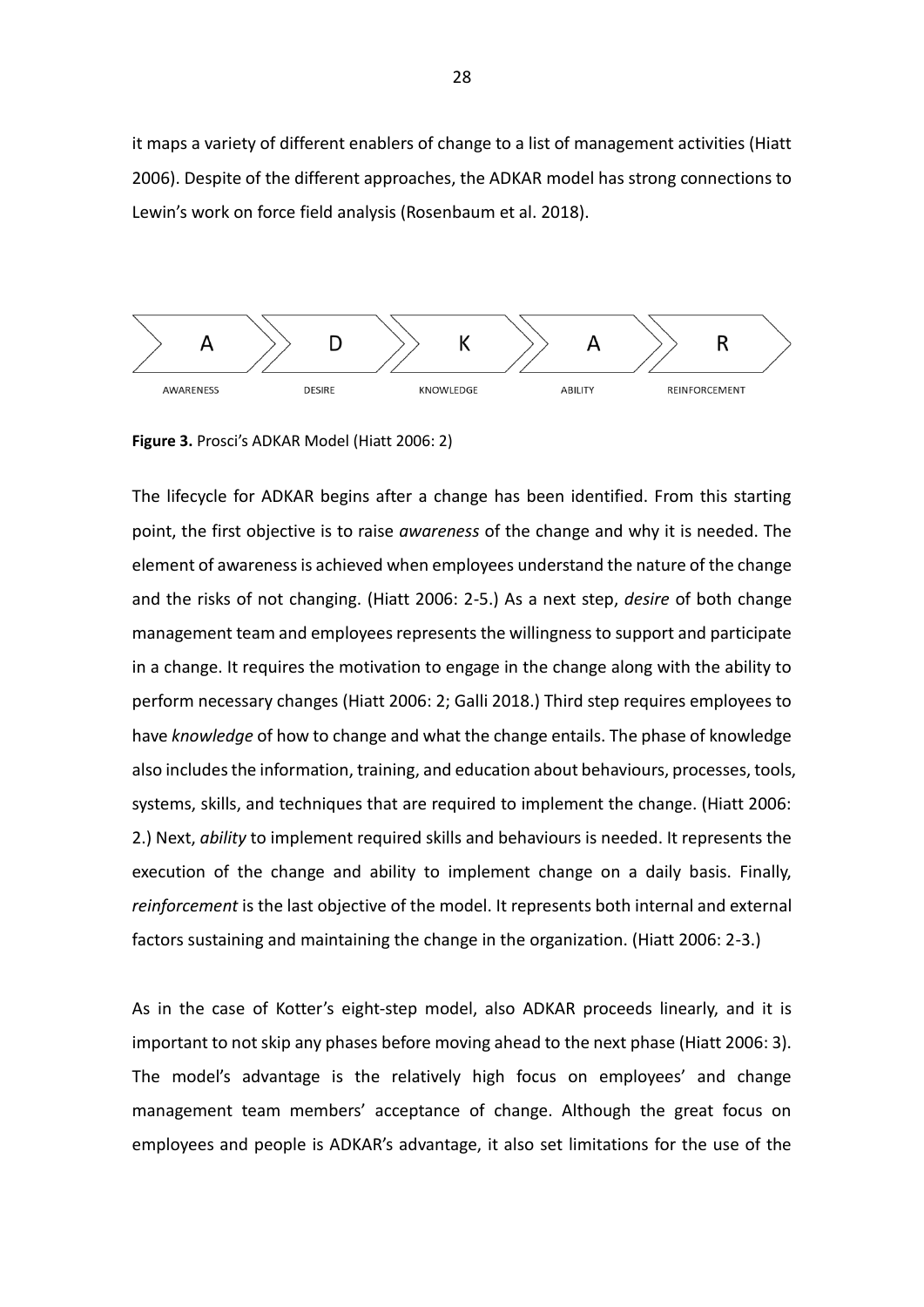it maps a variety of different enablers of change to a list of management activities (Hiatt 2006). Despite of the different approaches, the ADKAR model has strong connections to Lewin's work on force field analysis (Rosenbaum et al. 2018).

| A | D | K | A | R |
| --- | --- | --- | --- | --- |
| AWARENESS | DESIRE | KNOWLEDGE | ABILITY | REINFORCEMENT |

**Figure 3.** Prosci's ADKAR Model (Hiatt 2006: 2)

The lifecycle for ADKAR begins after a change has been identified. From this starting point, the first objective is to raise *awareness* of the change and why it is needed. The element of awareness is achieved when employees understand the nature of the change and the risks of not changing. (Hiatt 2006: 2-5.) As a next step, *desire* of both change management team and employees represents the willingness to support and participate in a change. It requires the motivation to engage in the change along with the ability to perform necessary changes (Hiatt 2006: 2; Galli 2018.) Third step requires employees to have *knowledge* of how to change and what the change entails. The phase of knowledge also includes the information, training, and education about behaviours, processes, tools, systems, skills, and techniques that are required to implement the change. (Hiatt 2006: 2.) Next, *ability* to implement required skills and behaviours is needed. It represents the execution of the change and ability to implement change on a daily basis. Finally, *reinforcement* is the last objective of the model. It represents both internal and external factors sustaining and maintaining the change in the organization. (Hiatt 2006: 2-3.)

As in the case of Kotter's eight-step model, also ADKAR proceeds linearly, and it is important to not skip any phases before moving ahead to the next phase (Hiatt 2006: 3). The model's advantage is the relatively high focus on employees' and change management team members' acceptance of change. Although the great focus on employees and people is ADKAR's advantage, it also set limitations for the use of the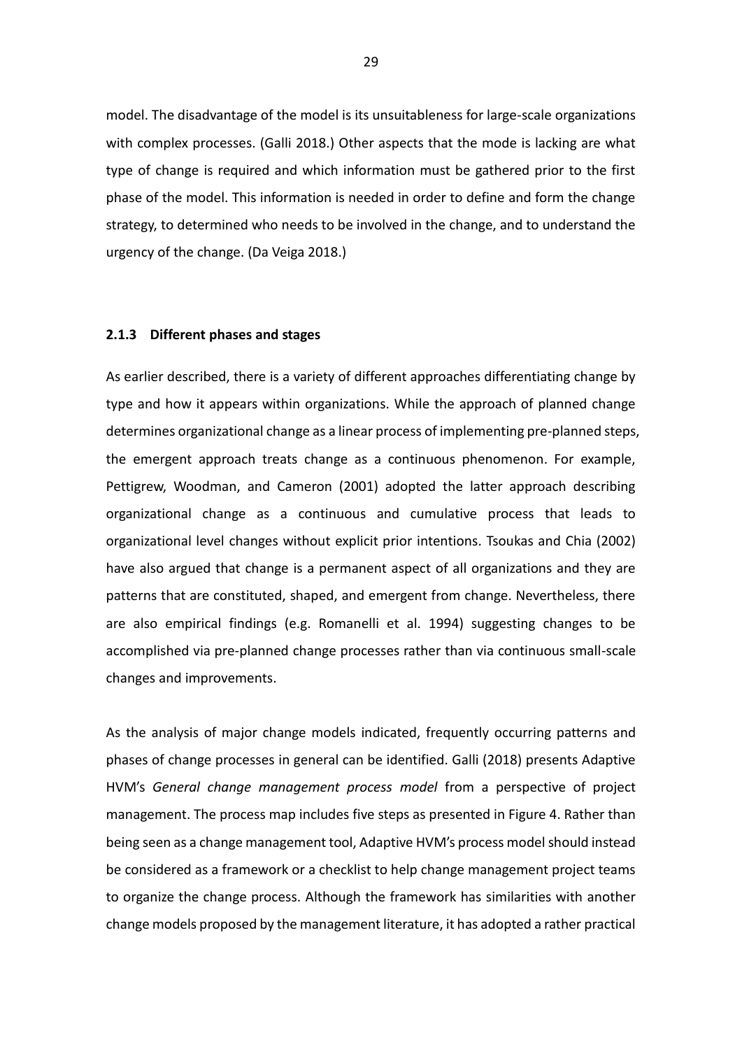model. The disadvantage of the model is its unsuitableness for large-scale organizations with complex processes. (Galli 2018.) Other aspects that the mode is lacking are what type of change is required and which information must be gathered prior to the first phase of the model. This information is needed in order to define and form the change strategy, to determined who needs to be involved in the change, and to understand the urgency of the change. (Da Veiga 2018.)

### 2.1.3 Different phases and stages

As earlier described, there is a variety of different approaches differentiating change by type and how it appears within organizations. While the approach of planned change determines organizational change as a linear process of implementing pre-planned steps, the emergent approach treats change as a continuous phenomenon. For example, Pettigrew, Woodman, and Cameron (2001) adopted the latter approach describing organizational change as a continuous and cumulative process that leads to organizational level changes without explicit prior intentions. Tsoukas and Chia (2002) have also argued that change is a permanent aspect of all organizations and they are patterns that are constituted, shaped, and emergent from change. Nevertheless, there are also empirical findings (e.g. Romanelli et al. 1994) suggesting changes to be accomplished via pre-planned change processes rather than via continuous small-scale changes and improvements.

As the analysis of major change models indicated, frequently occurring patterns and phases of change processes in general can be identified. Galli (2018) presents Adaptive HVM's *General change management process model* from a perspective of project management. The process map includes five steps as presented in Figure 4. Rather than being seen as a change management tool, Adaptive HVM's process model should instead be considered as a framework or a checklist to help change management project teams to organize the change process. Although the framework has similarities with another change models proposed by the management literature, it has adopted a rather practical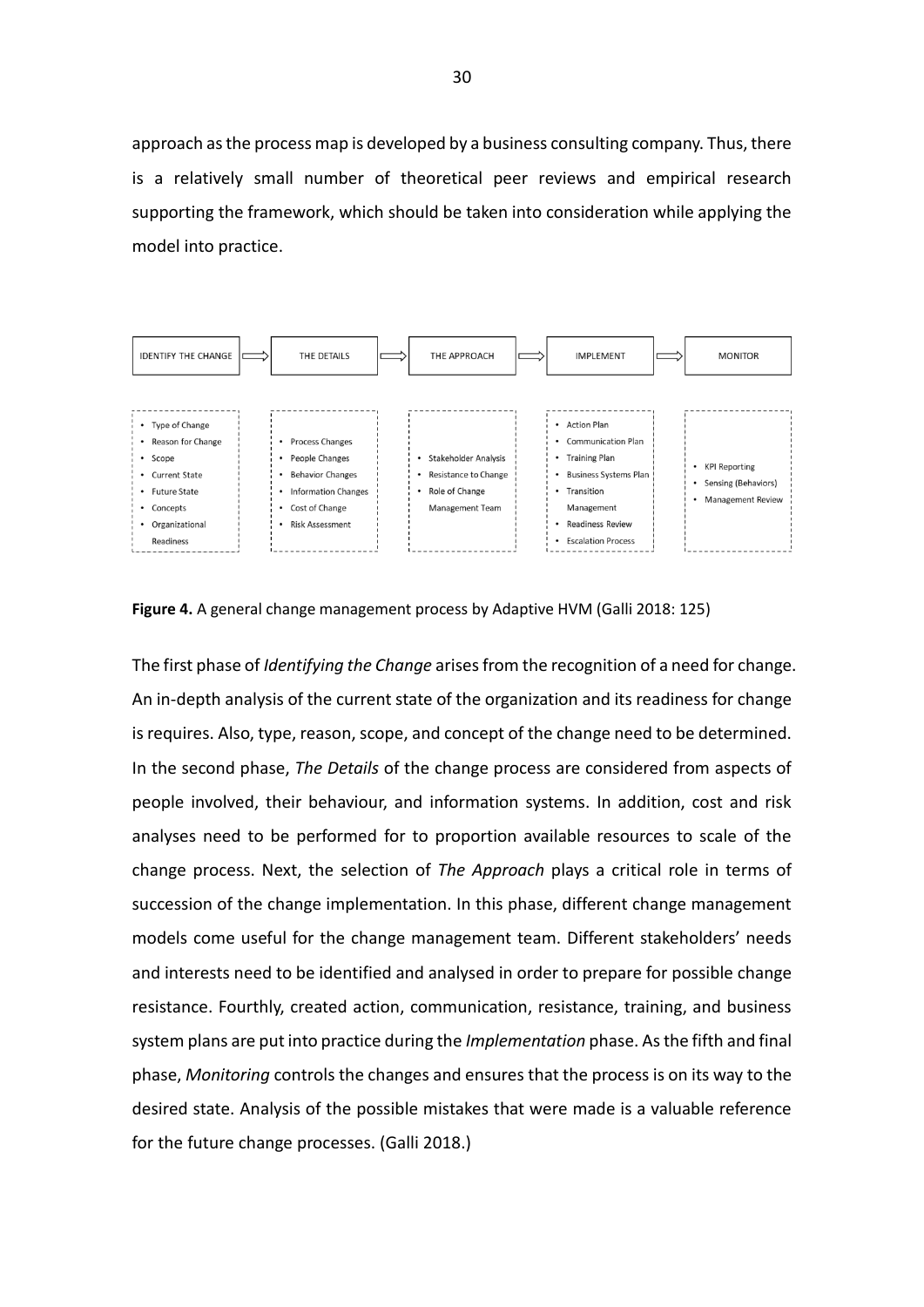approach as the process map is developed by a business consulting company. Thus, there is a relatively small number of theoretical peer reviews and empirical research supporting the framework, which should be taken into consideration while applying the model into practice.

| IDENTIFY THE CHANGE | THE DETAILS | THE APPROACH | IMPLEMENT | MONITOR |
|---|---|---|---|---|
| • Type of Change<br>• Reason for Change<br>• Scope<br>• Current State<br>• Future State<br>• Concepts<br>• Organizational Readiness | • Process Changes<br>• People Changes<br>• Behavior Changes<br>• Information Changes<br>• Cost of Change<br>• Risk Assessment | • Stakeholder Analysis<br>• Resistance to Change<br>• Role of Change Management Team | • Action Plan<br>• Communication Plan<br>• Training Plan<br>• Business Systems Plan<br>• Transition Management<br>• Readiness Review<br>• Escalation Process | • KPI Reporting<br>• Sensing (Behaviors)<br>• Management Review |

**Figure 4.** A general change management process by Adaptive HVM (Galli 2018: 125)

The first phase of *Identifying the Change* arises from the recognition of a need for change. An in-depth analysis of the current state of the organization and its readiness for change is requires. Also, type, reason, scope, and concept of the change need to be determined. In the second phase, *The Details* of the change process are considered from aspects of people involved, their behaviour, and information systems. In addition, cost and risk analyses need to be performed for to proportion available resources to scale of the change process. Next, the selection of *The Approach* plays a critical role in terms of succession of the change implementation. In this phase, different change management models come useful for the change management team. Different stakeholders' needs and interests need to be identified and analysed in order to prepare for possible change resistance. Fourthly, created action, communication, resistance, training, and business system plans are put into practice during the *Implementation* phase. As the fifth and final phase, *Monitoring* controls the changes and ensures that the process is on its way to the desired state. Analysis of the possible mistakes that were made is a valuable reference for the future change processes. (Galli 2018.)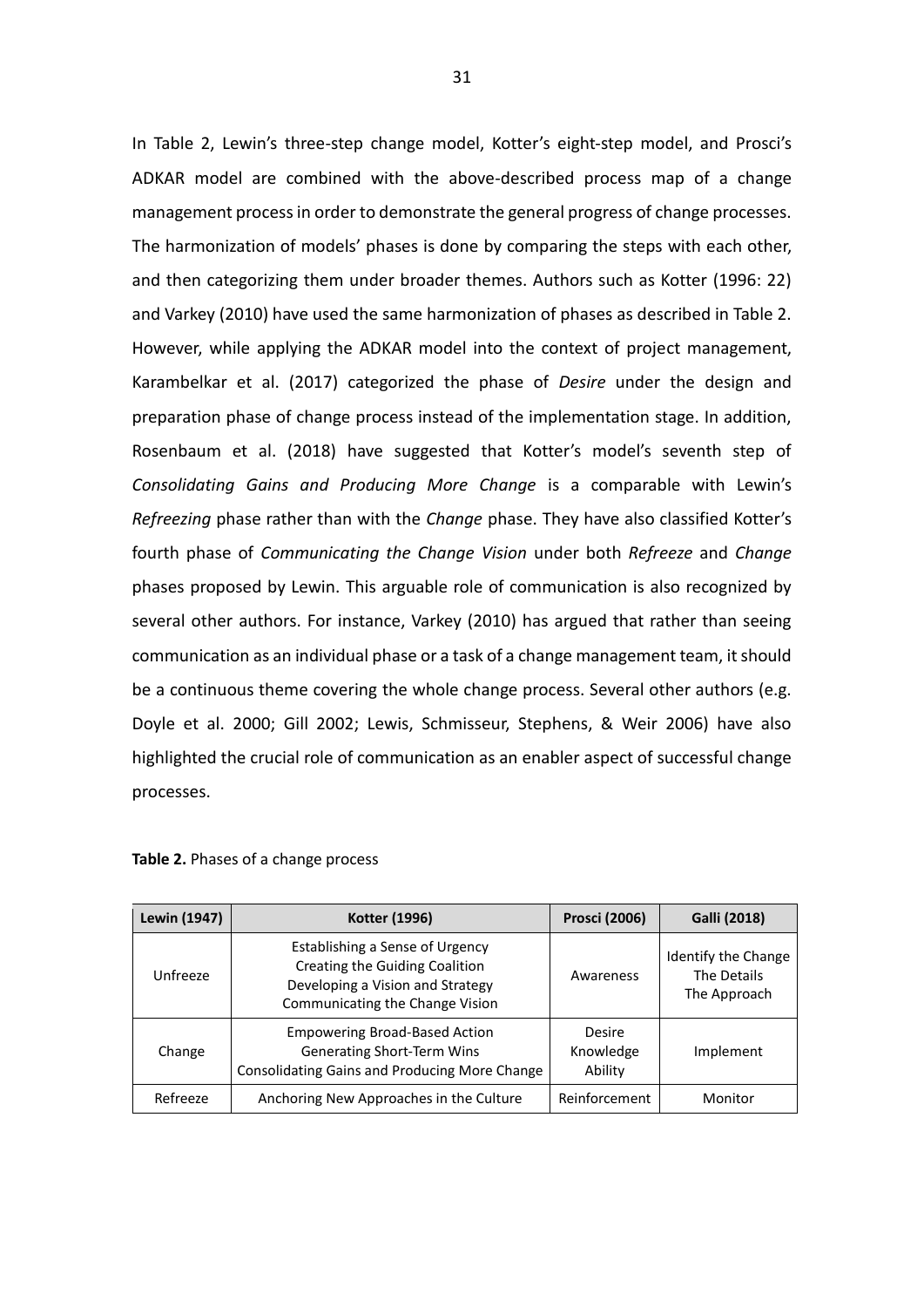In Table 2, Lewin's three-step change model, Kotter's eight-step model, and Prosci's ADKAR model are combined with the above-described process map of a change management process in order to demonstrate the general progress of change processes. The harmonization of models' phases is done by comparing the steps with each other, and then categorizing them under broader themes. Authors such as Kotter (1996: 22) and Varkey (2010) have used the same harmonization of phases as described in Table 2. However, while applying the ADKAR model into the context of project management, Karambelkar et al. (2017) categorized the phase of *Desire* under the design and preparation phase of change process instead of the implementation stage. In addition, Rosenbaum et al. (2018) have suggested that Kotter's model's seventh step of *Consolidating Gains and Producing More Change* is a comparable with Lewin's *Refreezing* phase rather than with the *Change* phase. They have also classified Kotter's fourth phase of *Communicating the Change Vision* under both *Refreeze* and *Change* phases proposed by Lewin. This arguable role of communication is also recognized by several other authors. For instance, Varkey (2010) has argued that rather than seeing communication as an individual phase or a task of a change management team, it should be a continuous theme covering the whole change process. Several other authors (e.g. Doyle et al. 2000; Gill 2002; Lewis, Schmisseur, Stephens, & Weir 2006) have also highlighted the crucial role of communication as an enabler aspect of successful change processes.

**Table 2.** Phases of a change process

| Lewin (1947) | Kotter (1996) | Prosci (2006) | Galli (2018) |
|---|---|---|---|
| Unfreeze | Establishing a Sense of Urgency<br>Creating the Guiding Coalition<br>Developing a Vision and Strategy<br>Communicating the Change Vision | Awareness | Identify the Change<br>The Details<br>The Approach |
| Change | Empowering Broad-Based Action<br>Generating Short-Term Wins<br>Consolidating Gains and Producing More Change | Desire<br>Knowledge<br>Ability | Implement |
| Refreeze | Anchoring New Approaches in the Culture | Reinforcement | Monitor |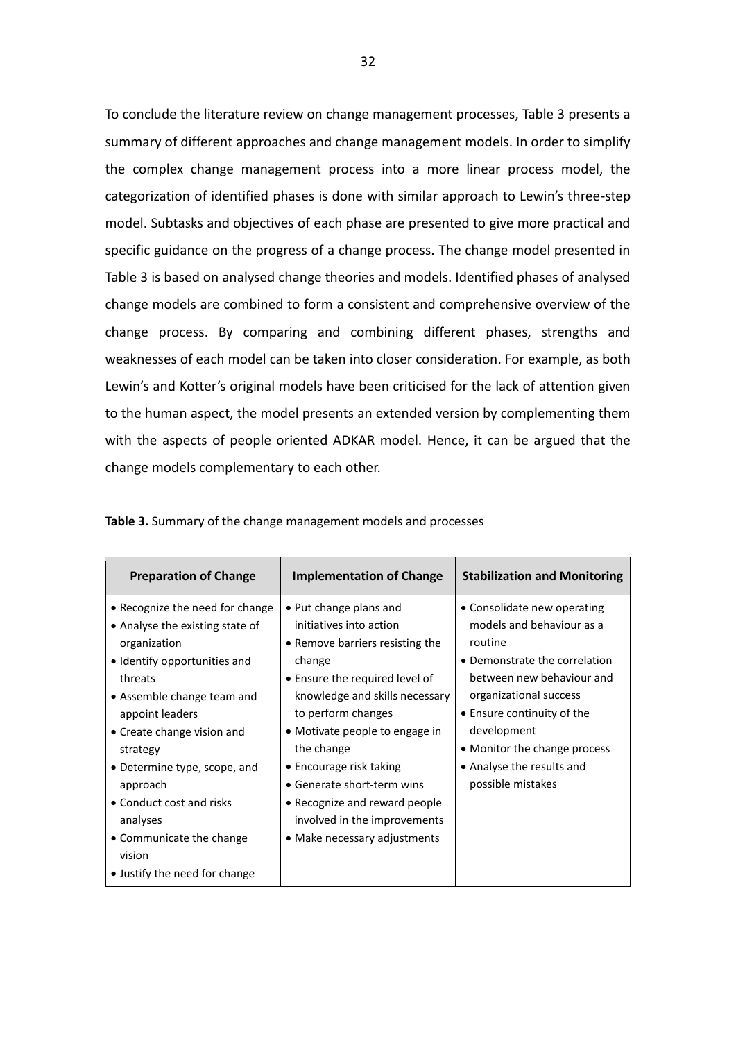To conclude the literature review on change management processes, Table 3 presents a summary of different approaches and change management models. In order to simplify the complex change management process into a more linear process model, the categorization of identified phases is done with similar approach to Lewin's three-step model. Subtasks and objectives of each phase are presented to give more practical and specific guidance on the progress of a change process. The change model presented in Table 3 is based on analysed change theories and models. Identified phases of analysed change models are combined to form a consistent and comprehensive overview of the change process. By comparing and combining different phases, strengths and weaknesses of each model can be taken into closer consideration. For example, as both Lewin's and Kotter's original models have been criticised for the lack of attention given to the human aspect, the model presents an extended version by complementing them with the aspects of people oriented ADKAR model. Hence, it can be argued that the change models complementary to each other.

**Table 3.** Summary of the change management models and processes

| Preparation of Change | Implementation of Change | Stabilization and Monitoring |
|---|---|---|
| • Recognize the need for change<br>• Analyse the existing state of organization<br>• Identify opportunities and threats<br>• Assemble change team and appoint leaders<br>• Create change vision and strategy<br>• Determine type, scope, and approach<br>• Conduct cost and risks analyses<br>• Communicate the change vision<br>• Justify the need for change | • Put change plans and initiatives into action<br>• Remove barriers resisting the change<br>• Ensure the required level of knowledge and skills necessary to perform changes<br>• Motivate people to engage in the change<br>• Encourage risk taking<br>• Generate short-term wins<br>• Recognize and reward people involved in the improvements<br>• Make necessary adjustments | • Consolidate new operating models and behaviour as a routine<br>• Demonstrate the correlation between new behaviour and organizational success<br>• Ensure continuity of the development<br>• Monitor the change process<br>• Analyse the results and possible mistakes |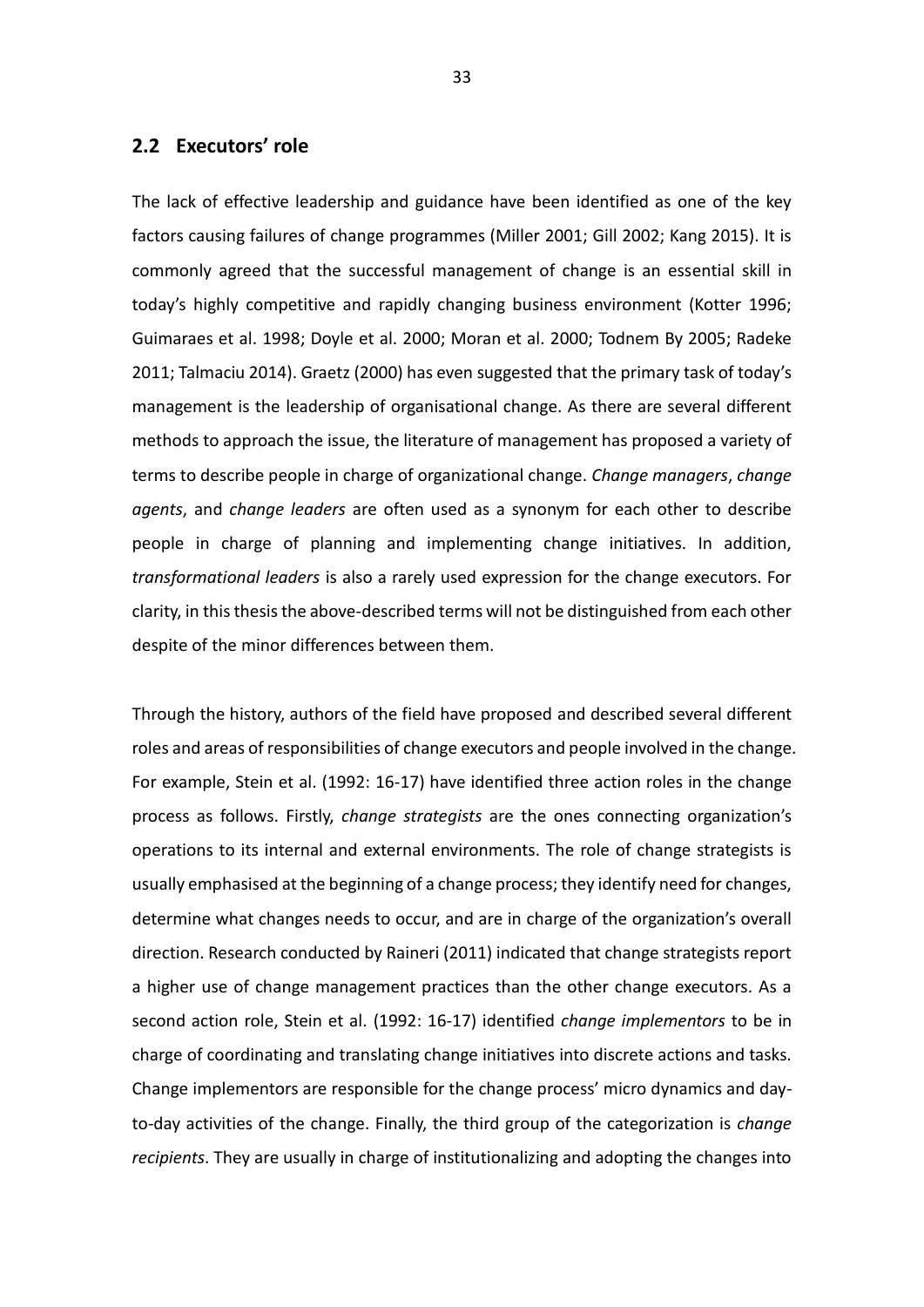## 2.2 Executors' role

The lack of effective leadership and guidance have been identified as one of the key factors causing failures of change programmes (Miller 2001; Gill 2002; Kang 2015). It is commonly agreed that the successful management of change is an essential skill in today's highly competitive and rapidly changing business environment (Kotter 1996; Guimaraes et al. 1998; Doyle et al. 2000; Moran et al. 2000; Todnem By 2005; Radeke 2011; Talmaciu 2014). Graetz (2000) has even suggested that the primary task of today's management is the leadership of organisational change. As there are several different methods to approach the issue, the literature of management has proposed a variety of terms to describe people in charge of organizational change. *Change managers*, *change agents*, and *change leaders* are often used as a synonym for each other to describe people in charge of planning and implementing change initiatives. In addition, *transformational leaders* is also a rarely used expression for the change executors. For clarity, in this thesis the above-described terms will not be distinguished from each other despite of the minor differences between them.

Through the history, authors of the field have proposed and described several different roles and areas of responsibilities of change executors and people involved in the change. For example, Stein et al. (1992: 16-17) have identified three action roles in the change process as follows. Firstly, *change strategists* are the ones connecting organization's operations to its internal and external environments. The role of change strategists is usually emphasised at the beginning of a change process; they identify need for changes, determine what changes needs to occur, and are in charge of the organization's overall direction. Research conducted by Raineri (2011) indicated that change strategists report a higher use of change management practices than the other change executors. As a second action role, Stein et al. (1992: 16-17) identified *change implementors* to be in charge of coordinating and translating change initiatives into discrete actions and tasks. Change implementors are responsible for the change process' micro dynamics and day-to-day activities of the change. Finally, the third group of the categorization is *change recipients*. They are usually in charge of institutionalizing and adopting the changes into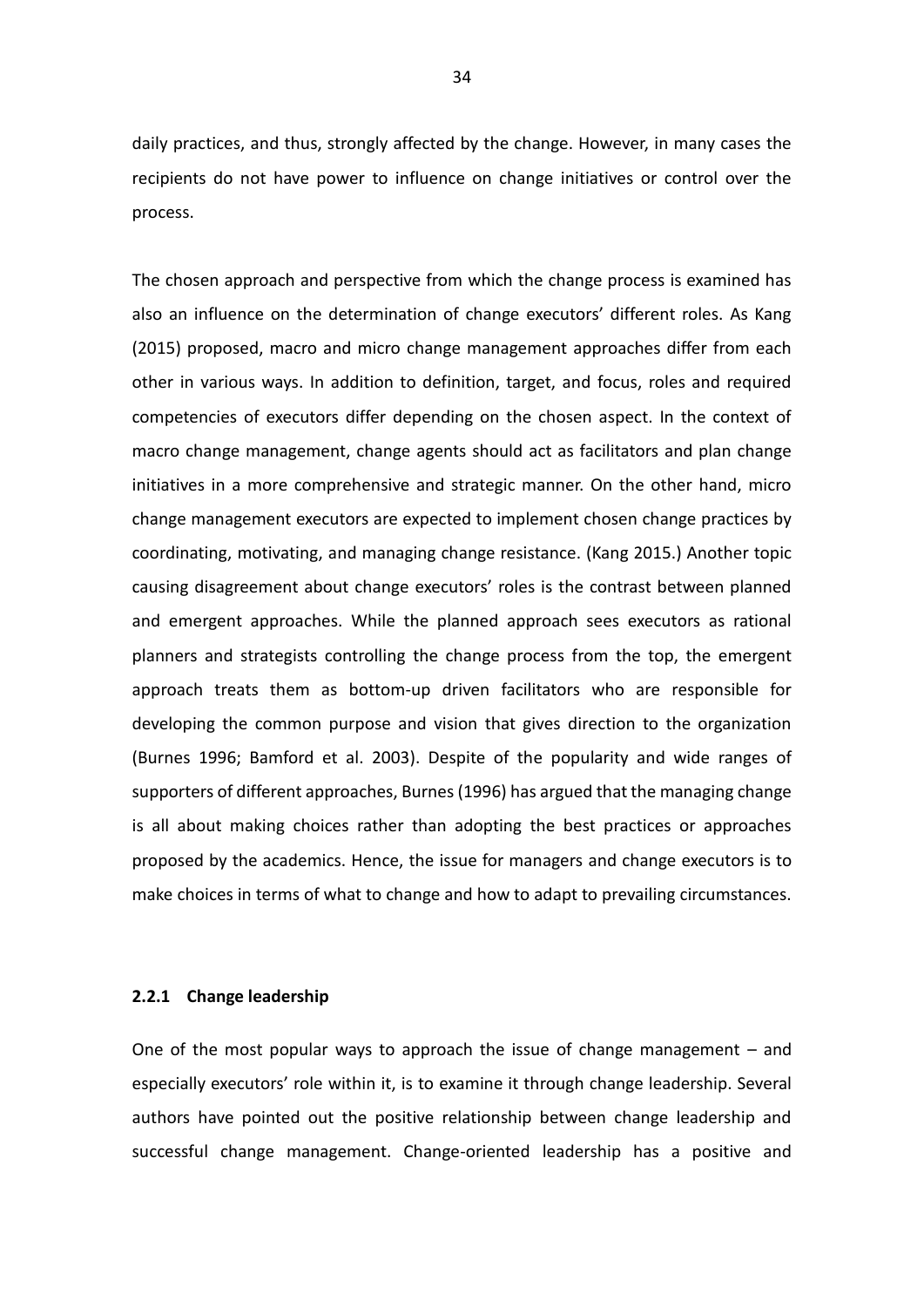daily practices, and thus, strongly affected by the change. However, in many cases the recipients do not have power to influence on change initiatives or control over the process.

The chosen approach and perspective from which the change process is examined has also an influence on the determination of change executors' different roles. As Kang (2015) proposed, macro and micro change management approaches differ from each other in various ways. In addition to definition, target, and focus, roles and required competencies of executors differ depending on the chosen aspect. In the context of macro change management, change agents should act as facilitators and plan change initiatives in a more comprehensive and strategic manner. On the other hand, micro change management executors are expected to implement chosen change practices by coordinating, motivating, and managing change resistance. (Kang 2015.) Another topic causing disagreement about change executors' roles is the contrast between planned and emergent approaches. While the planned approach sees executors as rational planners and strategists controlling the change process from the top, the emergent approach treats them as bottom-up driven facilitators who are responsible for developing the common purpose and vision that gives direction to the organization (Burnes 1996; Bamford et al. 2003). Despite of the popularity and wide ranges of supporters of different approaches, Burnes (1996) has argued that the managing change is all about making choices rather than adopting the best practices or approaches proposed by the academics. Hence, the issue for managers and change executors is to make choices in terms of what to change and how to adapt to prevailing circumstances.

### 2.2.1 Change leadership

One of the most popular ways to approach the issue of change management – and especially executors' role within it, is to examine it through change leadership. Several authors have pointed out the positive relationship between change leadership and successful change management. Change-oriented leadership has a positive and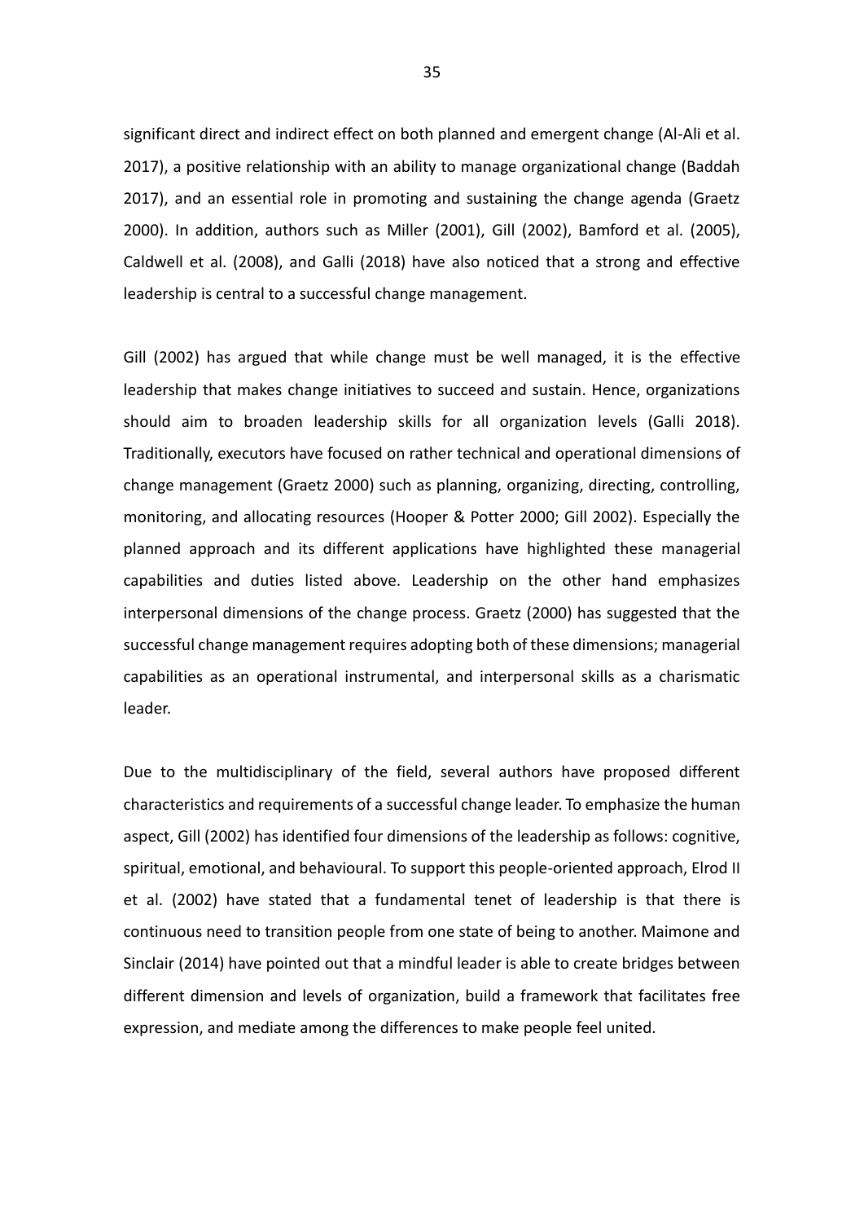significant direct and indirect effect on both planned and emergent change (Al-Ali et al. 2017), a positive relationship with an ability to manage organizational change (Baddah 2017), and an essential role in promoting and sustaining the change agenda (Graetz 2000). In addition, authors such as Miller (2001), Gill (2002), Bamford et al. (2005), Caldwell et al. (2008), and Galli (2018) have also noticed that a strong and effective leadership is central to a successful change management.

Gill (2002) has argued that while change must be well managed, it is the effective leadership that makes change initiatives to succeed and sustain. Hence, organizations should aim to broaden leadership skills for all organization levels (Galli 2018). Traditionally, executors have focused on rather technical and operational dimensions of change management (Graetz 2000) such as planning, organizing, directing, controlling, monitoring, and allocating resources (Hooper & Potter 2000; Gill 2002). Especially the planned approach and its different applications have highlighted these managerial capabilities and duties listed above. Leadership on the other hand emphasizes interpersonal dimensions of the change process. Graetz (2000) has suggested that the successful change management requires adopting both of these dimensions; managerial capabilities as an operational instrumental, and interpersonal skills as a charismatic leader.

Due to the multidisciplinary of the field, several authors have proposed different characteristics and requirements of a successful change leader. To emphasize the human aspect, Gill (2002) has identified four dimensions of the leadership as follows: cognitive, spiritual, emotional, and behavioural. To support this people-oriented approach, Elrod II et al. (2002) have stated that a fundamental tenet of leadership is that there is continuous need to transition people from one state of being to another. Maimone and Sinclair (2014) have pointed out that a mindful leader is able to create bridges between different dimension and levels of organization, build a framework that facilitates free expression, and mediate among the differences to make people feel united.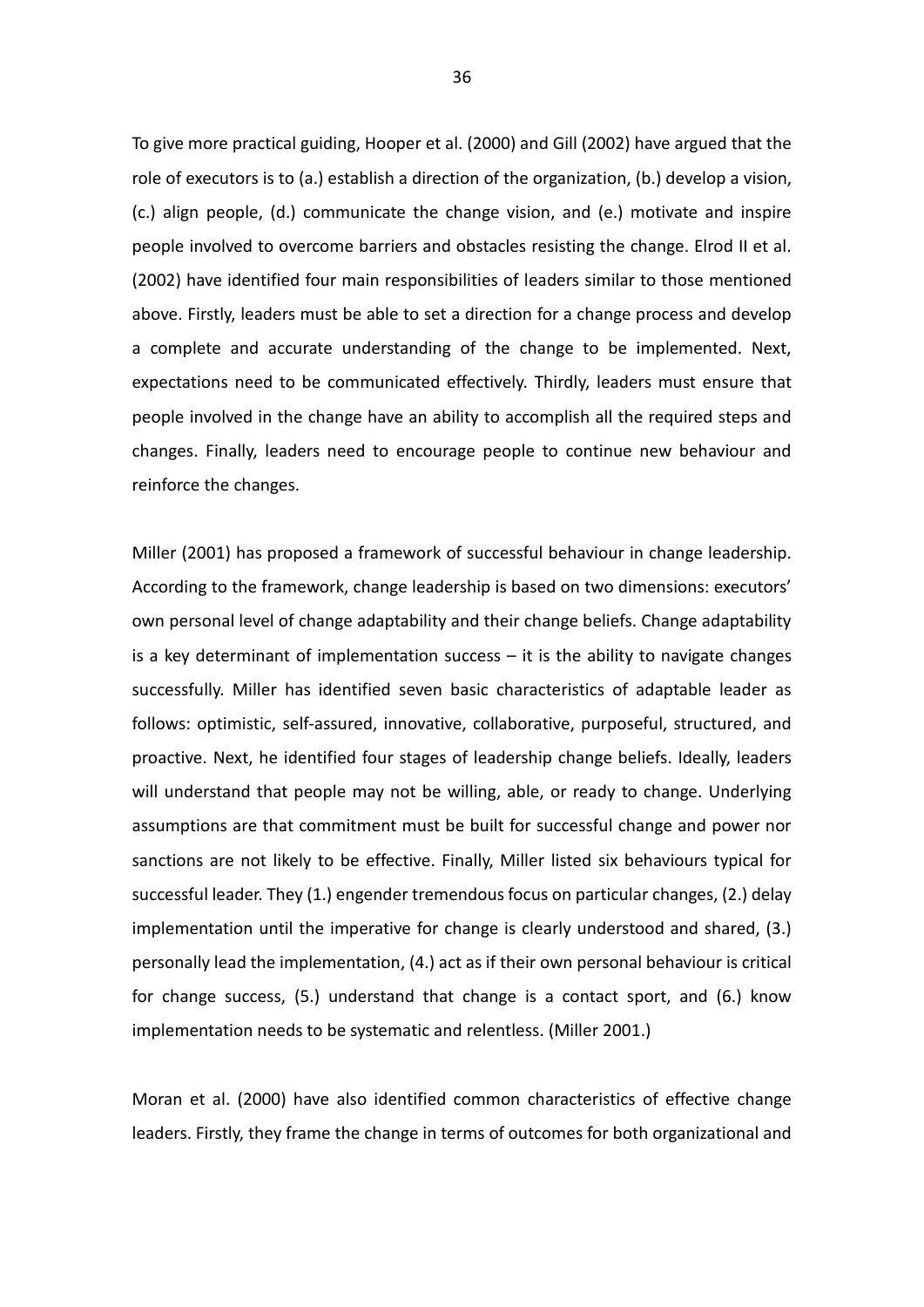To give more practical guiding, Hooper et al. (2000) and Gill (2002) have argued that the role of executors is to (a.) establish a direction of the organization, (b.) develop a vision, (c.) align people, (d.) communicate the change vision, and (e.) motivate and inspire people involved to overcome barriers and obstacles resisting the change. Elrod II et al. (2002) have identified four main responsibilities of leaders similar to those mentioned above. Firstly, leaders must be able to set a direction for a change process and develop a complete and accurate understanding of the change to be implemented. Next, expectations need to be communicated effectively. Thirdly, leaders must ensure that people involved in the change have an ability to accomplish all the required steps and changes. Finally, leaders need to encourage people to continue new behaviour and reinforce the changes.

Miller (2001) has proposed a framework of successful behaviour in change leadership. According to the framework, change leadership is based on two dimensions: executors' own personal level of change adaptability and their change beliefs. Change adaptability is a key determinant of implementation success – it is the ability to navigate changes successfully. Miller has identified seven basic characteristics of adaptable leader as follows: optimistic, self-assured, innovative, collaborative, purposeful, structured, and proactive. Next, he identified four stages of leadership change beliefs. Ideally, leaders will understand that people may not be willing, able, or ready to change. Underlying assumptions are that commitment must be built for successful change and power nor sanctions are not likely to be effective. Finally, Miller listed six behaviours typical for successful leader. They (1.) engender tremendous focus on particular changes, (2.) delay implementation until the imperative for change is clearly understood and shared, (3.) personally lead the implementation, (4.) act as if their own personal behaviour is critical for change success, (5.) understand that change is a contact sport, and (6.) know implementation needs to be systematic and relentless. (Miller 2001.)

Moran et al. (2000) have also identified common characteristics of effective change leaders. Firstly, they frame the change in terms of outcomes for both organizational and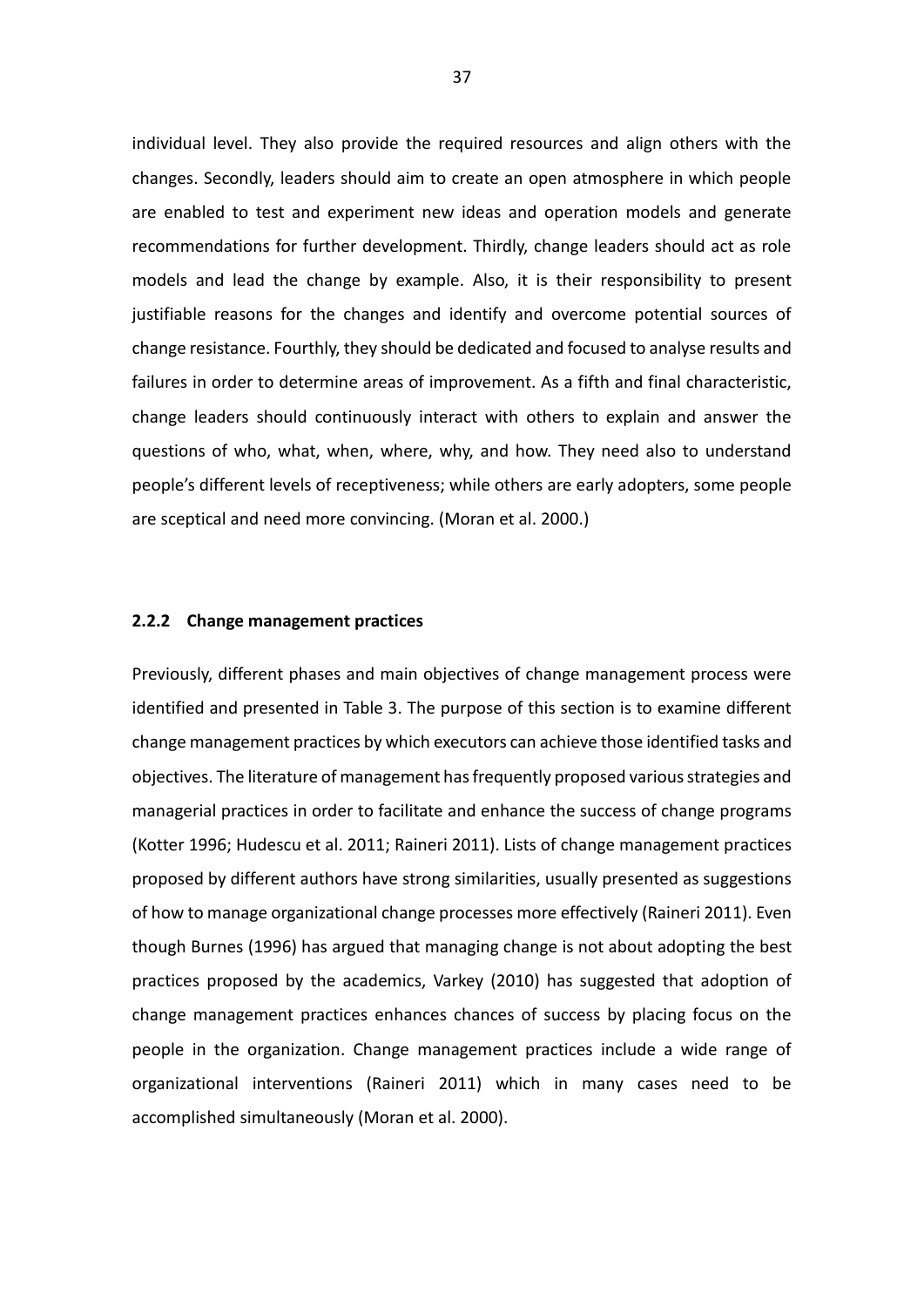individual level. They also provide the required resources and align others with the changes. Secondly, leaders should aim to create an open atmosphere in which people are enabled to test and experiment new ideas and operation models and generate recommendations for further development. Thirdly, change leaders should act as role models and lead the change by example. Also, it is their responsibility to present justifiable reasons for the changes and identify and overcome potential sources of change resistance. Fourthly, they should be dedicated and focused to analyse results and failures in order to determine areas of improvement. As a fifth and final characteristic, change leaders should continuously interact with others to explain and answer the questions of who, what, when, where, why, and how. They need also to understand people's different levels of receptiveness; while others are early adopters, some people are sceptical and need more convincing. (Moran et al. 2000.)

### 2.2.2 Change management practices

Previously, different phases and main objectives of change management process were identified and presented in Table 3. The purpose of this section is to examine different change management practices by which executors can achieve those identified tasks and objectives. The literature of management has frequently proposed various strategies and managerial practices in order to facilitate and enhance the success of change programs (Kotter 1996; Hudescu et al. 2011; Raineri 2011). Lists of change management practices proposed by different authors have strong similarities, usually presented as suggestions of how to manage organizational change processes more effectively (Raineri 2011). Even though Burnes (1996) has argued that managing change is not about adopting the best practices proposed by the academics, Varkey (2010) has suggested that adoption of change management practices enhances chances of success by placing focus on the people in the organization. Change management practices include a wide range of organizational interventions (Raineri 2011) which in many cases need to be accomplished simultaneously (Moran et al. 2000).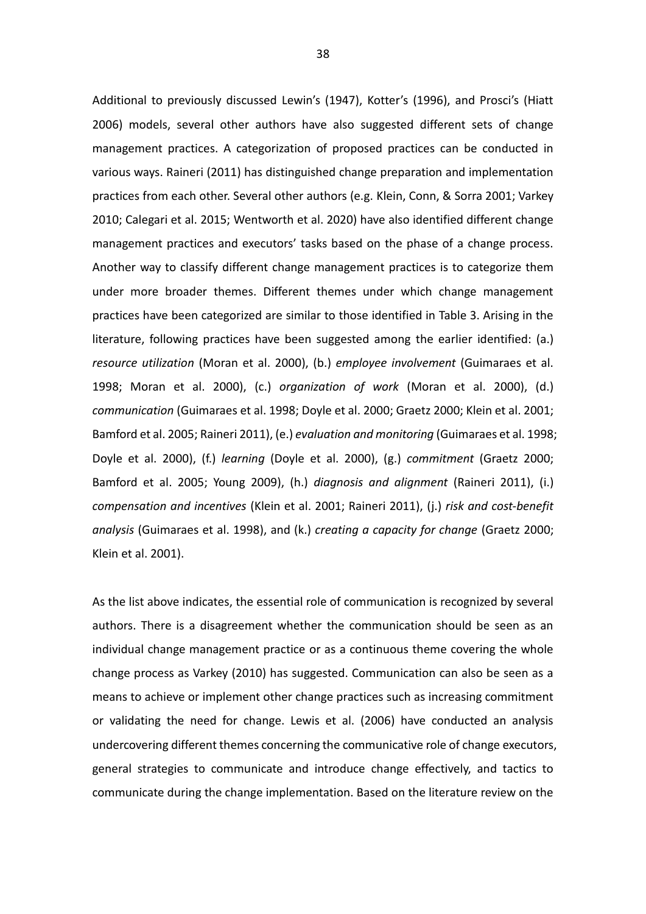Additional to previously discussed Lewin's (1947), Kotter's (1996), and Prosci's (Hiatt 2006) models, several other authors have also suggested different sets of change management practices. A categorization of proposed practices can be conducted in various ways. Raineri (2011) has distinguished change preparation and implementation practices from each other. Several other authors (e.g. Klein, Conn, & Sorra 2001; Varkey 2010; Calegari et al. 2015; Wentworth et al. 2020) have also identified different change management practices and executors' tasks based on the phase of a change process. Another way to classify different change management practices is to categorize them under more broader themes. Different themes under which change management practices have been categorized are similar to those identified in Table 3. Arising in the literature, following practices have been suggested among the earlier identified: (a.) *resource utilization* (Moran et al. 2000), (b.) *employee involvement* (Guimaraes et al. 1998; Moran et al. 2000), (c.) *organization of work* (Moran et al. 2000), (d.) *communication* (Guimaraes et al. 1998; Doyle et al. 2000; Graetz 2000; Klein et al. 2001; Bamford et al. 2005; Raineri 2011), (e.) *evaluation and monitoring* (Guimaraes et al. 1998; Doyle et al. 2000), (f.) *learning* (Doyle et al. 2000), (g.) *commitment* (Graetz 2000; Bamford et al. 2005; Young 2009), (h.) *diagnosis and alignment* (Raineri 2011), (i.) *compensation and incentives* (Klein et al. 2001; Raineri 2011), (j.) *risk and cost-benefit analysis* (Guimaraes et al. 1998), and (k.) *creating a capacity for change* (Graetz 2000; Klein et al. 2001).

As the list above indicates, the essential role of communication is recognized by several authors. There is a disagreement whether the communication should be seen as an individual change management practice or as a continuous theme covering the whole change process as Varkey (2010) has suggested. Communication can also be seen as a means to achieve or implement other change practices such as increasing commitment or validating the need for change. Lewis et al. (2006) have conducted an analysis undercovering different themes concerning the communicative role of change executors, general strategies to communicate and introduce change effectively, and tactics to communicate during the change implementation. Based on the literature review on the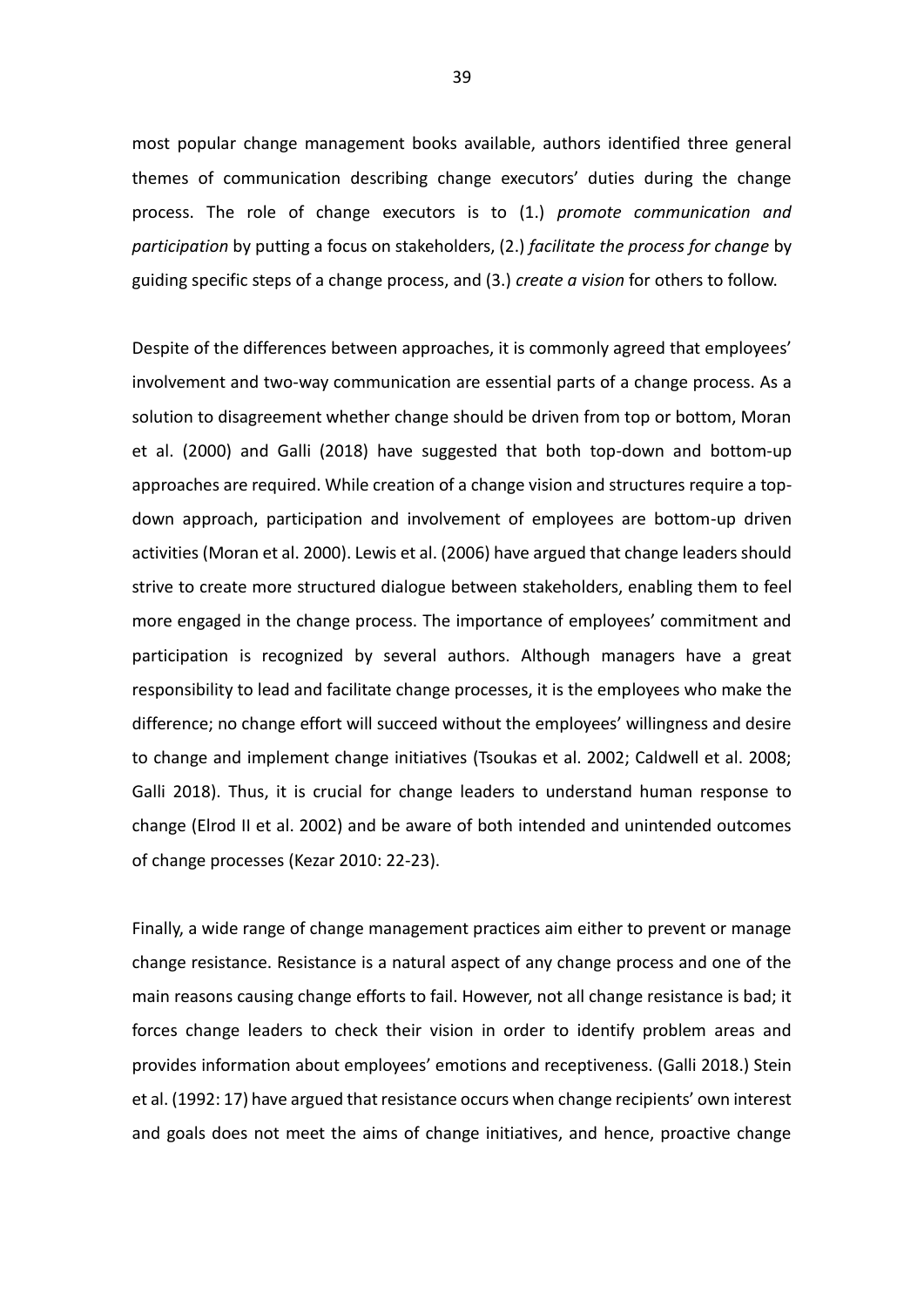most popular change management books available, authors identified three general themes of communication describing change executors' duties during the change process. The role of change executors is to (1.) *promote communication and participation* by putting a focus on stakeholders, (2.) *facilitate the process for change* by guiding specific steps of a change process, and (3.) *create a vision* for others to follow.

Despite of the differences between approaches, it is commonly agreed that employees' involvement and two-way communication are essential parts of a change process. As a solution to disagreement whether change should be driven from top or bottom, Moran et al. (2000) and Galli (2018) have suggested that both top-down and bottom-up approaches are required. While creation of a change vision and structures require a top-down approach, participation and involvement of employees are bottom-up driven activities (Moran et al. 2000). Lewis et al. (2006) have argued that change leaders should strive to create more structured dialogue between stakeholders, enabling them to feel more engaged in the change process. The importance of employees' commitment and participation is recognized by several authors. Although managers have a great responsibility to lead and facilitate change processes, it is the employees who make the difference; no change effort will succeed without the employees' willingness and desire to change and implement change initiatives (Tsoukas et al. 2002; Caldwell et al. 2008; Galli 2018). Thus, it is crucial for change leaders to understand human response to change (Elrod II et al. 2002) and be aware of both intended and unintended outcomes of change processes (Kezar 2010: 22-23).

Finally, a wide range of change management practices aim either to prevent or manage change resistance. Resistance is a natural aspect of any change process and one of the main reasons causing change efforts to fail. However, not all change resistance is bad; it forces change leaders to check their vision in order to identify problem areas and provides information about employees' emotions and receptiveness. (Galli 2018.) Stein et al. (1992: 17) have argued that resistance occurs when change recipients' own interest and goals does not meet the aims of change initiatives, and hence, proactive change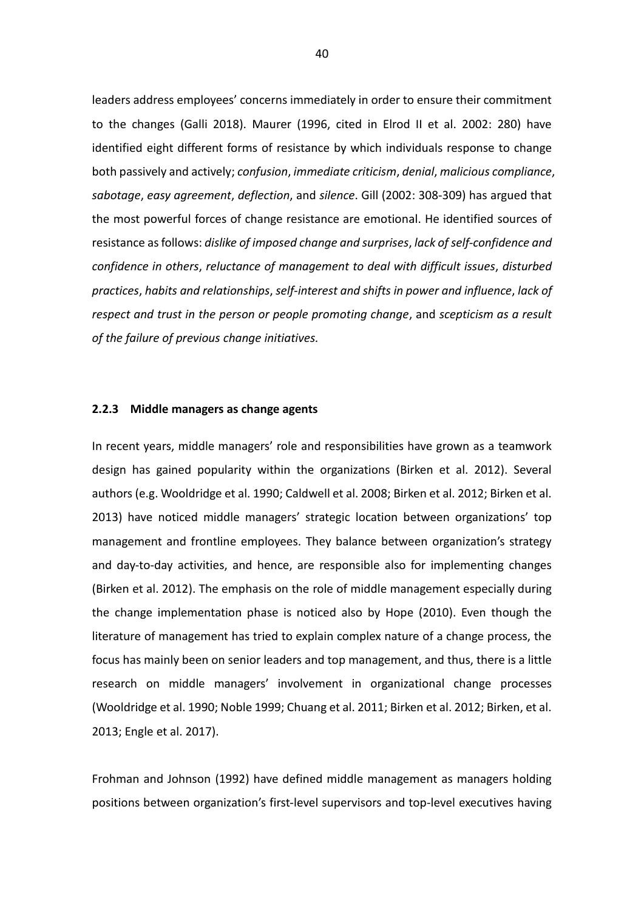leaders address employees' concerns immediately in order to ensure their commitment to the changes (Galli 2018). Maurer (1996, cited in Elrod II et al. 2002: 280) have identified eight different forms of resistance by which individuals response to change both passively and actively; *confusion*, *immediate criticism*, *denial*, *malicious compliance*, *sabotage*, *easy agreement*, *deflection*, and *silence*. Gill (2002: 308-309) has argued that the most powerful forces of change resistance are emotional. He identified sources of resistance as follows: *dislike of imposed change and surprises*, *lack of self-confidence and confidence in others*, *reluctance of management to deal with difficult issues*, *disturbed practices*, *habits and relationships*, *self-interest and shifts in power and influence*, *lack of respect and trust in the person or people promoting change*, and *scepticism as a result of the failure of previous change initiatives.*

### 2.2.3 Middle managers as change agents

In recent years, middle managers' role and responsibilities have grown as a teamwork design has gained popularity within the organizations (Birken et al. 2012). Several authors (e.g. Wooldridge et al. 1990; Caldwell et al. 2008; Birken et al. 2012; Birken et al. 2013) have noticed middle managers' strategic location between organizations' top management and frontline employees. They balance between organization's strategy and day-to-day activities, and hence, are responsible also for implementing changes (Birken et al. 2012). The emphasis on the role of middle management especially during the change implementation phase is noticed also by Hope (2010). Even though the literature of management has tried to explain complex nature of a change process, the focus has mainly been on senior leaders and top management, and thus, there is a little research on middle managers' involvement in organizational change processes (Wooldridge et al. 1990; Noble 1999; Chuang et al. 2011; Birken et al. 2012; Birken, et al. 2013; Engle et al. 2017).

Frohman and Johnson (1992) have defined middle management as managers holding positions between organization's first-level supervisors and top-level executives having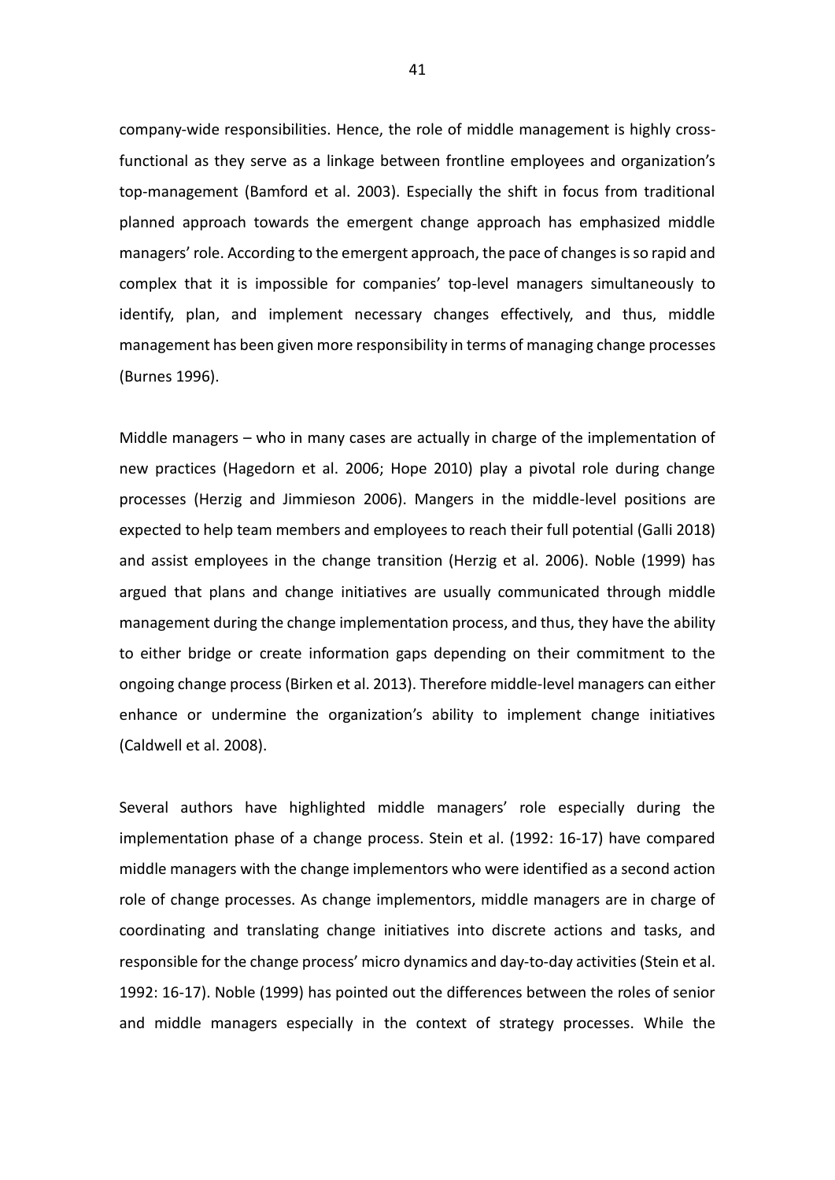company-wide responsibilities. Hence, the role of middle management is highly cross-functional as they serve as a linkage between frontline employees and organization's top-management (Bamford et al. 2003). Especially the shift in focus from traditional planned approach towards the emergent change approach has emphasized middle managers' role. According to the emergent approach, the pace of changes is so rapid and complex that it is impossible for companies' top-level managers simultaneously to identify, plan, and implement necessary changes effectively, and thus, middle management has been given more responsibility in terms of managing change processes (Burnes 1996).

Middle managers – who in many cases are actually in charge of the implementation of new practices (Hagedorn et al. 2006; Hope 2010) play a pivotal role during change processes (Herzig and Jimmieson 2006). Mangers in the middle-level positions are expected to help team members and employees to reach their full potential (Galli 2018) and assist employees in the change transition (Herzig et al. 2006). Noble (1999) has argued that plans and change initiatives are usually communicated through middle management during the change implementation process, and thus, they have the ability to either bridge or create information gaps depending on their commitment to the ongoing change process (Birken et al. 2013). Therefore middle-level managers can either enhance or undermine the organization's ability to implement change initiatives (Caldwell et al. 2008).

Several authors have highlighted middle managers' role especially during the implementation phase of a change process. Stein et al. (1992: 16-17) have compared middle managers with the change implementors who were identified as a second action role of change processes. As change implementors, middle managers are in charge of coordinating and translating change initiatives into discrete actions and tasks, and responsible for the change process' micro dynamics and day-to-day activities (Stein et al. 1992: 16-17). Noble (1999) has pointed out the differences between the roles of senior and middle managers especially in the context of strategy processes. While the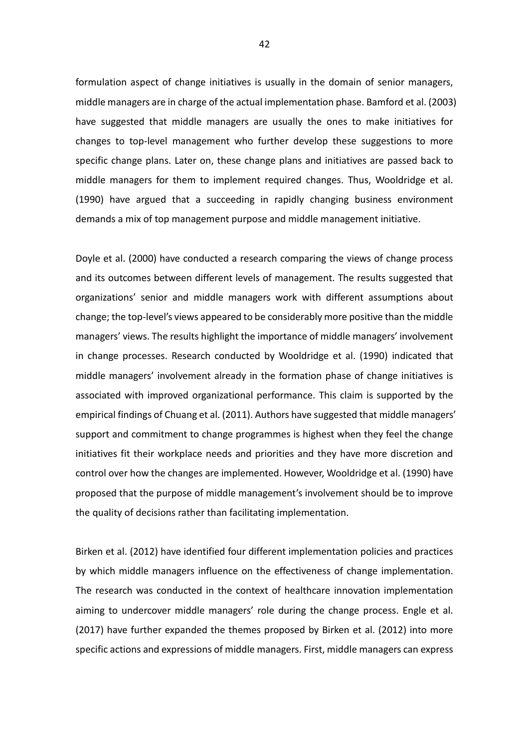formulation aspect of change initiatives is usually in the domain of senior managers, middle managers are in charge of the actual implementation phase. Bamford et al. (2003) have suggested that middle managers are usually the ones to make initiatives for changes to top-level management who further develop these suggestions to more specific change plans. Later on, these change plans and initiatives are passed back to middle managers for them to implement required changes. Thus, Wooldridge et al. (1990) have argued that a succeeding in rapidly changing business environment demands a mix of top management purpose and middle management initiative.

Doyle et al. (2000) have conducted a research comparing the views of change process and its outcomes between different levels of management. The results suggested that organizations' senior and middle managers work with different assumptions about change; the top-level's views appeared to be considerably more positive than the middle managers' views. The results highlight the importance of middle managers' involvement in change processes. Research conducted by Wooldridge et al. (1990) indicated that middle managers' involvement already in the formation phase of change initiatives is associated with improved organizational performance. This claim is supported by the empirical findings of Chuang et al. (2011). Authors have suggested that middle managers' support and commitment to change programmes is highest when they feel the change initiatives fit their workplace needs and priorities and they have more discretion and control over how the changes are implemented. However, Wooldridge et al. (1990) have proposed that the purpose of middle management's involvement should be to improve the quality of decisions rather than facilitating implementation.

Birken et al. (2012) have identified four different implementation policies and practices by which middle managers influence on the effectiveness of change implementation. The research was conducted in the context of healthcare innovation implementation aiming to undercover middle managers' role during the change process. Engle et al. (2017) have further expanded the themes proposed by Birken et al. (2012) into more specific actions and expressions of middle managers. First, middle managers can express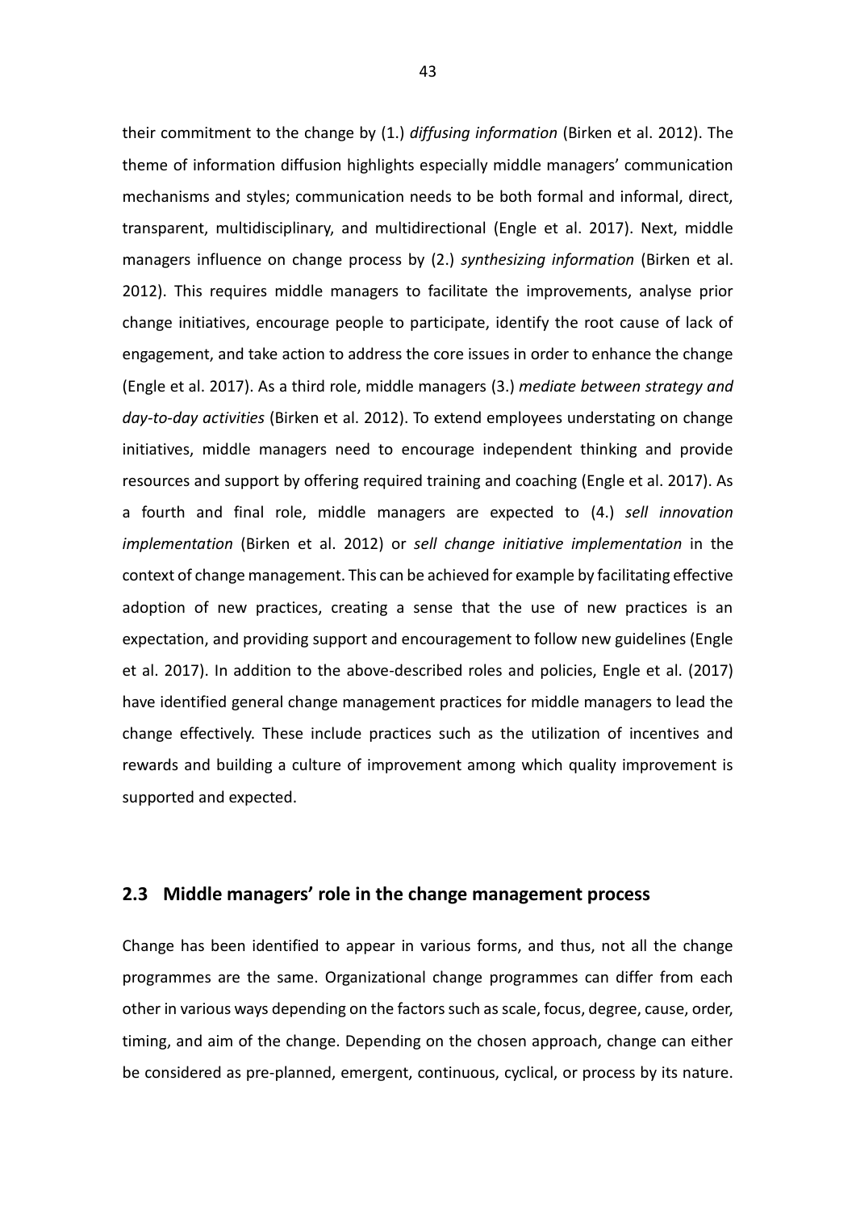their commitment to the change by (1.) *diffusing information* (Birken et al. 2012). The theme of information diffusion highlights especially middle managers' communication mechanisms and styles; communication needs to be both formal and informal, direct, transparent, multidisciplinary, and multidirectional (Engle et al. 2017). Next, middle managers influence on change process by (2.) *synthesizing information* (Birken et al. 2012). This requires middle managers to facilitate the improvements, analyse prior change initiatives, encourage people to participate, identify the root cause of lack of engagement, and take action to address the core issues in order to enhance the change (Engle et al. 2017). As a third role, middle managers (3.) *mediate between strategy and day-to-day activities* (Birken et al. 2012). To extend employees understating on change initiatives, middle managers need to encourage independent thinking and provide resources and support by offering required training and coaching (Engle et al. 2017). As a fourth and final role, middle managers are expected to (4.) *sell innovation implementation* (Birken et al. 2012) or *sell change initiative implementation* in the context of change management. This can be achieved for example by facilitating effective adoption of new practices, creating a sense that the use of new practices is an expectation, and providing support and encouragement to follow new guidelines (Engle et al. 2017). In addition to the above-described roles and policies, Engle et al. (2017) have identified general change management practices for middle managers to lead the change effectively. These include practices such as the utilization of incentives and rewards and building a culture of improvement among which quality improvement is supported and expected.

## 2.3 Middle managers' role in the change management process

Change has been identified to appear in various forms, and thus, not all the change programmes are the same. Organizational change programmes can differ from each other in various ways depending on the factors such as scale, focus, degree, cause, order, timing, and aim of the change. Depending on the chosen approach, change can either be considered as pre-planned, emergent, continuous, cyclical, or process by its nature.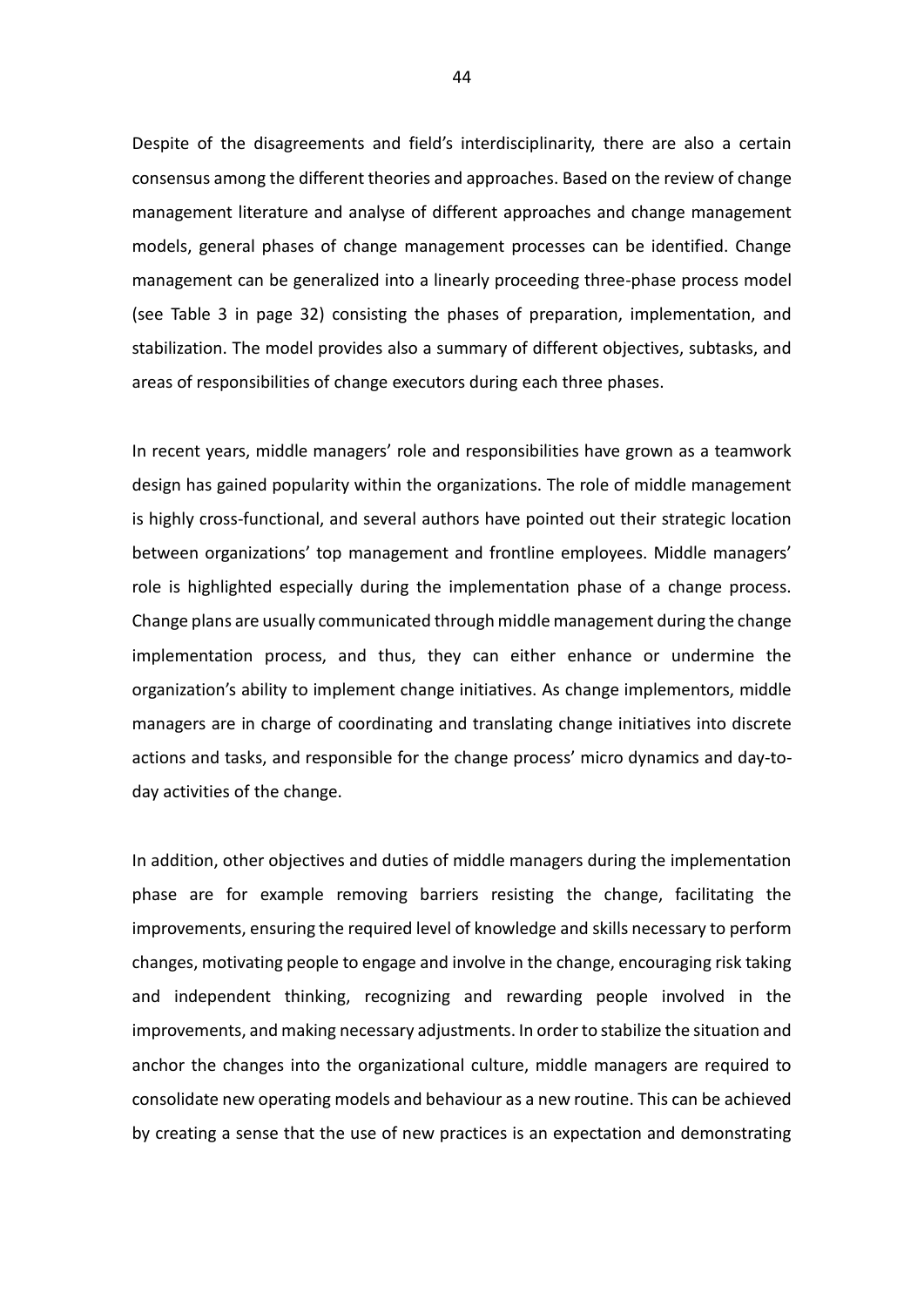Despite of the disagreements and field's interdisciplinarity, there are also a certain consensus among the different theories and approaches. Based on the review of change management literature and analyse of different approaches and change management models, general phases of change management processes can be identified. Change management can be generalized into a linearly proceeding three-phase process model (see Table 3 in page 32) consisting the phases of preparation, implementation, and stabilization. The model provides also a summary of different objectives, subtasks, and areas of responsibilities of change executors during each three phases.

In recent years, middle managers' role and responsibilities have grown as a teamwork design has gained popularity within the organizations. The role of middle management is highly cross-functional, and several authors have pointed out their strategic location between organizations' top management and frontline employees. Middle managers' role is highlighted especially during the implementation phase of a change process. Change plans are usually communicated through middle management during the change implementation process, and thus, they can either enhance or undermine the organization's ability to implement change initiatives. As change implementors, middle managers are in charge of coordinating and translating change initiatives into discrete actions and tasks, and responsible for the change process' micro dynamics and day-to-day activities of the change.

In addition, other objectives and duties of middle managers during the implementation phase are for example removing barriers resisting the change, facilitating the improvements, ensuring the required level of knowledge and skills necessary to perform changes, motivating people to engage and involve in the change, encouraging risk taking and independent thinking, recognizing and rewarding people involved in the improvements, and making necessary adjustments. In order to stabilize the situation and anchor the changes into the organizational culture, middle managers are required to consolidate new operating models and behaviour as a new routine. This can be achieved by creating a sense that the use of new practices is an expectation and demonstrating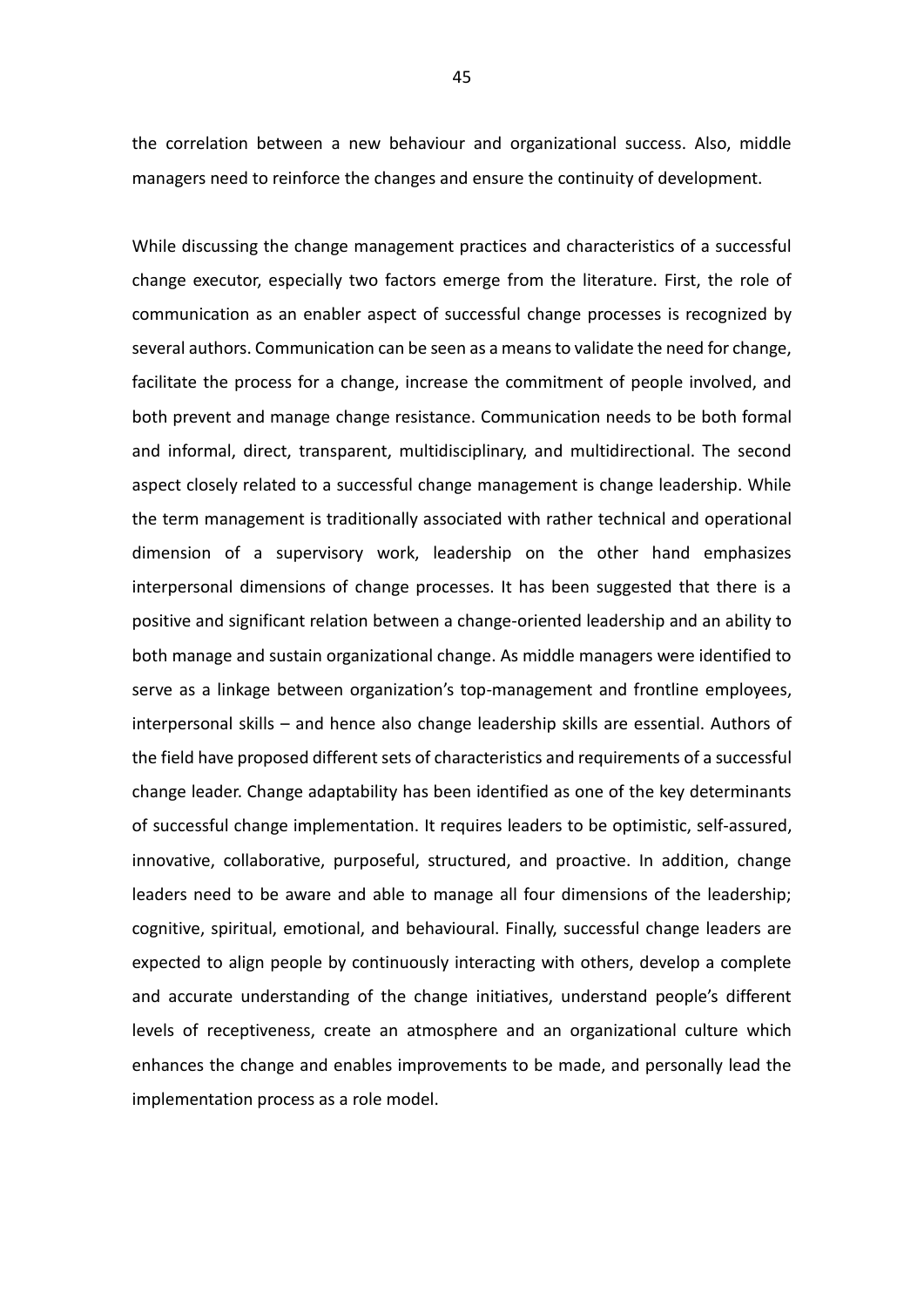the correlation between a new behaviour and organizational success. Also, middle managers need to reinforce the changes and ensure the continuity of development.

While discussing the change management practices and characteristics of a successful change executor, especially two factors emerge from the literature. First, the role of communication as an enabler aspect of successful change processes is recognized by several authors. Communication can be seen as a means to validate the need for change, facilitate the process for a change, increase the commitment of people involved, and both prevent and manage change resistance. Communication needs to be both formal and informal, direct, transparent, multidisciplinary, and multidirectional. The second aspect closely related to a successful change management is change leadership. While the term management is traditionally associated with rather technical and operational dimension of a supervisory work, leadership on the other hand emphasizes interpersonal dimensions of change processes. It has been suggested that there is a positive and significant relation between a change-oriented leadership and an ability to both manage and sustain organizational change. As middle managers were identified to serve as a linkage between organization's top-management and frontline employees, interpersonal skills – and hence also change leadership skills are essential. Authors of the field have proposed different sets of characteristics and requirements of a successful change leader. Change adaptability has been identified as one of the key determinants of successful change implementation. It requires leaders to be optimistic, self-assured, innovative, collaborative, purposeful, structured, and proactive. In addition, change leaders need to be aware and able to manage all four dimensions of the leadership; cognitive, spiritual, emotional, and behavioural. Finally, successful change leaders are expected to align people by continuously interacting with others, develop a complete and accurate understanding of the change initiatives, understand people's different levels of receptiveness, create an atmosphere and an organizational culture which enhances the change and enables improvements to be made, and personally lead the implementation process as a role model.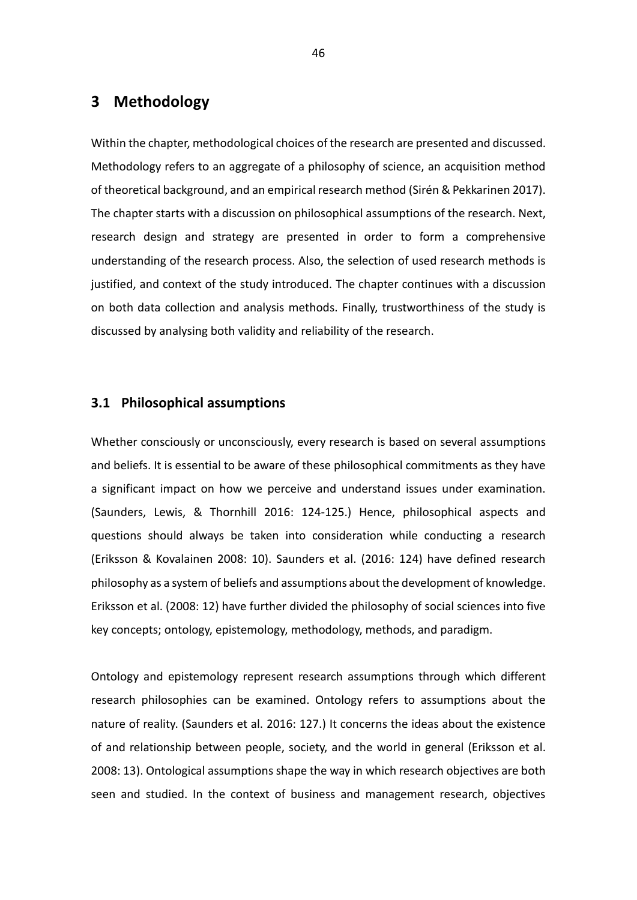# 3 Methodology

Within the chapter, methodological choices of the research are presented and discussed. Methodology refers to an aggregate of a philosophy of science, an acquisition method of theoretical background, and an empirical research method (Sirén & Pekkarinen 2017). The chapter starts with a discussion on philosophical assumptions of the research. Next, research design and strategy are presented in order to form a comprehensive understanding of the research process. Also, the selection of used research methods is justified, and context of the study introduced. The chapter continues with a discussion on both data collection and analysis methods. Finally, trustworthiness of the study is discussed by analysing both validity and reliability of the research.

## 3.1 Philosophical assumptions

Whether consciously or unconsciously, every research is based on several assumptions and beliefs. It is essential to be aware of these philosophical commitments as they have a significant impact on how we perceive and understand issues under examination. (Saunders, Lewis, & Thornhill 2016: 124-125.) Hence, philosophical aspects and questions should always be taken into consideration while conducting a research (Eriksson & Kovalainen 2008: 10). Saunders et al. (2016: 124) have defined research philosophy as a system of beliefs and assumptions about the development of knowledge. Eriksson et al. (2008: 12) have further divided the philosophy of social sciences into five key concepts; ontology, epistemology, methodology, methods, and paradigm.

Ontology and epistemology represent research assumptions through which different research philosophies can be examined. Ontology refers to assumptions about the nature of reality. (Saunders et al. 2016: 127.) It concerns the ideas about the existence of and relationship between people, society, and the world in general (Eriksson et al. 2008: 13). Ontological assumptions shape the way in which research objectives are both seen and studied. In the context of business and management research, objectives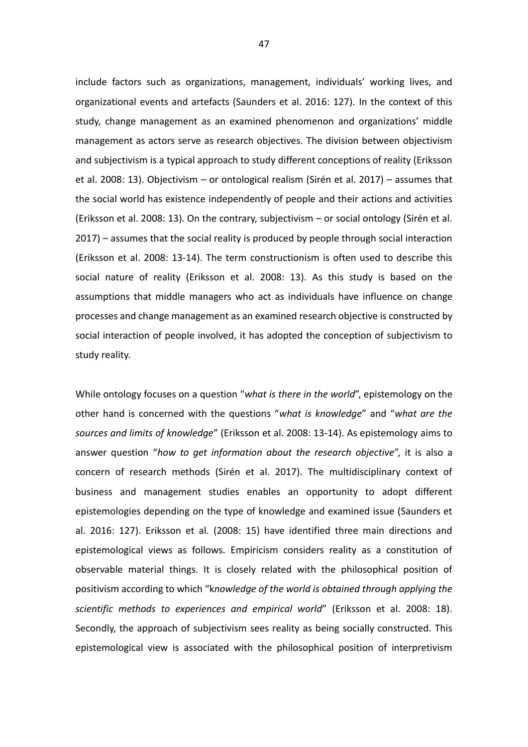include factors such as organizations, management, individuals' working lives, and organizational events and artefacts (Saunders et al. 2016: 127). In the context of this study, change management as an examined phenomenon and organizations' middle management as actors serve as research objectives. The division between objectivism and subjectivism is a typical approach to study different conceptions of reality (Eriksson et al. 2008: 13). Objectivism – or ontological realism (Sirén et al. 2017) – assumes that the social world has existence independently of people and their actions and activities (Eriksson et al. 2008: 13). On the contrary, subjectivism – or social ontology (Sirén et al. 2017) – assumes that the social reality is produced by people through social interaction (Eriksson et al. 2008: 13-14). The term constructionism is often used to describe this social nature of reality (Eriksson et al. 2008: 13). As this study is based on the assumptions that middle managers who act as individuals have influence on change processes and change management as an examined research objective is constructed by social interaction of people involved, it has adopted the conception of subjectivism to study reality.

While ontology focuses on a question "*what is there in the world*", epistemology on the other hand is concerned with the questions "*what is knowledge*" and "*what are the sources and limits of knowledge*" (Eriksson et al. 2008: 13-14). As epistemology aims to answer question "*how to get information about the research objective*", it is also a concern of research methods (Sirén et al. 2017). The multidisciplinary context of business and management studies enables an opportunity to adopt different epistemologies depending on the type of knowledge and examined issue (Saunders et al. 2016: 127). Eriksson et al. (2008: 15) have identified three main directions and epistemological views as follows. Empiricism considers reality as a constitution of observable material things. It is closely related with the philosophical position of positivism according to which "k*nowledge of the world is obtained through applying the scientific methods to experiences and empirical world*" (Eriksson et al. 2008: 18). Secondly, the approach of subjectivism sees reality as being socially constructed. This epistemological view is associated with the philosophical position of interpretivism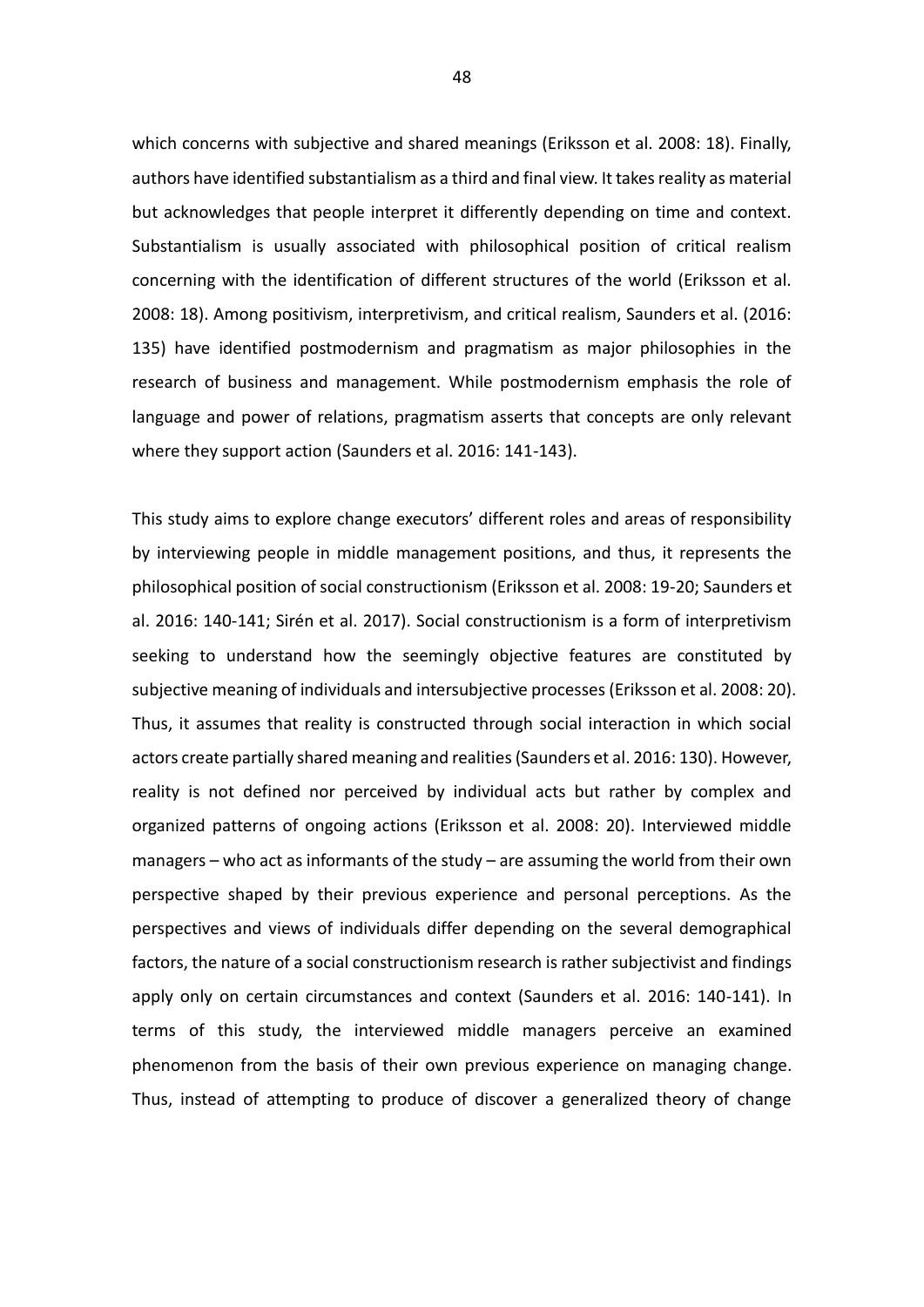which concerns with subjective and shared meanings (Eriksson et al. 2008: 18). Finally, authors have identified substantialism as a third and final view. It takes reality as material but acknowledges that people interpret it differently depending on time and context. Substantialism is usually associated with philosophical position of critical realism concerning with the identification of different structures of the world (Eriksson et al. 2008: 18). Among positivism, interpretivism, and critical realism, Saunders et al. (2016: 135) have identified postmodernism and pragmatism as major philosophies in the research of business and management. While postmodernism emphasis the role of language and power of relations, pragmatism asserts that concepts are only relevant where they support action (Saunders et al. 2016: 141-143).

This study aims to explore change executors' different roles and areas of responsibility by interviewing people in middle management positions, and thus, it represents the philosophical position of social constructionism (Eriksson et al. 2008: 19-20; Saunders et al. 2016: 140-141; Sirén et al. 2017). Social constructionism is a form of interpretivism seeking to understand how the seemingly objective features are constituted by subjective meaning of individuals and intersubjective processes (Eriksson et al. 2008: 20). Thus, it assumes that reality is constructed through social interaction in which social actors create partially shared meaning and realities (Saunders et al. 2016: 130). However, reality is not defined nor perceived by individual acts but rather by complex and organized patterns of ongoing actions (Eriksson et al. 2008: 20). Interviewed middle managers – who act as informants of the study – are assuming the world from their own perspective shaped by their previous experience and personal perceptions. As the perspectives and views of individuals differ depending on the several demographical factors, the nature of a social constructionism research is rather subjectivist and findings apply only on certain circumstances and context (Saunders et al. 2016: 140-141). In terms of this study, the interviewed middle managers perceive an examined phenomenon from the basis of their own previous experience on managing change. Thus, instead of attempting to produce of discover a generalized theory of change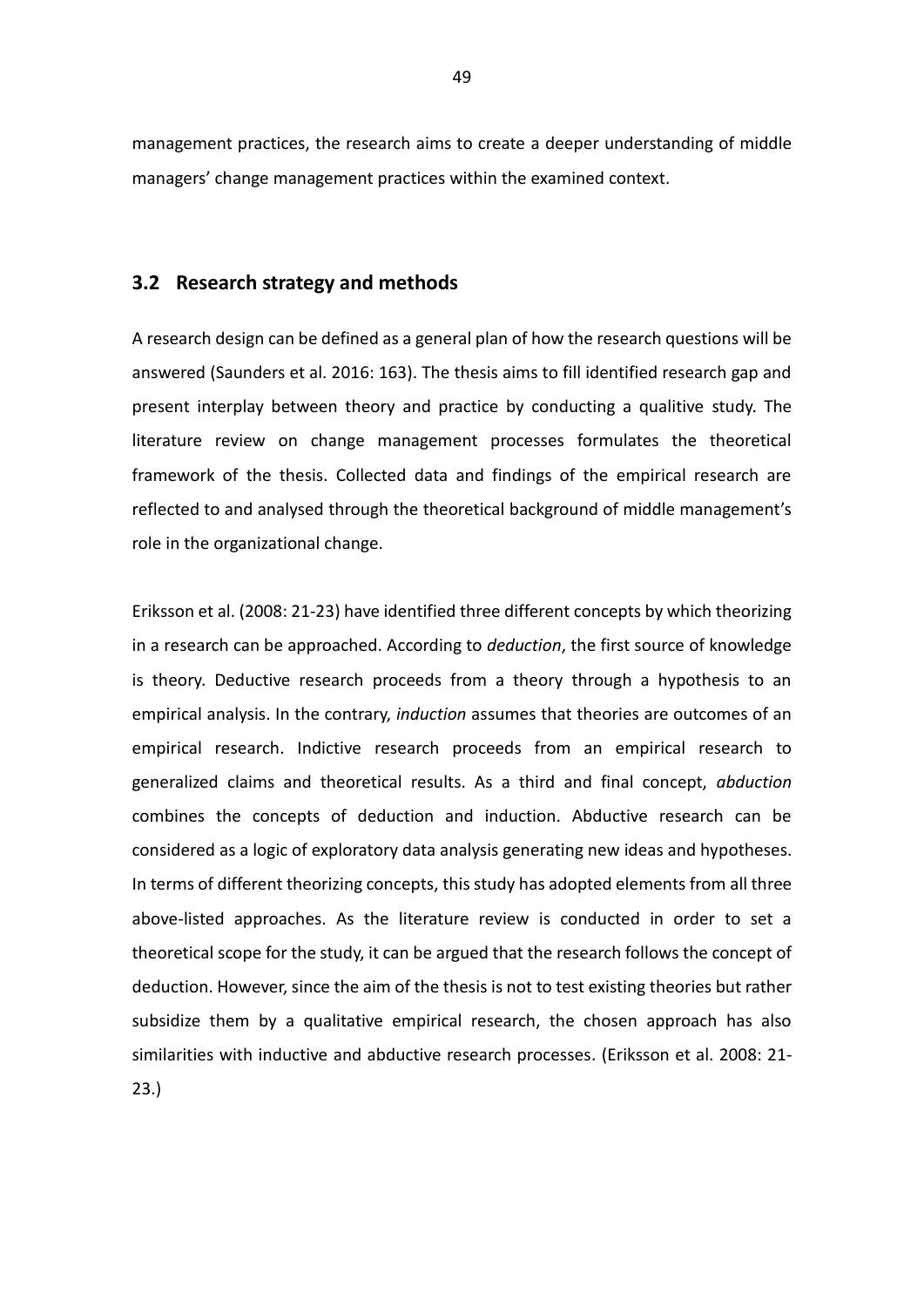management practices, the research aims to create a deeper understanding of middle managers' change management practices within the examined context.

## 3.2 Research strategy and methods

A research design can be defined as a general plan of how the research questions will be answered (Saunders et al. 2016: 163). The thesis aims to fill identified research gap and present interplay between theory and practice by conducting a qualitive study. The literature review on change management processes formulates the theoretical framework of the thesis. Collected data and findings of the empirical research are reflected to and analysed through the theoretical background of middle management's role in the organizational change.

Eriksson et al. (2008: 21-23) have identified three different concepts by which theorizing in a research can be approached. According to *deduction*, the first source of knowledge is theory. Deductive research proceeds from a theory through a hypothesis to an empirical analysis. In the contrary, *induction* assumes that theories are outcomes of an empirical research. Indictive research proceeds from an empirical research to generalized claims and theoretical results. As a third and final concept, *abduction* combines the concepts of deduction and induction. Abductive research can be considered as a logic of exploratory data analysis generating new ideas and hypotheses. In terms of different theorizing concepts, this study has adopted elements from all three above-listed approaches. As the literature review is conducted in order to set a theoretical scope for the study, it can be argued that the research follows the concept of deduction. However, since the aim of the thesis is not to test existing theories but rather subsidize them by a qualitative empirical research, the chosen approach has also similarities with inductive and abductive research processes. (Eriksson et al. 2008: 21-23.)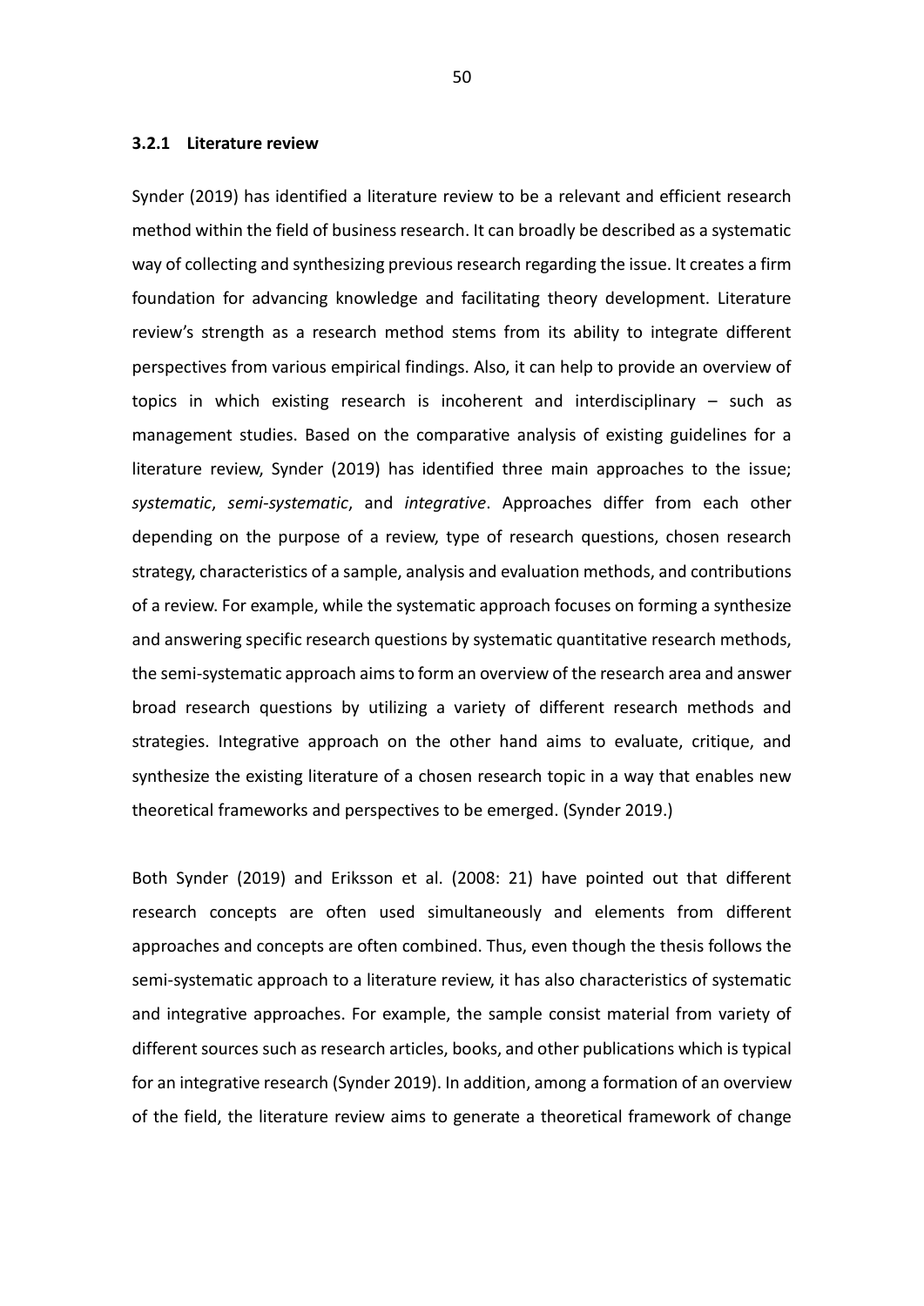### 3.2.1 Literature review

Synder (2019) has identified a literature review to be a relevant and efficient research method within the field of business research. It can broadly be described as a systematic way of collecting and synthesizing previous research regarding the issue. It creates a firm foundation for advancing knowledge and facilitating theory development. Literature review's strength as a research method stems from its ability to integrate different perspectives from various empirical findings. Also, it can help to provide an overview of topics in which existing research is incoherent and interdisciplinary – such as management studies. Based on the comparative analysis of existing guidelines for a literature review, Synder (2019) has identified three main approaches to the issue; *systematic*, *semi-systematic*, and *integrative*. Approaches differ from each other depending on the purpose of a review, type of research questions, chosen research strategy, characteristics of a sample, analysis and evaluation methods, and contributions of a review. For example, while the systematic approach focuses on forming a synthesize and answering specific research questions by systematic quantitative research methods, the semi-systematic approach aims to form an overview of the research area and answer broad research questions by utilizing a variety of different research methods and strategies. Integrative approach on the other hand aims to evaluate, critique, and synthesize the existing literature of a chosen research topic in a way that enables new theoretical frameworks and perspectives to be emerged. (Synder 2019.)

Both Synder (2019) and Eriksson et al. (2008: 21) have pointed out that different research concepts are often used simultaneously and elements from different approaches and concepts are often combined. Thus, even though the thesis follows the semi-systematic approach to a literature review, it has also characteristics of systematic and integrative approaches. For example, the sample consist material from variety of different sources such as research articles, books, and other publications which is typical for an integrative research (Synder 2019). In addition, among a formation of an overview of the field, the literature review aims to generate a theoretical framework of change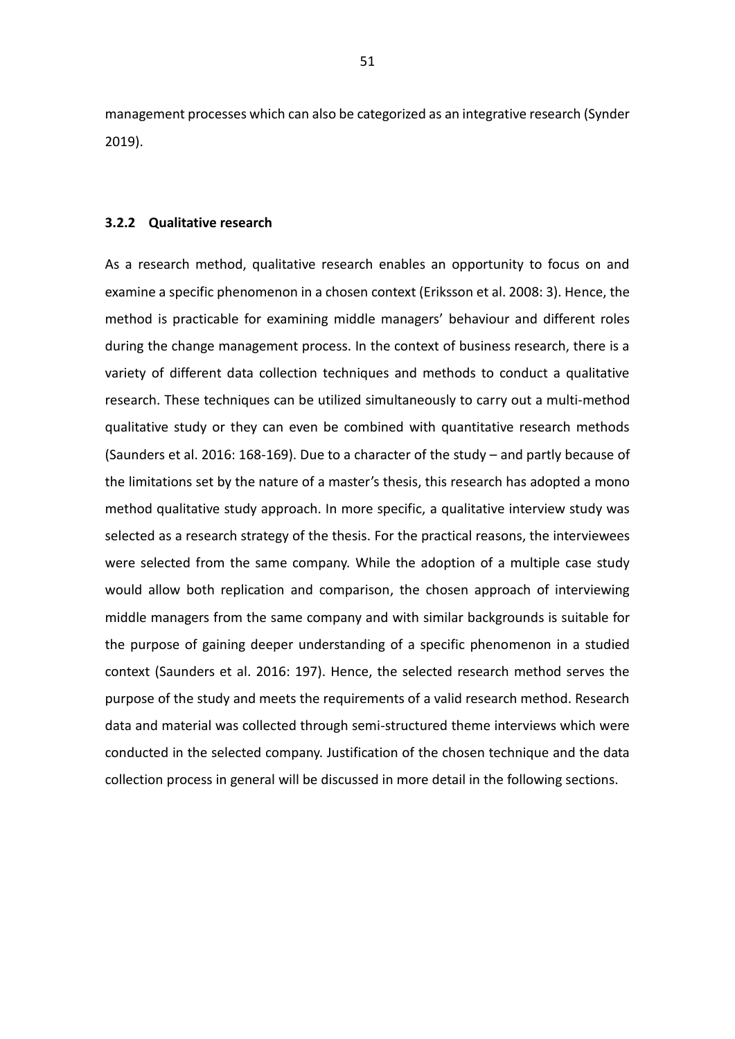management processes which can also be categorized as an integrative research (Synder 2019).

### 3.2.2 Qualitative research

As a research method, qualitative research enables an opportunity to focus on and examine a specific phenomenon in a chosen context (Eriksson et al. 2008: 3). Hence, the method is practicable for examining middle managers' behaviour and different roles during the change management process. In the context of business research, there is a variety of different data collection techniques and methods to conduct a qualitative research. These techniques can be utilized simultaneously to carry out a multi-method qualitative study or they can even be combined with quantitative research methods (Saunders et al. 2016: 168-169). Due to a character of the study – and partly because of the limitations set by the nature of a master's thesis, this research has adopted a mono method qualitative study approach. In more specific, a qualitative interview study was selected as a research strategy of the thesis. For the practical reasons, the interviewees were selected from the same company. While the adoption of a multiple case study would allow both replication and comparison, the chosen approach of interviewing middle managers from the same company and with similar backgrounds is suitable for the purpose of gaining deeper understanding of a specific phenomenon in a studied context (Saunders et al. 2016: 197). Hence, the selected research method serves the purpose of the study and meets the requirements of a valid research method. Research data and material was collected through semi-structured theme interviews which were conducted in the selected company. Justification of the chosen technique and the data collection process in general will be discussed in more detail in the following sections.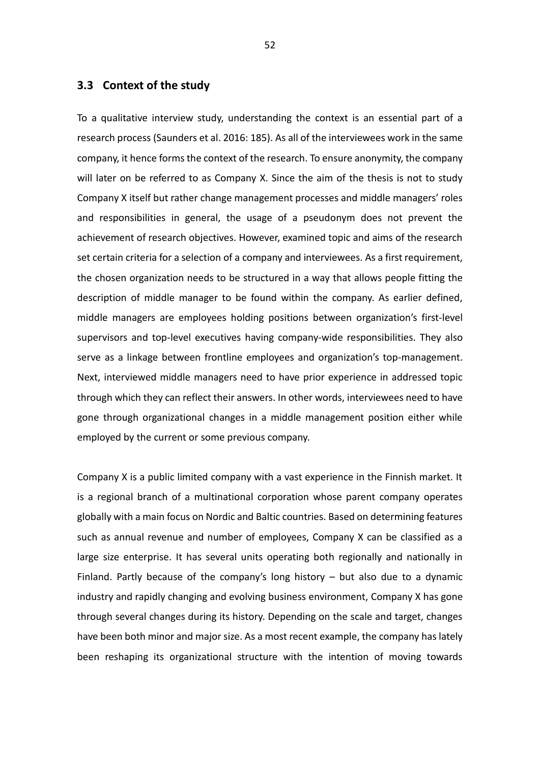## 3.3 Context of the study

To a qualitative interview study, understanding the context is an essential part of a research process (Saunders et al. 2016: 185). As all of the interviewees work in the same company, it hence forms the context of the research. To ensure anonymity, the company will later on be referred to as Company X. Since the aim of the thesis is not to study Company X itself but rather change management processes and middle managers' roles and responsibilities in general, the usage of a pseudonym does not prevent the achievement of research objectives. However, examined topic and aims of the research set certain criteria for a selection of a company and interviewees. As a first requirement, the chosen organization needs to be structured in a way that allows people fitting the description of middle manager to be found within the company. As earlier defined, middle managers are employees holding positions between organization's first-level supervisors and top-level executives having company-wide responsibilities. They also serve as a linkage between frontline employees and organization's top-management. Next, interviewed middle managers need to have prior experience in addressed topic through which they can reflect their answers. In other words, interviewees need to have gone through organizational changes in a middle management position either while employed by the current or some previous company.

Company X is a public limited company with a vast experience in the Finnish market. It is a regional branch of a multinational corporation whose parent company operates globally with a main focus on Nordic and Baltic countries. Based on determining features such as annual revenue and number of employees, Company X can be classified as a large size enterprise. It has several units operating both regionally and nationally in Finland. Partly because of the company's long history – but also due to a dynamic industry and rapidly changing and evolving business environment, Company X has gone through several changes during its history. Depending on the scale and target, changes have been both minor and major size. As a most recent example, the company has lately been reshaping its organizational structure with the intention of moving towards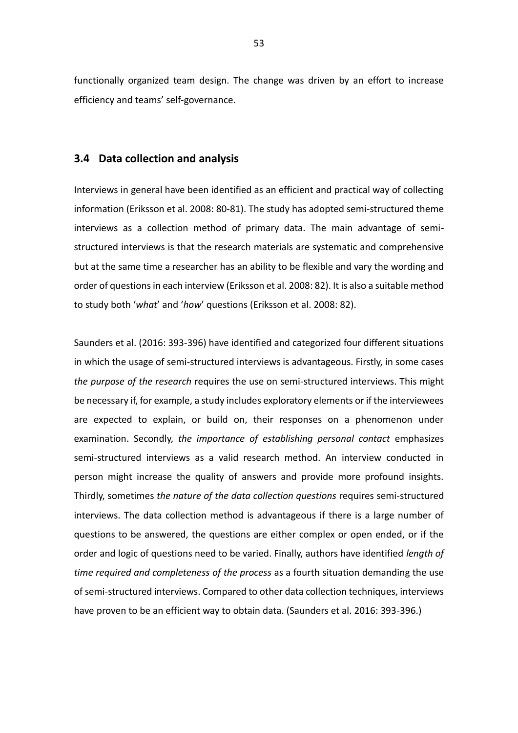functionally organized team design. The change was driven by an effort to increase efficiency and teams' self-governance.

## 3.4 Data collection and analysis

Interviews in general have been identified as an efficient and practical way of collecting information (Eriksson et al. 2008: 80-81). The study has adopted semi-structured theme interviews as a collection method of primary data. The main advantage of semi-structured interviews is that the research materials are systematic and comprehensive but at the same time a researcher has an ability to be flexible and vary the wording and order of questions in each interview (Eriksson et al. 2008: 82). It is also a suitable method to study both '*what*' and '*how*' questions (Eriksson et al. 2008: 82).

Saunders et al. (2016: 393-396) have identified and categorized four different situations in which the usage of semi-structured interviews is advantageous. Firstly, in some cases *the purpose of the research* requires the use on semi-structured interviews. This might be necessary if, for example, a study includes exploratory elements or if the interviewees are expected to explain, or build on, their responses on a phenomenon under examination. Secondly, *the importance of establishing personal contact* emphasizes semi-structured interviews as a valid research method. An interview conducted in person might increase the quality of answers and provide more profound insights. Thirdly, sometimes *the nature of the data collection questions* requires semi-structured interviews. The data collection method is advantageous if there is a large number of questions to be answered, the questions are either complex or open ended, or if the order and logic of questions need to be varied. Finally, authors have identified *length of time required and completeness of the process* as a fourth situation demanding the use of semi-structured interviews. Compared to other data collection techniques, interviews have proven to be an efficient way to obtain data. (Saunders et al. 2016: 393-396.)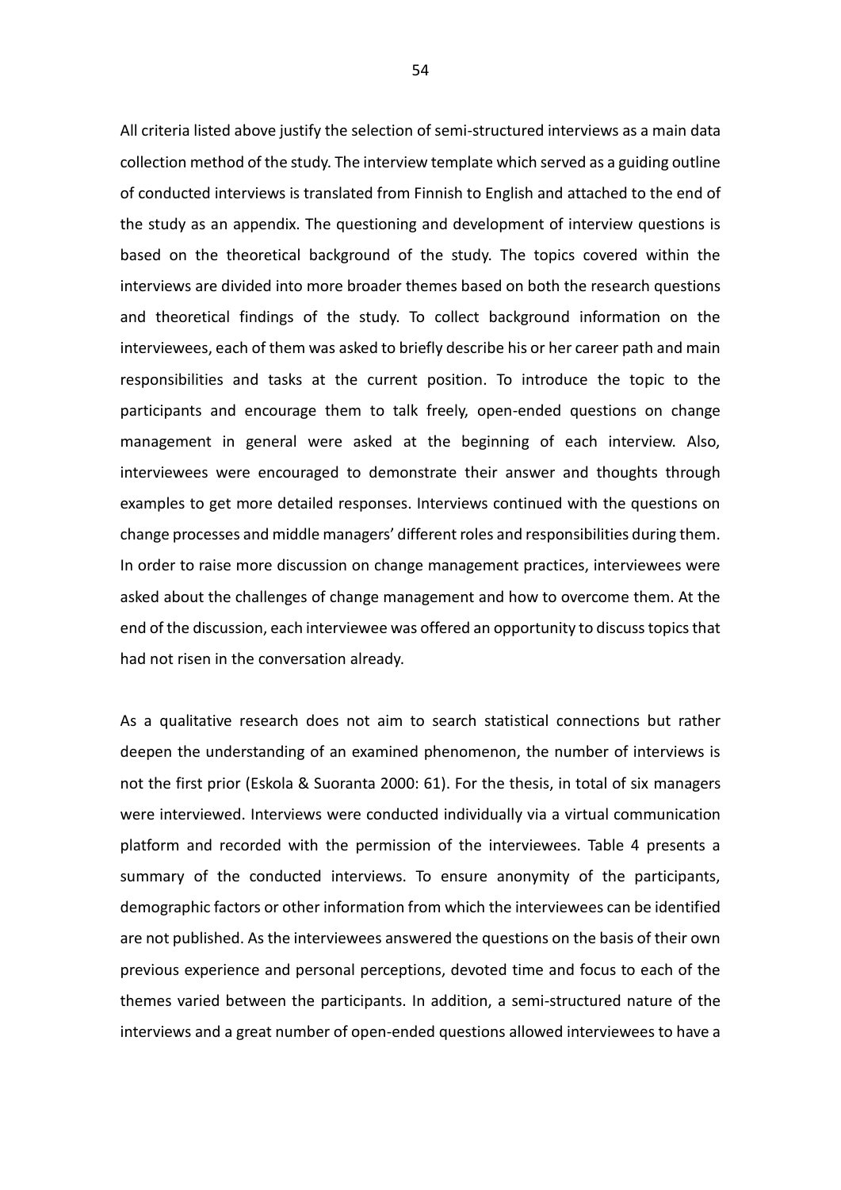All criteria listed above justify the selection of semi-structured interviews as a main data collection method of the study. The interview template which served as a guiding outline of conducted interviews is translated from Finnish to English and attached to the end of the study as an appendix. The questioning and development of interview questions is based on the theoretical background of the study. The topics covered within the interviews are divided into more broader themes based on both the research questions and theoretical findings of the study. To collect background information on the interviewees, each of them was asked to briefly describe his or her career path and main responsibilities and tasks at the current position. To introduce the topic to the participants and encourage them to talk freely, open-ended questions on change management in general were asked at the beginning of each interview. Also, interviewees were encouraged to demonstrate their answer and thoughts through examples to get more detailed responses. Interviews continued with the questions on change processes and middle managers' different roles and responsibilities during them. In order to raise more discussion on change management practices, interviewees were asked about the challenges of change management and how to overcome them. At the end of the discussion, each interviewee was offered an opportunity to discuss topics that had not risen in the conversation already.

As a qualitative research does not aim to search statistical connections but rather deepen the understanding of an examined phenomenon, the number of interviews is not the first prior (Eskola & Suoranta 2000: 61). For the thesis, in total of six managers were interviewed. Interviews were conducted individually via a virtual communication platform and recorded with the permission of the interviewees. Table 4 presents a summary of the conducted interviews. To ensure anonymity of the participants, demographic factors or other information from which the interviewees can be identified are not published. As the interviewees answered the questions on the basis of their own previous experience and personal perceptions, devoted time and focus to each of the themes varied between the participants. In addition, a semi-structured nature of the interviews and a great number of open-ended questions allowed interviewees to have a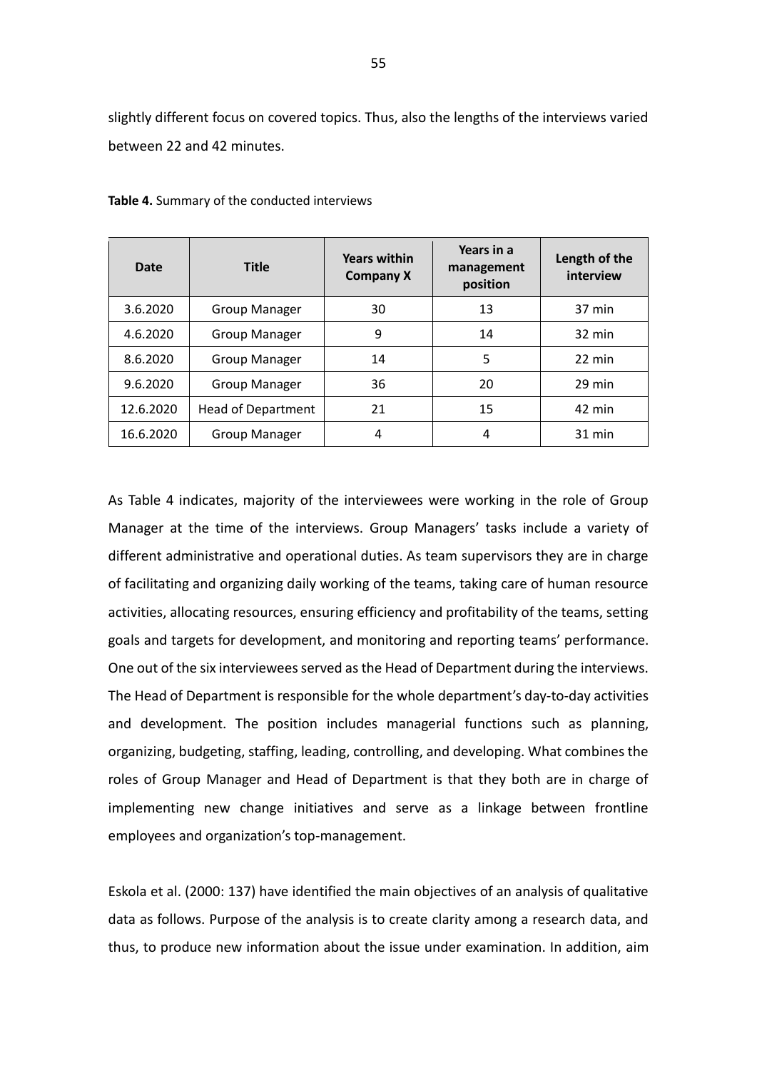slightly different focus on covered topics. Thus, also the lengths of the interviews varied between 22 and 42 minutes.

**Table 4.** Summary of the conducted interviews

| Date | Title | Years within Company X | Years in a management position | Length of the interview |
|---|---|---|---|---|
| 3.6.2020 | Group Manager | 30 | 13 | 37 min |
| 4.6.2020 | Group Manager | 9 | 14 | 32 min |
| 8.6.2020 | Group Manager | 14 | 5 | 22 min |
| 9.6.2020 | Group Manager | 36 | 20 | 29 min |
| 12.6.2020 | Head of Department | 21 | 15 | 42 min |
| 16.6.2020 | Group Manager | 4 | 4 | 31 min |

As Table 4 indicates, majority of the interviewees were working in the role of Group Manager at the time of the interviews. Group Managers' tasks include a variety of different administrative and operational duties. As team supervisors they are in charge of facilitating and organizing daily working of the teams, taking care of human resource activities, allocating resources, ensuring efficiency and profitability of the teams, setting goals and targets for development, and monitoring and reporting teams' performance. One out of the six interviewees served as the Head of Department during the interviews. The Head of Department is responsible for the whole department's day-to-day activities and development. The position includes managerial functions such as planning, organizing, budgeting, staffing, leading, controlling, and developing. What combines the roles of Group Manager and Head of Department is that they both are in charge of implementing new change initiatives and serve as a linkage between frontline employees and organization's top-management.

Eskola et al. (2000: 137) have identified the main objectives of an analysis of qualitative data as follows. Purpose of the analysis is to create clarity among a research data, and thus, to produce new information about the issue under examination. In addition, aim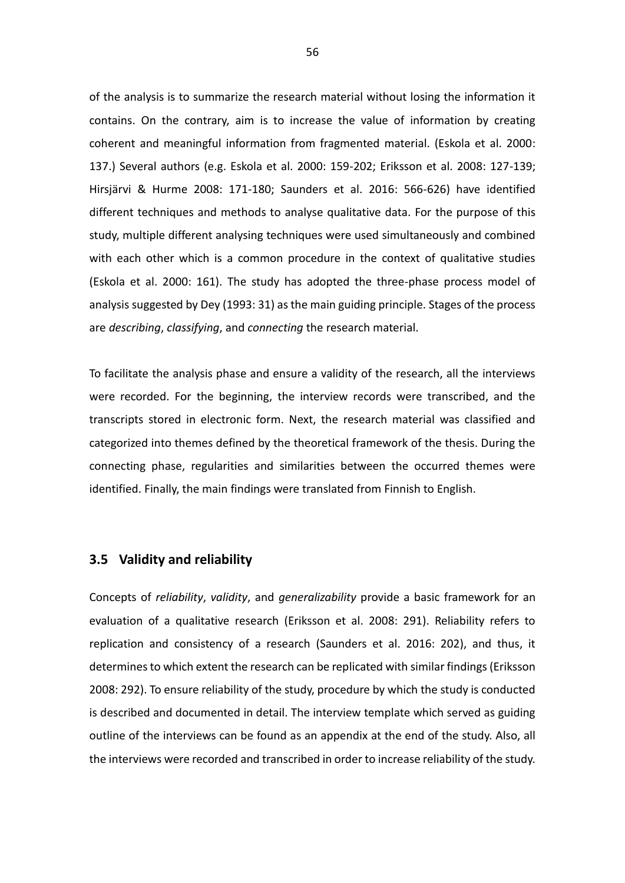of the analysis is to summarize the research material without losing the information it contains. On the contrary, aim is to increase the value of information by creating coherent and meaningful information from fragmented material. (Eskola et al. 2000: 137.) Several authors (e.g. Eskola et al. 2000: 159-202; Eriksson et al. 2008: 127-139; Hirsjärvi & Hurme 2008: 171-180; Saunders et al. 2016: 566-626) have identified different techniques and methods to analyse qualitative data. For the purpose of this study, multiple different analysing techniques were used simultaneously and combined with each other which is a common procedure in the context of qualitative studies (Eskola et al. 2000: 161). The study has adopted the three-phase process model of analysis suggested by Dey (1993: 31) as the main guiding principle. Stages of the process are *describing*, *classifying*, and *connecting* the research material.

To facilitate the analysis phase and ensure a validity of the research, all the interviews were recorded. For the beginning, the interview records were transcribed, and the transcripts stored in electronic form. Next, the research material was classified and categorized into themes defined by the theoretical framework of the thesis. During the connecting phase, regularities and similarities between the occurred themes were identified. Finally, the main findings were translated from Finnish to English.

## 3.5 Validity and reliability

Concepts of *reliability*, *validity*, and *generalizability* provide a basic framework for an evaluation of a qualitative research (Eriksson et al. 2008: 291). Reliability refers to replication and consistency of a research (Saunders et al. 2016: 202), and thus, it determines to which extent the research can be replicated with similar findings (Eriksson 2008: 292). To ensure reliability of the study, procedure by which the study is conducted is described and documented in detail. The interview template which served as guiding outline of the interviews can be found as an appendix at the end of the study. Also, all the interviews were recorded and transcribed in order to increase reliability of the study.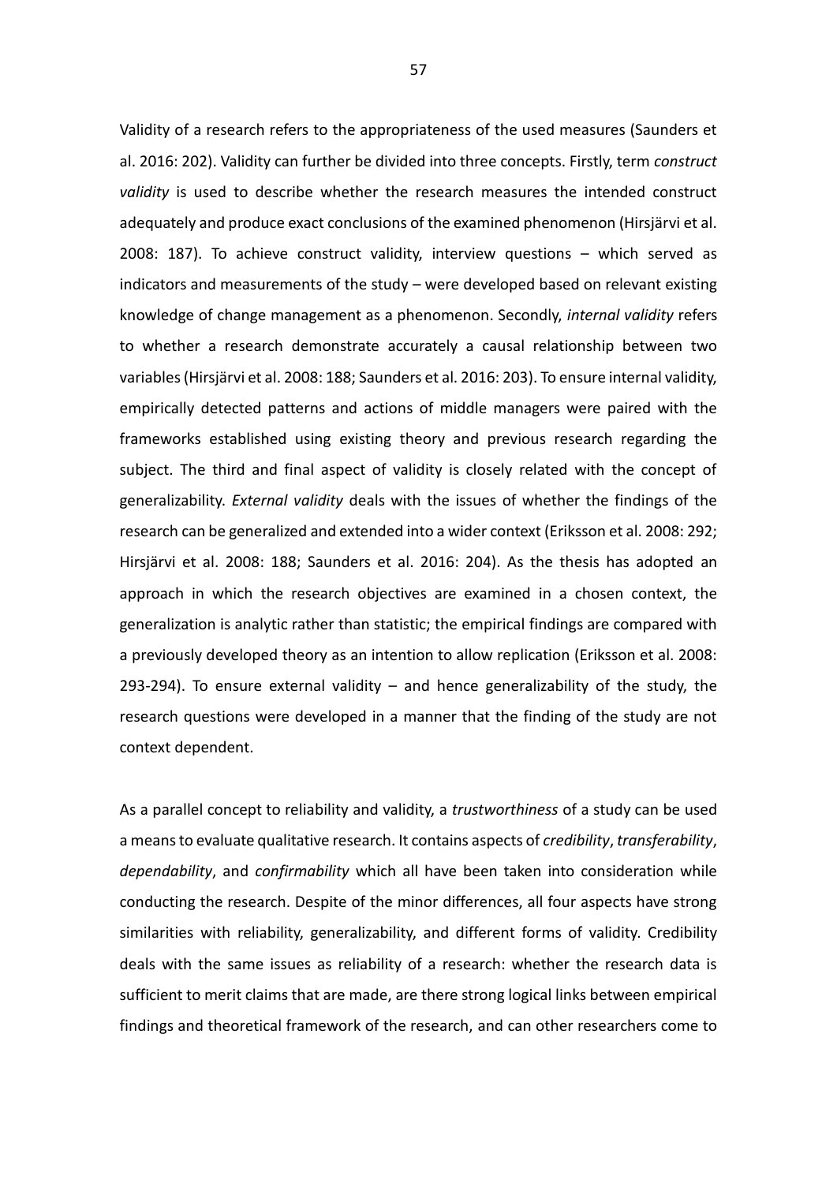Validity of a research refers to the appropriateness of the used measures (Saunders et al. 2016: 202). Validity can further be divided into three concepts. Firstly, term *construct validity* is used to describe whether the research measures the intended construct adequately and produce exact conclusions of the examined phenomenon (Hirsjärvi et al. 2008: 187). To achieve construct validity, interview questions – which served as indicators and measurements of the study – were developed based on relevant existing knowledge of change management as a phenomenon. Secondly, *internal validity* refers to whether a research demonstrate accurately a causal relationship between two variables (Hirsjärvi et al. 2008: 188; Saunders et al. 2016: 203). To ensure internal validity, empirically detected patterns and actions of middle managers were paired with the frameworks established using existing theory and previous research regarding the subject. The third and final aspect of validity is closely related with the concept of generalizability. *External validity* deals with the issues of whether the findings of the research can be generalized and extended into a wider context (Eriksson et al. 2008: 292; Hirsjärvi et al. 2008: 188; Saunders et al. 2016: 204). As the thesis has adopted an approach in which the research objectives are examined in a chosen context, the generalization is analytic rather than statistic; the empirical findings are compared with a previously developed theory as an intention to allow replication (Eriksson et al. 2008: 293-294). To ensure external validity – and hence generalizability of the study, the research questions were developed in a manner that the finding of the study are not context dependent.

As a parallel concept to reliability and validity, a *trustworthiness* of a study can be used a means to evaluate qualitative research. It contains aspects of *credibility*, *transferability*, *dependability*, and *confirmability* which all have been taken into consideration while conducting the research. Despite of the minor differences, all four aspects have strong similarities with reliability, generalizability, and different forms of validity. Credibility deals with the same issues as reliability of a research: whether the research data is sufficient to merit claims that are made, are there strong logical links between empirical findings and theoretical framework of the research, and can other researchers come to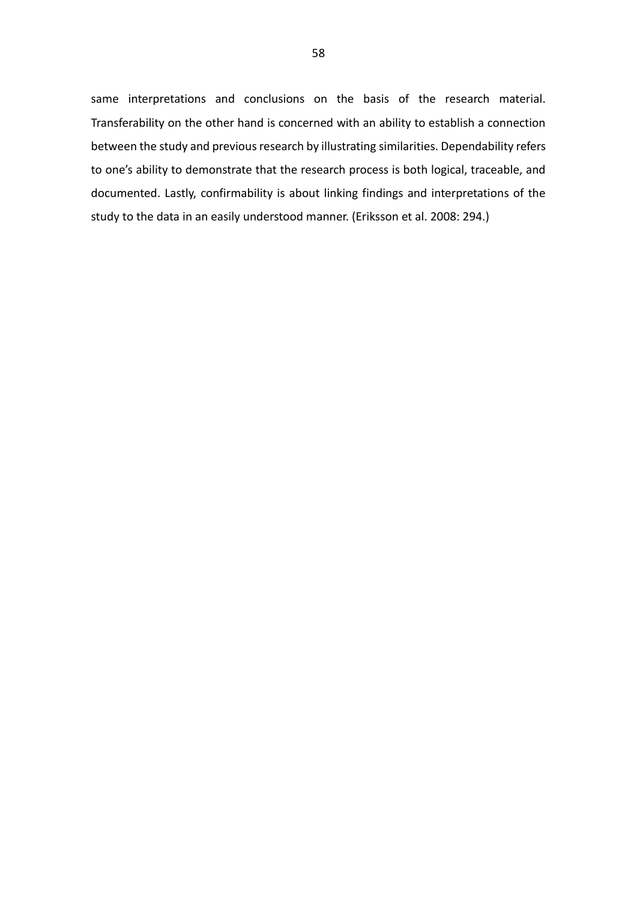same interpretations and conclusions on the basis of the research material. Transferability on the other hand is concerned with an ability to establish a connection between the study and previous research by illustrating similarities. Dependability refers to one's ability to demonstrate that the research process is both logical, traceable, and documented. Lastly, confirmability is about linking findings and interpretations of the study to the data in an easily understood manner. (Eriksson et al. 2008: 294.)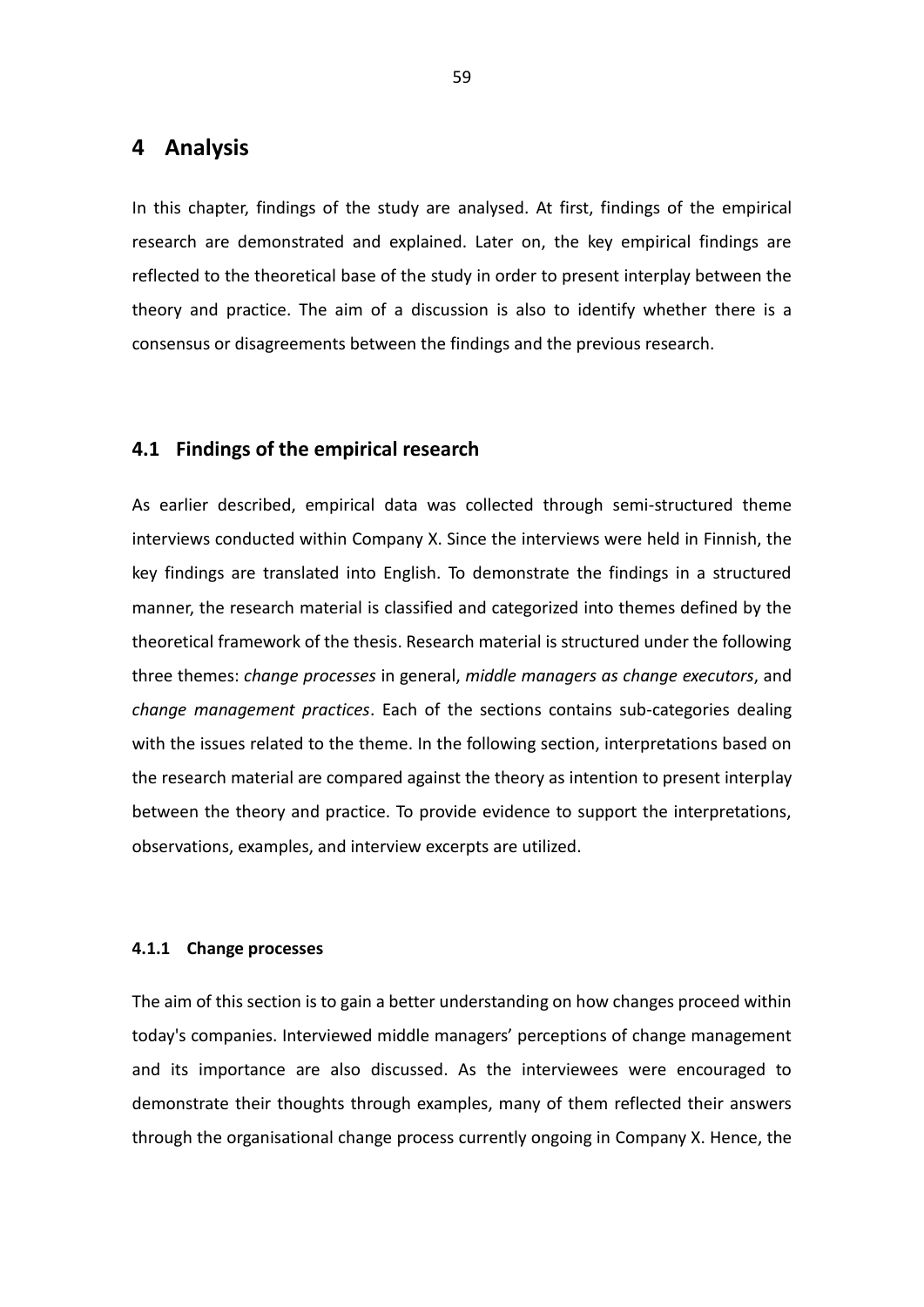# 4 Analysis

In this chapter, findings of the study are analysed. At first, findings of the empirical research are demonstrated and explained. Later on, the key empirical findings are reflected to the theoretical base of the study in order to present interplay between the theory and practice. The aim of a discussion is also to identify whether there is a consensus or disagreements between the findings and the previous research.

## 4.1 Findings of the empirical research

As earlier described, empirical data was collected through semi-structured theme interviews conducted within Company X. Since the interviews were held in Finnish, the key findings are translated into English. To demonstrate the findings in a structured manner, the research material is classified and categorized into themes defined by the theoretical framework of the thesis. Research material is structured under the following three themes: *change processes* in general, *middle managers as change executors*, and *change management practices*. Each of the sections contains sub-categories dealing with the issues related to the theme. In the following section, interpretations based on the research material are compared against the theory as intention to present interplay between the theory and practice. To provide evidence to support the interpretations, observations, examples, and interview excerpts are utilized.

### 4.1.1 Change processes

The aim of this section is to gain a better understanding on how changes proceed within today's companies. Interviewed middle managers' perceptions of change management and its importance are also discussed. As the interviewees were encouraged to demonstrate their thoughts through examples, many of them reflected their answers through the organisational change process currently ongoing in Company X. Hence, the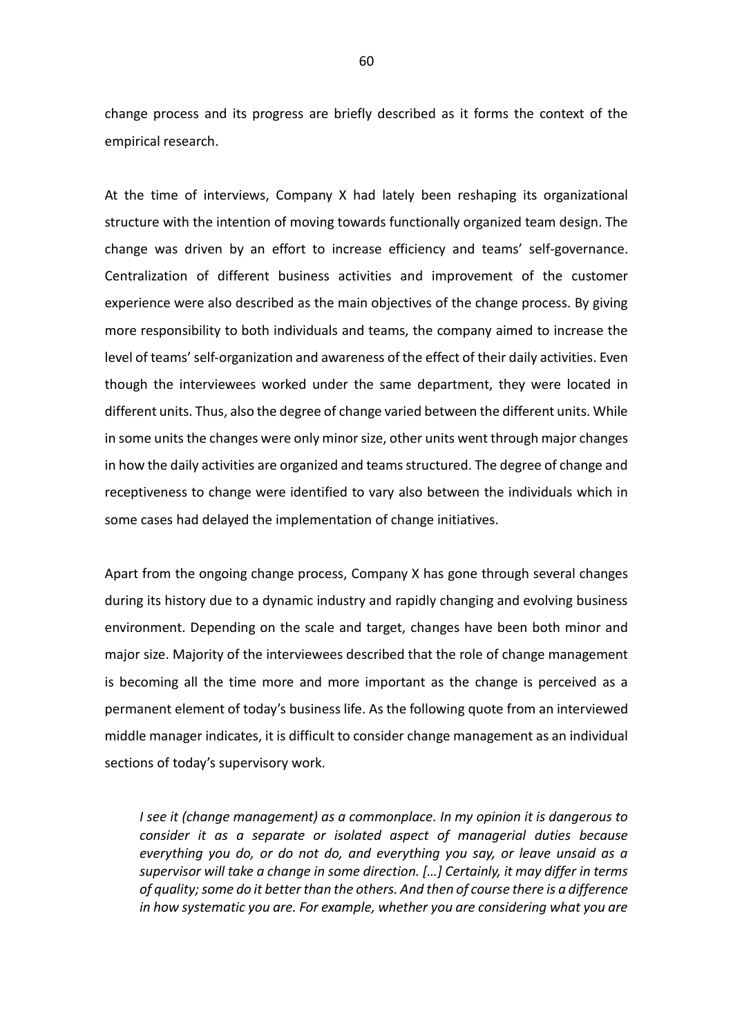change process and its progress are briefly described as it forms the context of the empirical research.

At the time of interviews, Company X had lately been reshaping its organizational structure with the intention of moving towards functionally organized team design. The change was driven by an effort to increase efficiency and teams' self-governance. Centralization of different business activities and improvement of the customer experience were also described as the main objectives of the change process. By giving more responsibility to both individuals and teams, the company aimed to increase the level of teams' self-organization and awareness of the effect of their daily activities. Even though the interviewees worked under the same department, they were located in different units. Thus, also the degree of change varied between the different units. While in some units the changes were only minor size, other units went through major changes in how the daily activities are organized and teams structured. The degree of change and receptiveness to change were identified to vary also between the individuals which in some cases had delayed the implementation of change initiatives.

Apart from the ongoing change process, Company X has gone through several changes during its history due to a dynamic industry and rapidly changing and evolving business environment. Depending on the scale and target, changes have been both minor and major size. Majority of the interviewees described that the role of change management is becoming all the time more and more important as the change is perceived as a permanent element of today's business life. As the following quote from an interviewed middle manager indicates, it is difficult to consider change management as an individual sections of today's supervisory work.

> *I see it (change management) as a commonplace. In my opinion it is dangerous to consider it as a separate or isolated aspect of managerial duties because everything you do, or do not do, and everything you say, or leave unsaid as a supervisor will take a change in some direction. […] Certainly, it may differ in terms of quality; some do it better than the others. And then of course there is a difference in how systematic you are. For example, whether you are considering what you are*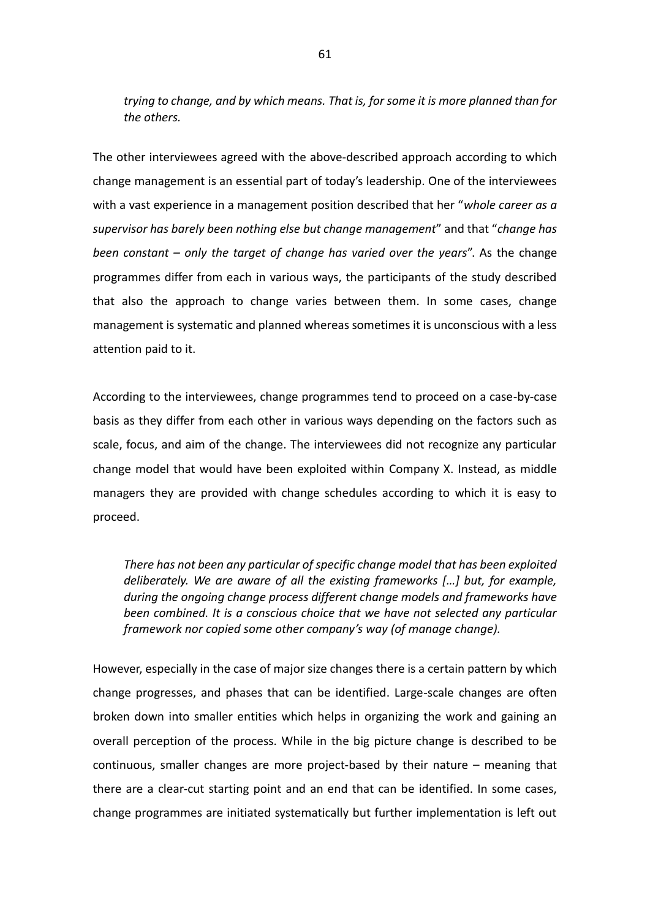*trying to change, and by which means. That is, for some it is more planned than for the others.*

The other interviewees agreed with the above-described approach according to which change management is an essential part of today's leadership. One of the interviewees with a vast experience in a management position described that her "*whole career as a supervisor has barely been nothing else but change management*" and that "*change has been constant – only the target of change has varied over the years*". As the change programmes differ from each in various ways, the participants of the study described that also the approach to change varies between them. In some cases, change management is systematic and planned whereas sometimes it is unconscious with a less attention paid to it.

According to the interviewees, change programmes tend to proceed on a case-by-case basis as they differ from each other in various ways depending on the factors such as scale, focus, and aim of the change. The interviewees did not recognize any particular change model that would have been exploited within Company X. Instead, as middle managers they are provided with change schedules according to which it is easy to proceed.

> *There has not been any particular of specific change model that has been exploited deliberately. We are aware of all the existing frameworks […] but, for example, during the ongoing change process different change models and frameworks have been combined. It is a conscious choice that we have not selected any particular framework nor copied some other company's way (of manage change).*

However, especially in the case of major size changes there is a certain pattern by which change progresses, and phases that can be identified. Large-scale changes are often broken down into smaller entities which helps in organizing the work and gaining an overall perception of the process. While in the big picture change is described to be continuous, smaller changes are more project-based by their nature – meaning that there are a clear-cut starting point and an end that can be identified. In some cases, change programmes are initiated systematically but further implementation is left out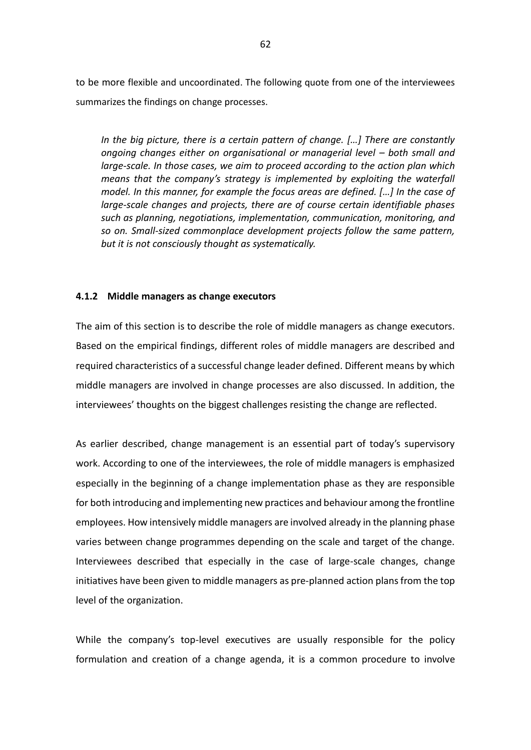to be more flexible and uncoordinated. The following quote from one of the interviewees summarizes the findings on change processes.

> *In the big picture, there is a certain pattern of change. […] There are constantly ongoing changes either on organisational or managerial level – both small and large-scale. In those cases, we aim to proceed according to the action plan which means that the company's strategy is implemented by exploiting the waterfall model. In this manner, for example the focus areas are defined. […] In the case of large-scale changes and projects, there are of course certain identifiable phases such as planning, negotiations, implementation, communication, monitoring, and so on. Small-sized commonplace development projects follow the same pattern, but it is not consciously thought as systematically.*

### 4.1.2 Middle managers as change executors

The aim of this section is to describe the role of middle managers as change executors. Based on the empirical findings, different roles of middle managers are described and required characteristics of a successful change leader defined. Different means by which middle managers are involved in change processes are also discussed. In addition, the interviewees' thoughts on the biggest challenges resisting the change are reflected.

As earlier described, change management is an essential part of today's supervisory work. According to one of the interviewees, the role of middle managers is emphasized especially in the beginning of a change implementation phase as they are responsible for both introducing and implementing new practices and behaviour among the frontline employees. How intensively middle managers are involved already in the planning phase varies between change programmes depending on the scale and target of the change. Interviewees described that especially in the case of large-scale changes, change initiatives have been given to middle managers as pre-planned action plans from the top level of the organization.

While the company's top-level executives are usually responsible for the policy formulation and creation of a change agenda, it is a common procedure to involve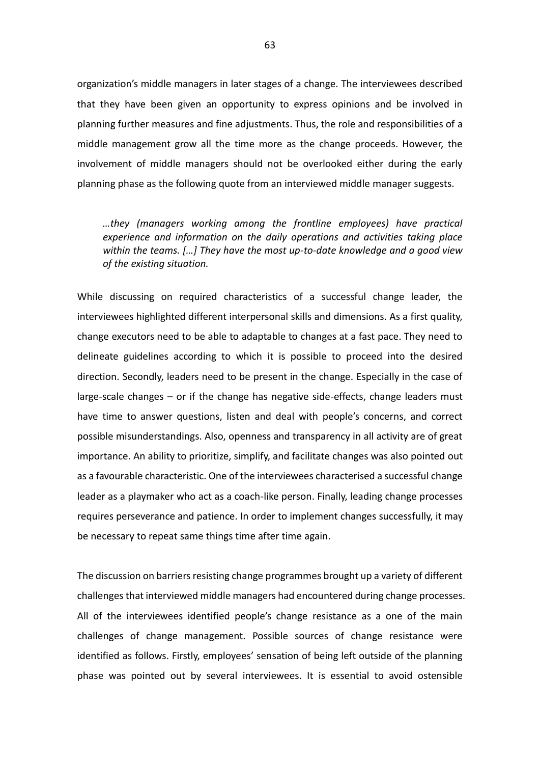organization's middle managers in later stages of a change. The interviewees described that they have been given an opportunity to express opinions and be involved in planning further measures and fine adjustments. Thus, the role and responsibilities of a middle management grow all the time more as the change proceeds. However, the involvement of middle managers should not be overlooked either during the early planning phase as the following quote from an interviewed middle manager suggests.

> *…they (managers working among the frontline employees) have practical experience and information on the daily operations and activities taking place within the teams. […] They have the most up-to-date knowledge and a good view of the existing situation.*

While discussing on required characteristics of a successful change leader, the interviewees highlighted different interpersonal skills and dimensions. As a first quality, change executors need to be able to adaptable to changes at a fast pace. They need to delineate guidelines according to which it is possible to proceed into the desired direction. Secondly, leaders need to be present in the change. Especially in the case of large-scale changes – or if the change has negative side-effects, change leaders must have time to answer questions, listen and deal with people's concerns, and correct possible misunderstandings. Also, openness and transparency in all activity are of great importance. An ability to prioritize, simplify, and facilitate changes was also pointed out as a favourable characteristic. One of the interviewees characterised a successful change leader as a playmaker who act as a coach-like person. Finally, leading change processes requires perseverance and patience. In order to implement changes successfully, it may be necessary to repeat same things time after time again.

The discussion on barriers resisting change programmes brought up a variety of different challenges that interviewed middle managers had encountered during change processes. All of the interviewees identified people's change resistance as a one of the main challenges of change management. Possible sources of change resistance were identified as follows. Firstly, employees' sensation of being left outside of the planning phase was pointed out by several interviewees. It is essential to avoid ostensible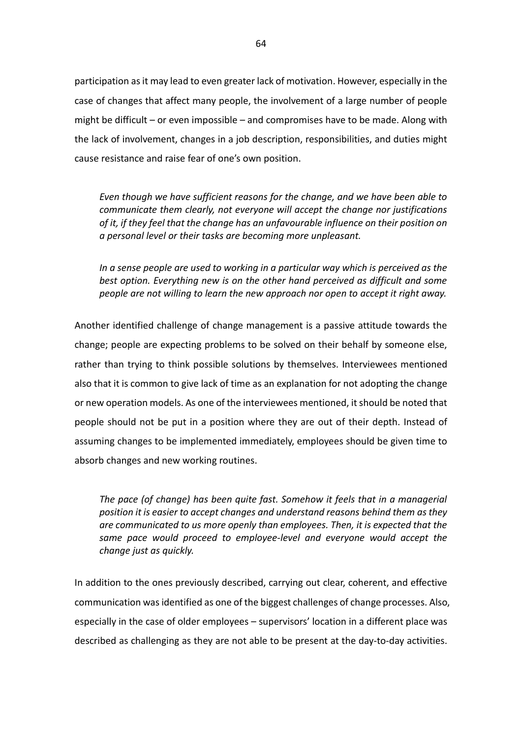participation as it may lead to even greater lack of motivation. However, especially in the case of changes that affect many people, the involvement of a large number of people might be difficult – or even impossible – and compromises have to be made. Along with the lack of involvement, changes in a job description, responsibilities, and duties might cause resistance and raise fear of one's own position.

> *Even though we have sufficient reasons for the change, and we have been able to communicate them clearly, not everyone will accept the change nor justifications of it, if they feel that the change has an unfavourable influence on their position on a personal level or their tasks are becoming more unpleasant.*

> *In a sense people are used to working in a particular way which is perceived as the best option. Everything new is on the other hand perceived as difficult and some people are not willing to learn the new approach nor open to accept it right away.*

Another identified challenge of change management is a passive attitude towards the change; people are expecting problems to be solved on their behalf by someone else, rather than trying to think possible solutions by themselves. Interviewees mentioned also that it is common to give lack of time as an explanation for not adopting the change or new operation models. As one of the interviewees mentioned, it should be noted that people should not be put in a position where they are out of their depth. Instead of assuming changes to be implemented immediately, employees should be given time to absorb changes and new working routines.

> *The pace (of change) has been quite fast. Somehow it feels that in a managerial position it is easier to accept changes and understand reasons behind them as they are communicated to us more openly than employees. Then, it is expected that the same pace would proceed to employee-level and everyone would accept the change just as quickly.*

In addition to the ones previously described, carrying out clear, coherent, and effective communication was identified as one of the biggest challenges of change processes. Also, especially in the case of older employees – supervisors' location in a different place was described as challenging as they are not able to be present at the day-to-day activities.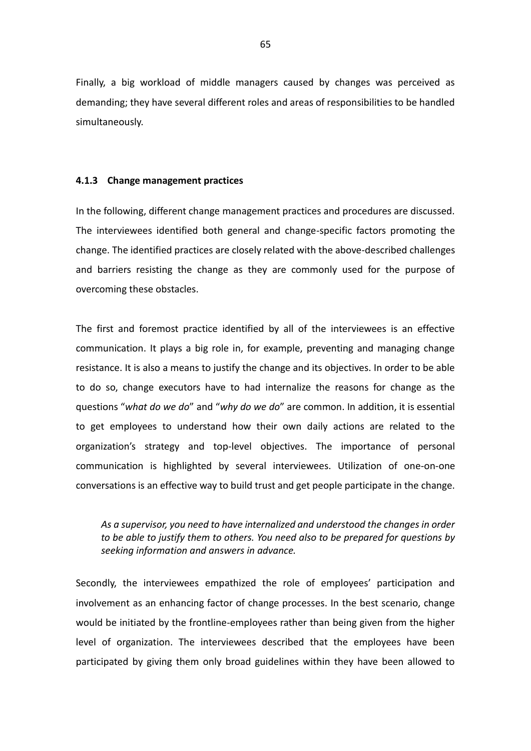Finally, a big workload of middle managers caused by changes was perceived as demanding; they have several different roles and areas of responsibilities to be handled simultaneously.

### 4.1.3 Change management practices

In the following, different change management practices and procedures are discussed. The interviewees identified both general and change-specific factors promoting the change. The identified practices are closely related with the above-described challenges and barriers resisting the change as they are commonly used for the purpose of overcoming these obstacles.

The first and foremost practice identified by all of the interviewees is an effective communication. It plays a big role in, for example, preventing and managing change resistance. It is also a means to justify the change and its objectives. In order to be able to do so, change executors have to had internalize the reasons for change as the questions "*what do we do*" and "*why do we do*" are common. In addition, it is essential to get employees to understand how their own daily actions are related to the organization's strategy and top-level objectives. The importance of personal communication is highlighted by several interviewees. Utilization of one-on-one conversations is an effective way to build trust and get people participate in the change.

> *As a supervisor, you need to have internalized and understood the changes in order to be able to justify them to others. You need also to be prepared for questions by seeking information and answers in advance.*

Secondly, the interviewees empathized the role of employees' participation and involvement as an enhancing factor of change processes. In the best scenario, change would be initiated by the frontline-employees rather than being given from the higher level of organization. The interviewees described that the employees have been participated by giving them only broad guidelines within they have been allowed to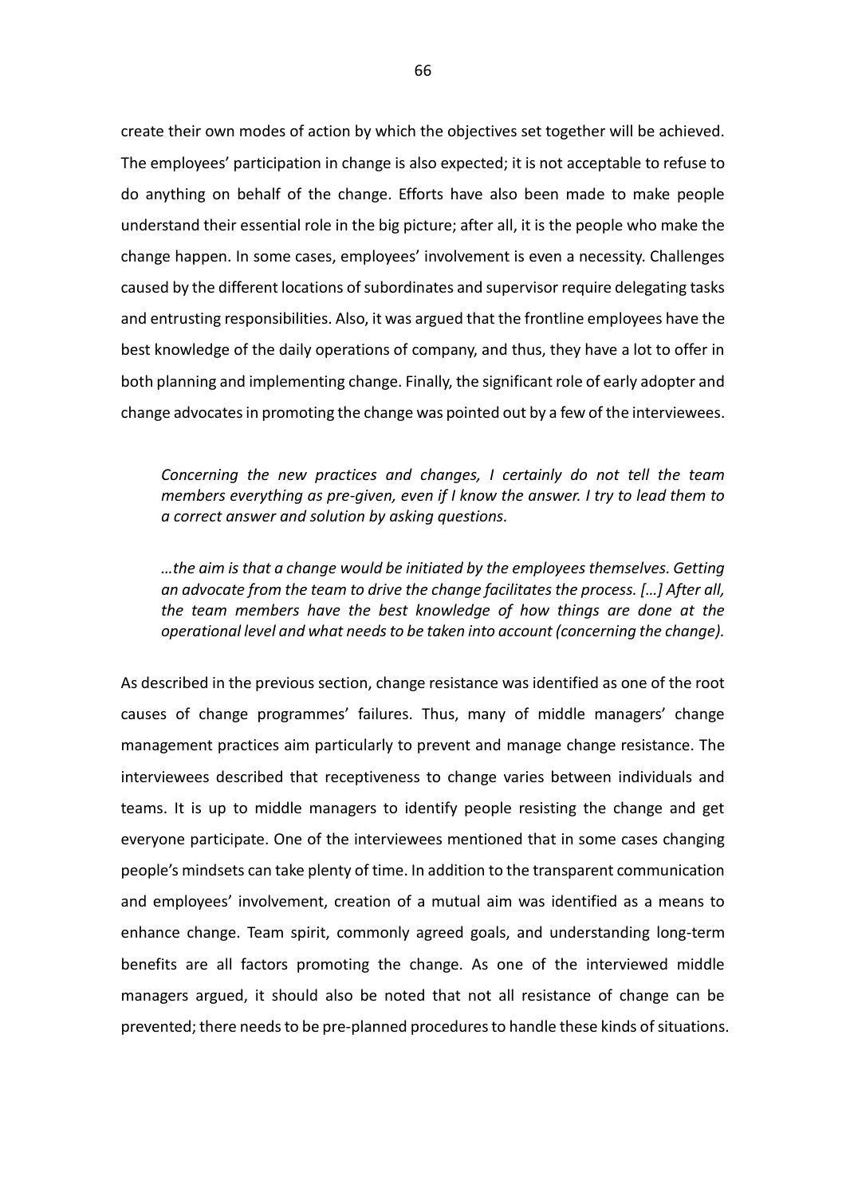create their own modes of action by which the objectives set together will be achieved. The employees' participation in change is also expected; it is not acceptable to refuse to do anything on behalf of the change. Efforts have also been made to make people understand their essential role in the big picture; after all, it is the people who make the change happen. In some cases, employees' involvement is even a necessity. Challenges caused by the different locations of subordinates and supervisor require delegating tasks and entrusting responsibilities. Also, it was argued that the frontline employees have the best knowledge of the daily operations of company, and thus, they have a lot to offer in both planning and implementing change. Finally, the significant role of early adopter and change advocates in promoting the change was pointed out by a few of the interviewees.

> *Concerning the new practices and changes, I certainly do not tell the team members everything as pre-given, even if I know the answer. I try to lead them to a correct answer and solution by asking questions.*

> *…the aim is that a change would be initiated by the employees themselves. Getting an advocate from the team to drive the change facilitates the process. […] After all, the team members have the best knowledge of how things are done at the operational level and what needs to be taken into account (concerning the change).*

As described in the previous section, change resistance was identified as one of the root causes of change programmes' failures. Thus, many of middle managers' change management practices aim particularly to prevent and manage change resistance. The interviewees described that receptiveness to change varies between individuals and teams. It is up to middle managers to identify people resisting the change and get everyone participate. One of the interviewees mentioned that in some cases changing people's mindsets can take plenty of time. In addition to the transparent communication and employees' involvement, creation of a mutual aim was identified as a means to enhance change. Team spirit, commonly agreed goals, and understanding long-term benefits are all factors promoting the change. As one of the interviewed middle managers argued, it should also be noted that not all resistance of change can be prevented; there needs to be pre-planned procedures to handle these kinds of situations.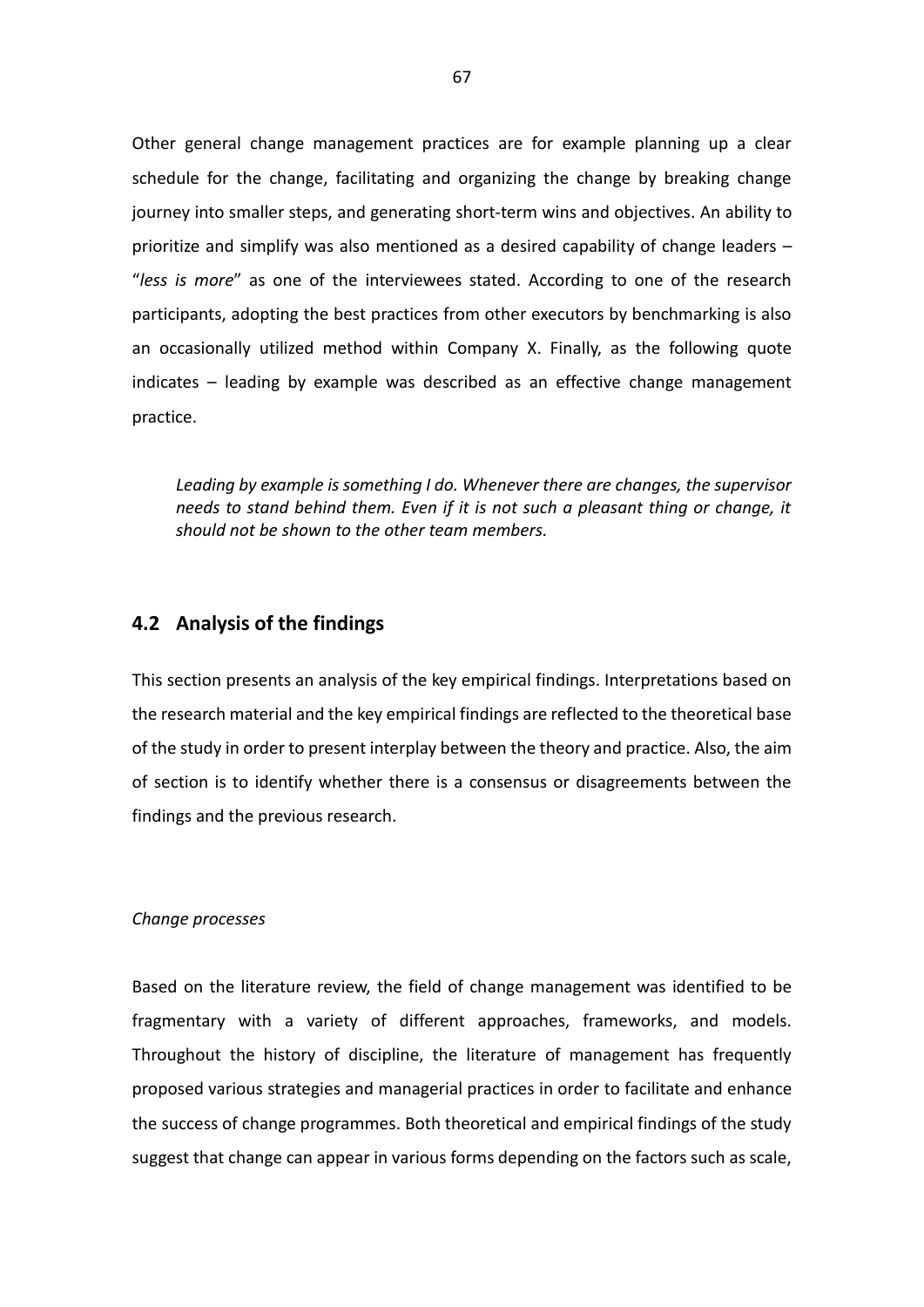Other general change management practices are for example planning up a clear schedule for the change, facilitating and organizing the change by breaking change journey into smaller steps, and generating short-term wins and objectives. An ability to prioritize and simplify was also mentioned as a desired capability of change leaders – "*less is more*" as one of the interviewees stated. According to one of the research participants, adopting the best practices from other executors by benchmarking is also an occasionally utilized method within Company X. Finally, as the following quote indicates – leading by example was described as an effective change management practice.

> *Leading by example is something I do. Whenever there are changes, the supervisor needs to stand behind them. Even if it is not such a pleasant thing or change, it should not be shown to the other team members.*

## 4.2 Analysis of the findings

This section presents an analysis of the key empirical findings. Interpretations based on the research material and the key empirical findings are reflected to the theoretical base of the study in order to present interplay between the theory and practice. Also, the aim of section is to identify whether there is a consensus or disagreements between the findings and the previous research.

*Change processes*

Based on the literature review, the field of change management was identified to be fragmentary with a variety of different approaches, frameworks, and models. Throughout the history of discipline, the literature of management has frequently proposed various strategies and managerial practices in order to facilitate and enhance the success of change programmes. Both theoretical and empirical findings of the study suggest that change can appear in various forms depending on the factors such as scale,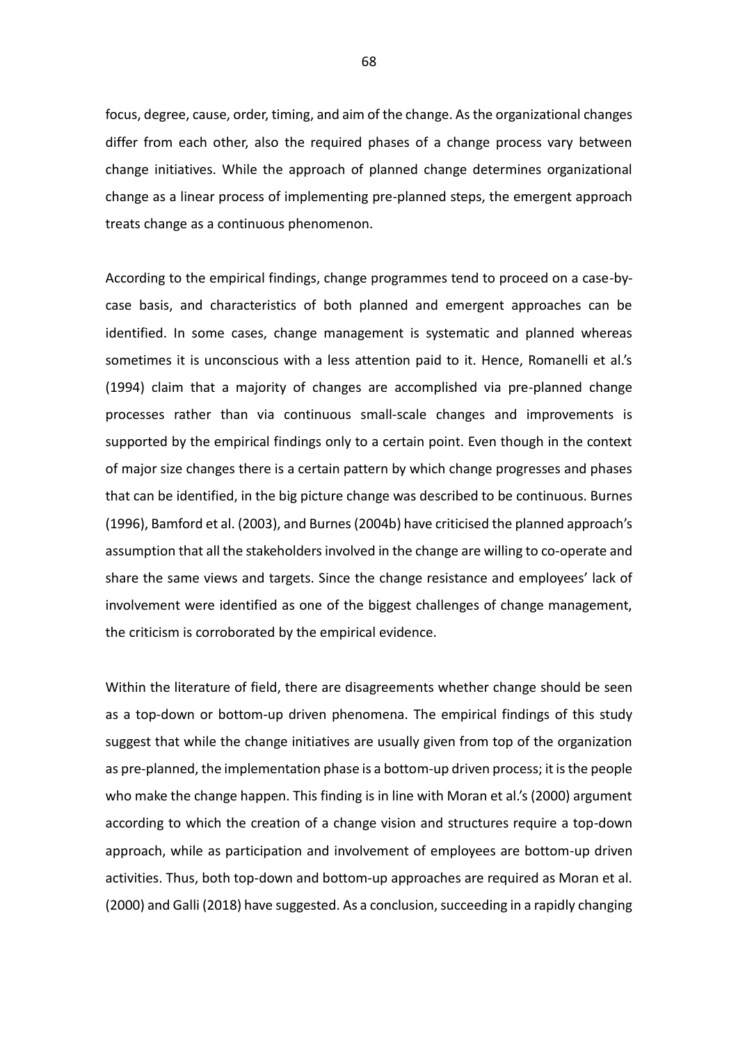focus, degree, cause, order, timing, and aim of the change. As the organizational changes differ from each other, also the required phases of a change process vary between change initiatives. While the approach of planned change determines organizational change as a linear process of implementing pre-planned steps, the emergent approach treats change as a continuous phenomenon.

According to the empirical findings, change programmes tend to proceed on a case-by-case basis, and characteristics of both planned and emergent approaches can be identified. In some cases, change management is systematic and planned whereas sometimes it is unconscious with a less attention paid to it. Hence, Romanelli et al.'s (1994) claim that a majority of changes are accomplished via pre-planned change processes rather than via continuous small-scale changes and improvements is supported by the empirical findings only to a certain point. Even though in the context of major size changes there is a certain pattern by which change progresses and phases that can be identified, in the big picture change was described to be continuous. Burnes (1996), Bamford et al. (2003), and Burnes (2004b) have criticised the planned approach's assumption that all the stakeholders involved in the change are willing to co-operate and share the same views and targets. Since the change resistance and employees' lack of involvement were identified as one of the biggest challenges of change management, the criticism is corroborated by the empirical evidence.

Within the literature of field, there are disagreements whether change should be seen as a top-down or bottom-up driven phenomena. The empirical findings of this study suggest that while the change initiatives are usually given from top of the organization as pre-planned, the implementation phase is a bottom-up driven process; it is the people who make the change happen. This finding is in line with Moran et al.'s (2000) argument according to which the creation of a change vision and structures require a top-down approach, while as participation and involvement of employees are bottom-up driven activities. Thus, both top-down and bottom-up approaches are required as Moran et al. (2000) and Galli (2018) have suggested. As a conclusion, succeeding in a rapidly changing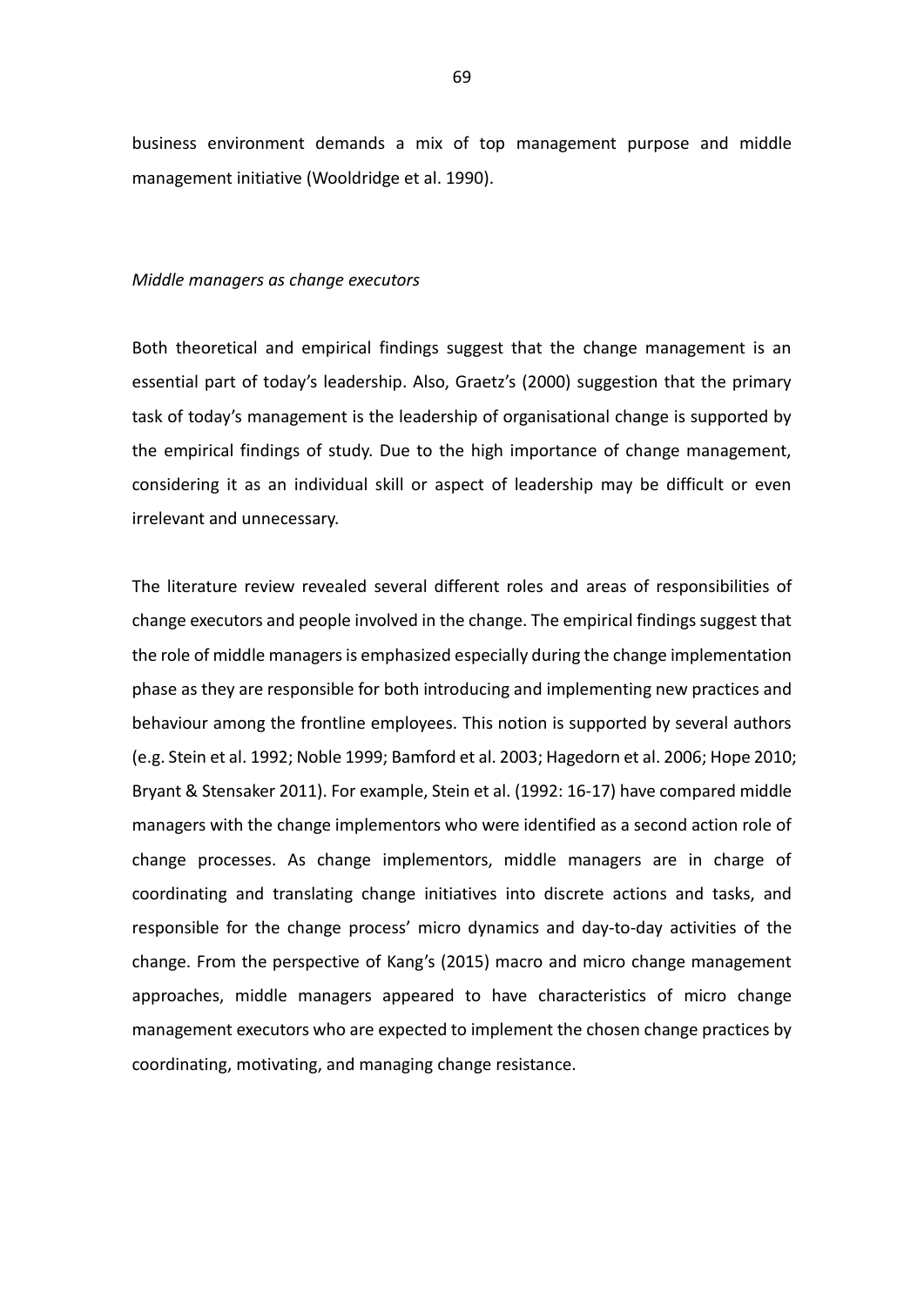business environment demands a mix of top management purpose and middle management initiative (Wooldridge et al. 1990).

*Middle managers as change executors*

Both theoretical and empirical findings suggest that the change management is an essential part of today's leadership. Also, Graetz's (2000) suggestion that the primary task of today's management is the leadership of organisational change is supported by the empirical findings of study. Due to the high importance of change management, considering it as an individual skill or aspect of leadership may be difficult or even irrelevant and unnecessary.

The literature review revealed several different roles and areas of responsibilities of change executors and people involved in the change. The empirical findings suggest that the role of middle managers is emphasized especially during the change implementation phase as they are responsible for both introducing and implementing new practices and behaviour among the frontline employees. This notion is supported by several authors (e.g. Stein et al. 1992; Noble 1999; Bamford et al. 2003; Hagedorn et al. 2006; Hope 2010; Bryant & Stensaker 2011). For example, Stein et al. (1992: 16-17) have compared middle managers with the change implementors who were identified as a second action role of change processes. As change implementors, middle managers are in charge of coordinating and translating change initiatives into discrete actions and tasks, and responsible for the change process' micro dynamics and day-to-day activities of the change. From the perspective of Kang's (2015) macro and micro change management approaches, middle managers appeared to have characteristics of micro change management executors who are expected to implement the chosen change practices by coordinating, motivating, and managing change resistance.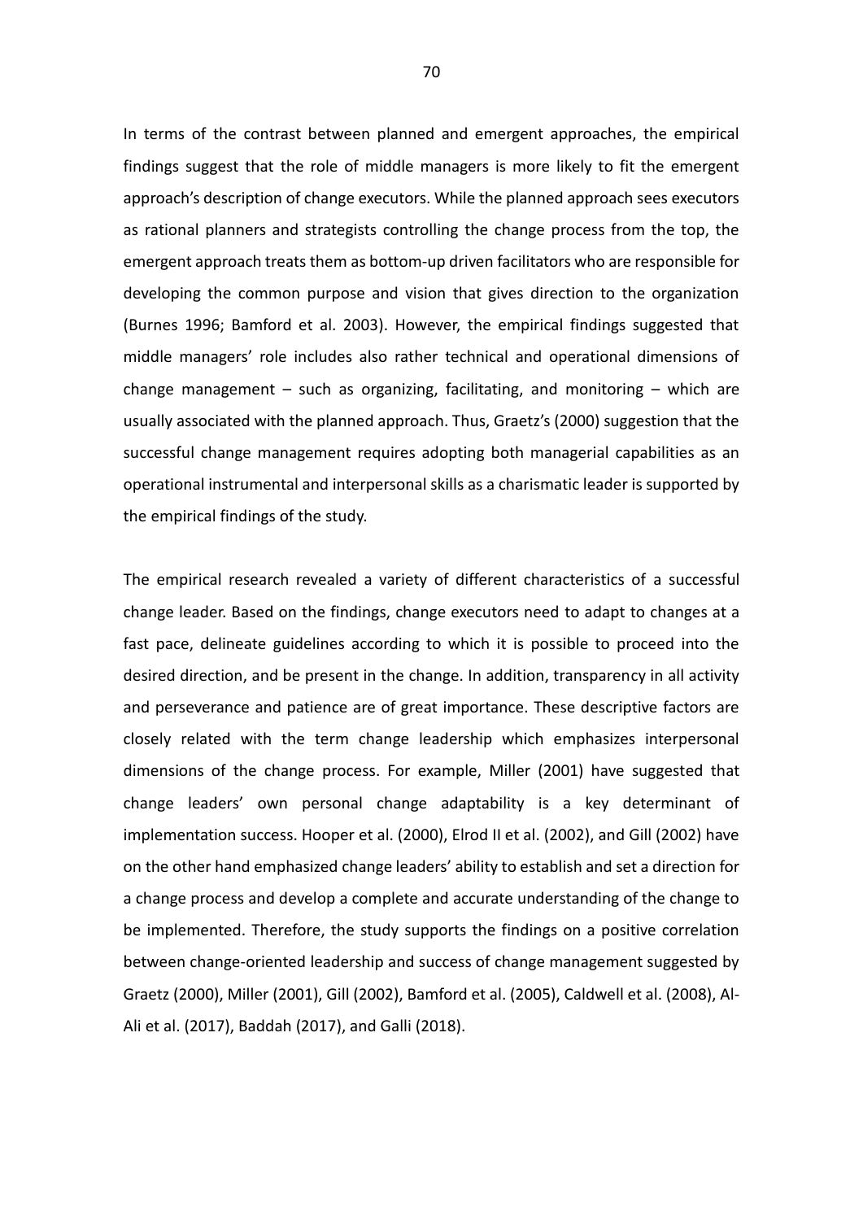In terms of the contrast between planned and emergent approaches, the empirical findings suggest that the role of middle managers is more likely to fit the emergent approach's description of change executors. While the planned approach sees executors as rational planners and strategists controlling the change process from the top, the emergent approach treats them as bottom-up driven facilitators who are responsible for developing the common purpose and vision that gives direction to the organization (Burnes 1996; Bamford et al. 2003). However, the empirical findings suggested that middle managers' role includes also rather technical and operational dimensions of change management – such as organizing, facilitating, and monitoring – which are usually associated with the planned approach. Thus, Graetz's (2000) suggestion that the successful change management requires adopting both managerial capabilities as an operational instrumental and interpersonal skills as a charismatic leader is supported by the empirical findings of the study.

The empirical research revealed a variety of different characteristics of a successful change leader. Based on the findings, change executors need to adapt to changes at a fast pace, delineate guidelines according to which it is possible to proceed into the desired direction, and be present in the change. In addition, transparency in all activity and perseverance and patience are of great importance. These descriptive factors are closely related with the term change leadership which emphasizes interpersonal dimensions of the change process. For example, Miller (2001) have suggested that change leaders' own personal change adaptability is a key determinant of implementation success. Hooper et al. (2000), Elrod II et al. (2002), and Gill (2002) have on the other hand emphasized change leaders' ability to establish and set a direction for a change process and develop a complete and accurate understanding of the change to be implemented. Therefore, the study supports the findings on a positive correlation between change-oriented leadership and success of change management suggested by Graetz (2000), Miller (2001), Gill (2002), Bamford et al. (2005), Caldwell et al. (2008), Al-Ali et al. (2017), Baddah (2017), and Galli (2018).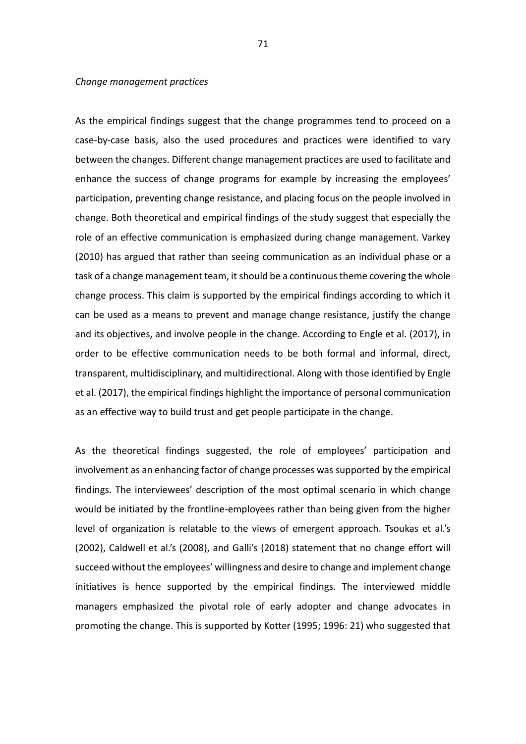*Change management practices*

As the empirical findings suggest that the change programmes tend to proceed on a case-by-case basis, also the used procedures and practices were identified to vary between the changes. Different change management practices are used to facilitate and enhance the success of change programs for example by increasing the employees' participation, preventing change resistance, and placing focus on the people involved in change. Both theoretical and empirical findings of the study suggest that especially the role of an effective communication is emphasized during change management. Varkey (2010) has argued that rather than seeing communication as an individual phase or a task of a change management team, it should be a continuous theme covering the whole change process. This claim is supported by the empirical findings according to which it can be used as a means to prevent and manage change resistance, justify the change and its objectives, and involve people in the change. According to Engle et al. (2017), in order to be effective communication needs to be both formal and informal, direct, transparent, multidisciplinary, and multidirectional. Along with those identified by Engle et al. (2017), the empirical findings highlight the importance of personal communication as an effective way to build trust and get people participate in the change.

As the theoretical findings suggested, the role of employees' participation and involvement as an enhancing factor of change processes was supported by the empirical findings. The interviewees' description of the most optimal scenario in which change would be initiated by the frontline-employees rather than being given from the higher level of organization is relatable to the views of emergent approach. Tsoukas et al.'s (2002), Caldwell et al.'s (2008), and Galli's (2018) statement that no change effort will succeed without the employees' willingness and desire to change and implement change initiatives is hence supported by the empirical findings. The interviewed middle managers emphasized the pivotal role of early adopter and change advocates in promoting the change. This is supported by Kotter (1995; 1996: 21) who suggested that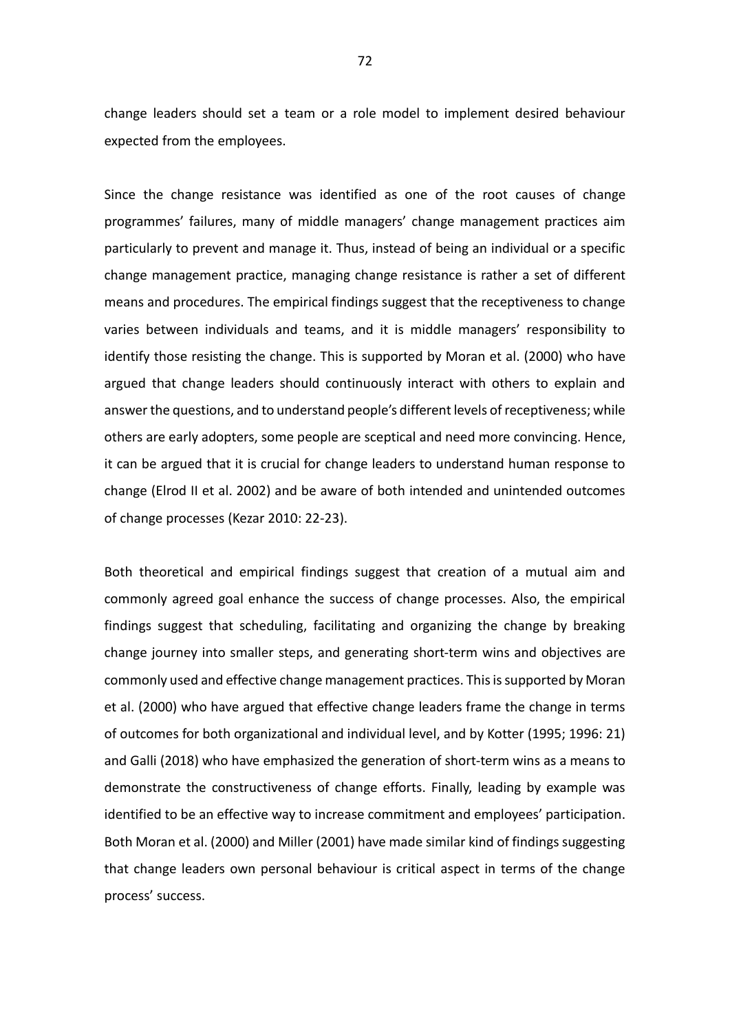change leaders should set a team or a role model to implement desired behaviour expected from the employees.

Since the change resistance was identified as one of the root causes of change programmes' failures, many of middle managers' change management practices aim particularly to prevent and manage it. Thus, instead of being an individual or a specific change management practice, managing change resistance is rather a set of different means and procedures. The empirical findings suggest that the receptiveness to change varies between individuals and teams, and it is middle managers' responsibility to identify those resisting the change. This is supported by Moran et al. (2000) who have argued that change leaders should continuously interact with others to explain and answer the questions, and to understand people's different levels of receptiveness; while others are early adopters, some people are sceptical and need more convincing. Hence, it can be argued that it is crucial for change leaders to understand human response to change (Elrod II et al. 2002) and be aware of both intended and unintended outcomes of change processes (Kezar 2010: 22-23).

Both theoretical and empirical findings suggest that creation of a mutual aim and commonly agreed goal enhance the success of change processes. Also, the empirical findings suggest that scheduling, facilitating and organizing the change by breaking change journey into smaller steps, and generating short-term wins and objectives are commonly used and effective change management practices. This is supported by Moran et al. (2000) who have argued that effective change leaders frame the change in terms of outcomes for both organizational and individual level, and by Kotter (1995; 1996: 21) and Galli (2018) who have emphasized the generation of short-term wins as a means to demonstrate the constructiveness of change efforts. Finally, leading by example was identified to be an effective way to increase commitment and employees' participation. Both Moran et al. (2000) and Miller (2001) have made similar kind of findings suggesting that change leaders own personal behaviour is critical aspect in terms of the change process' success.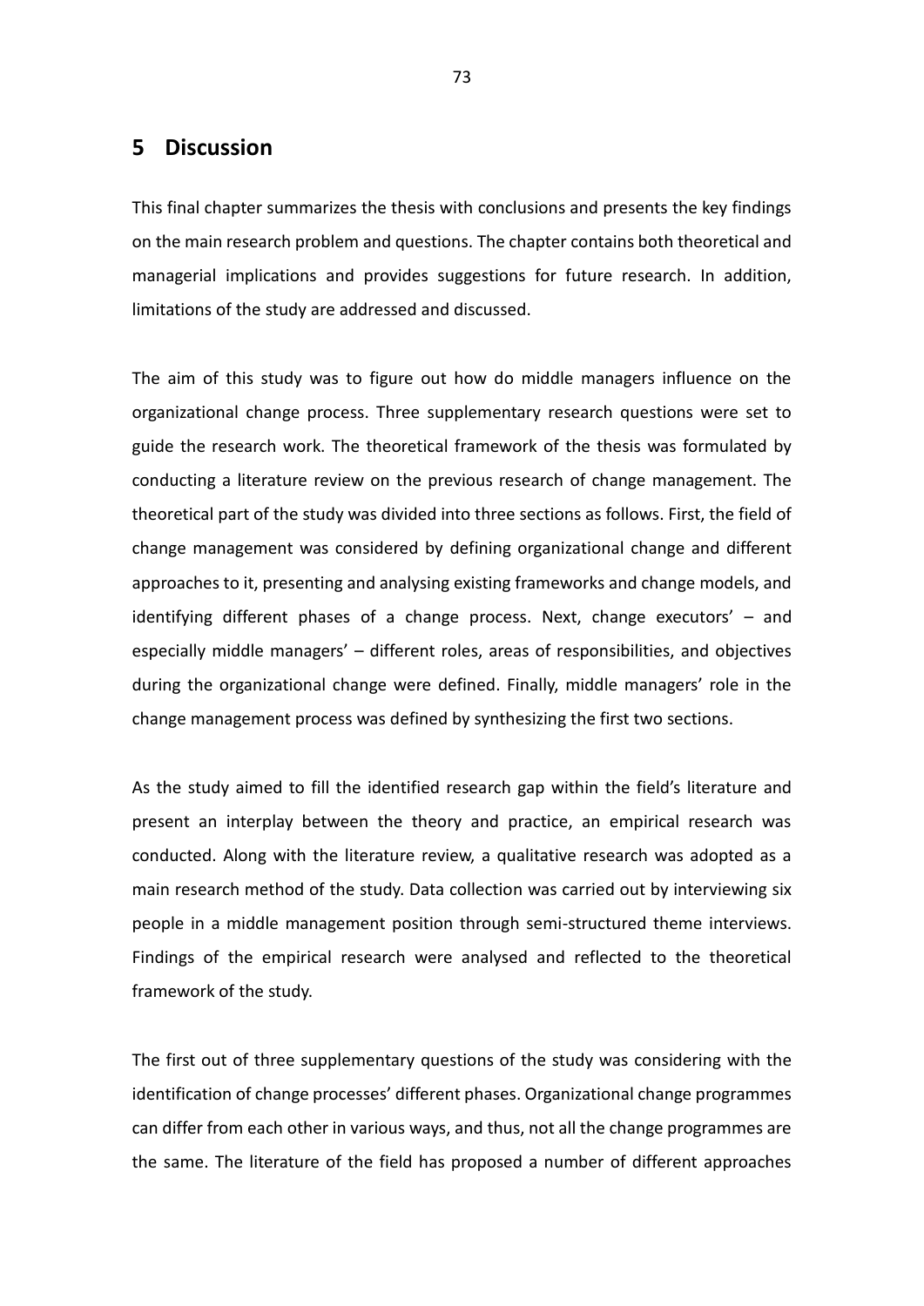# 5 Discussion

This final chapter summarizes the thesis with conclusions and presents the key findings on the main research problem and questions. The chapter contains both theoretical and managerial implications and provides suggestions for future research. In addition, limitations of the study are addressed and discussed.

The aim of this study was to figure out how do middle managers influence on the organizational change process. Three supplementary research questions were set to guide the research work. The theoretical framework of the thesis was formulated by conducting a literature review on the previous research of change management. The theoretical part of the study was divided into three sections as follows. First, the field of change management was considered by defining organizational change and different approaches to it, presenting and analysing existing frameworks and change models, and identifying different phases of a change process. Next, change executors' – and especially middle managers' – different roles, areas of responsibilities, and objectives during the organizational change were defined. Finally, middle managers' role in the change management process was defined by synthesizing the first two sections.

As the study aimed to fill the identified research gap within the field's literature and present an interplay between the theory and practice, an empirical research was conducted. Along with the literature review, a qualitative research was adopted as a main research method of the study. Data collection was carried out by interviewing six people in a middle management position through semi-structured theme interviews. Findings of the empirical research were analysed and reflected to the theoretical framework of the study.

The first out of three supplementary questions of the study was considering with the identification of change processes' different phases. Organizational change programmes can differ from each other in various ways, and thus, not all the change programmes are the same. The literature of the field has proposed a number of different approaches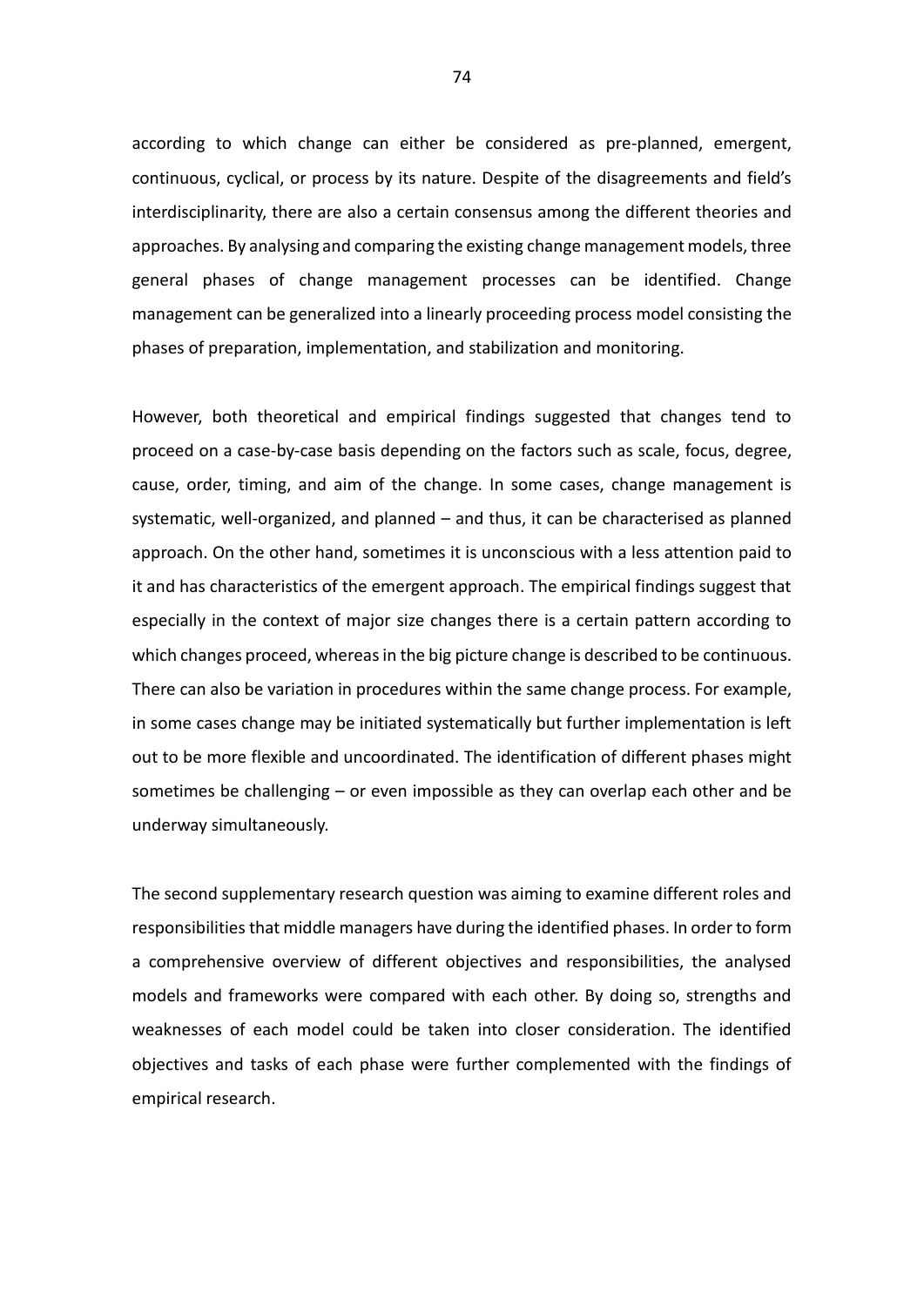according to which change can either be considered as pre-planned, emergent, continuous, cyclical, or process by its nature. Despite of the disagreements and field's interdisciplinarity, there are also a certain consensus among the different theories and approaches. By analysing and comparing the existing change management models, three general phases of change management processes can be identified. Change management can be generalized into a linearly proceeding process model consisting the phases of preparation, implementation, and stabilization and monitoring.

However, both theoretical and empirical findings suggested that changes tend to proceed on a case-by-case basis depending on the factors such as scale, focus, degree, cause, order, timing, and aim of the change. In some cases, change management is systematic, well-organized, and planned – and thus, it can be characterised as planned approach. On the other hand, sometimes it is unconscious with a less attention paid to it and has characteristics of the emergent approach. The empirical findings suggest that especially in the context of major size changes there is a certain pattern according to which changes proceed, whereas in the big picture change is described to be continuous. There can also be variation in procedures within the same change process. For example, in some cases change may be initiated systematically but further implementation is left out to be more flexible and uncoordinated. The identification of different phases might sometimes be challenging – or even impossible as they can overlap each other and be underway simultaneously.

The second supplementary research question was aiming to examine different roles and responsibilities that middle managers have during the identified phases. In order to form a comprehensive overview of different objectives and responsibilities, the analysed models and frameworks were compared with each other. By doing so, strengths and weaknesses of each model could be taken into closer consideration. The identified objectives and tasks of each phase were further complemented with the findings of empirical research.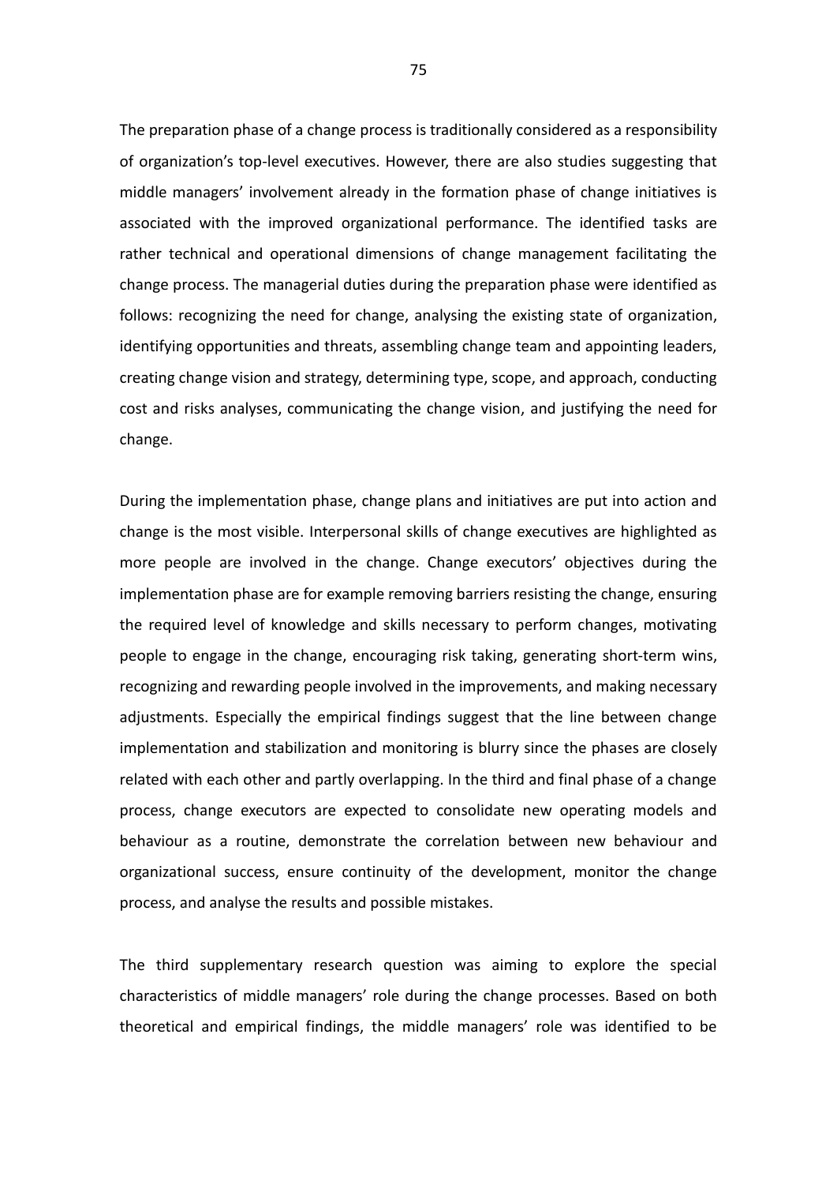The preparation phase of a change process is traditionally considered as a responsibility of organization's top-level executives. However, there are also studies suggesting that middle managers' involvement already in the formation phase of change initiatives is associated with the improved organizational performance. The identified tasks are rather technical and operational dimensions of change management facilitating the change process. The managerial duties during the preparation phase were identified as follows: recognizing the need for change, analysing the existing state of organization, identifying opportunities and threats, assembling change team and appointing leaders, creating change vision and strategy, determining type, scope, and approach, conducting cost and risks analyses, communicating the change vision, and justifying the need for change.

During the implementation phase, change plans and initiatives are put into action and change is the most visible. Interpersonal skills of change executives are highlighted as more people are involved in the change. Change executors' objectives during the implementation phase are for example removing barriers resisting the change, ensuring the required level of knowledge and skills necessary to perform changes, motivating people to engage in the change, encouraging risk taking, generating short-term wins, recognizing and rewarding people involved in the improvements, and making necessary adjustments. Especially the empirical findings suggest that the line between change implementation and stabilization and monitoring is blurry since the phases are closely related with each other and partly overlapping. In the third and final phase of a change process, change executors are expected to consolidate new operating models and behaviour as a routine, demonstrate the correlation between new behaviour and organizational success, ensure continuity of the development, monitor the change process, and analyse the results and possible mistakes.

The third supplementary research question was aiming to explore the special characteristics of middle managers' role during the change processes. Based on both theoretical and empirical findings, the middle managers' role was identified to be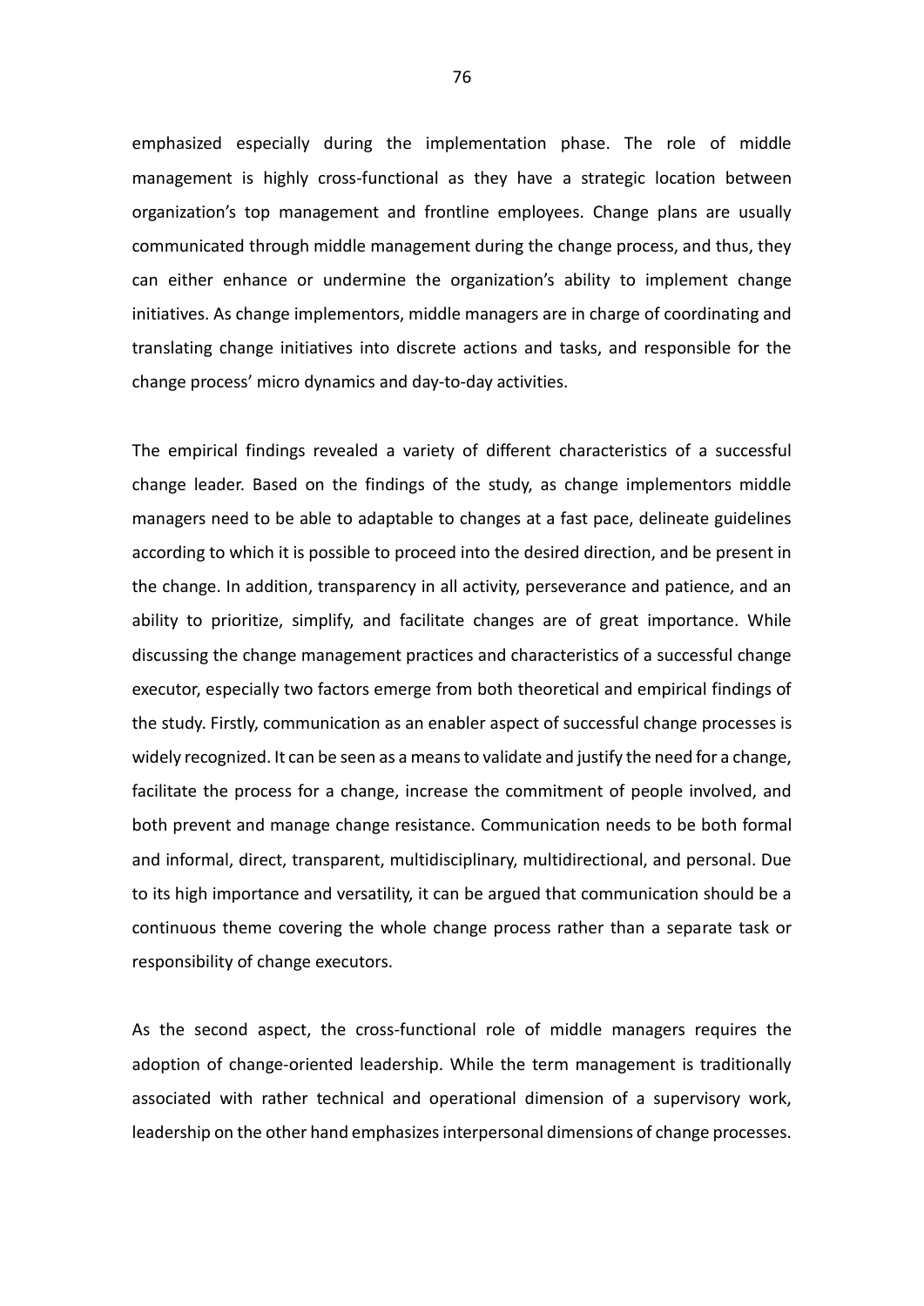emphasized especially during the implementation phase. The role of middle management is highly cross-functional as they have a strategic location between organization's top management and frontline employees. Change plans are usually communicated through middle management during the change process, and thus, they can either enhance or undermine the organization's ability to implement change initiatives. As change implementors, middle managers are in charge of coordinating and translating change initiatives into discrete actions and tasks, and responsible for the change process' micro dynamics and day-to-day activities.

The empirical findings revealed a variety of different characteristics of a successful change leader. Based on the findings of the study, as change implementors middle managers need to be able to adaptable to changes at a fast pace, delineate guidelines according to which it is possible to proceed into the desired direction, and be present in the change. In addition, transparency in all activity, perseverance and patience, and an ability to prioritize, simplify, and facilitate changes are of great importance. While discussing the change management practices and characteristics of a successful change executor, especially two factors emerge from both theoretical and empirical findings of the study. Firstly, communication as an enabler aspect of successful change processes is widely recognized. It can be seen as a means to validate and justify the need for a change, facilitate the process for a change, increase the commitment of people involved, and both prevent and manage change resistance. Communication needs to be both formal and informal, direct, transparent, multidisciplinary, multidirectional, and personal. Due to its high importance and versatility, it can be argued that communication should be a continuous theme covering the whole change process rather than a separate task or responsibility of change executors.

As the second aspect, the cross-functional role of middle managers requires the adoption of change-oriented leadership. While the term management is traditionally associated with rather technical and operational dimension of a supervisory work, leadership on the other hand emphasizes interpersonal dimensions of change processes.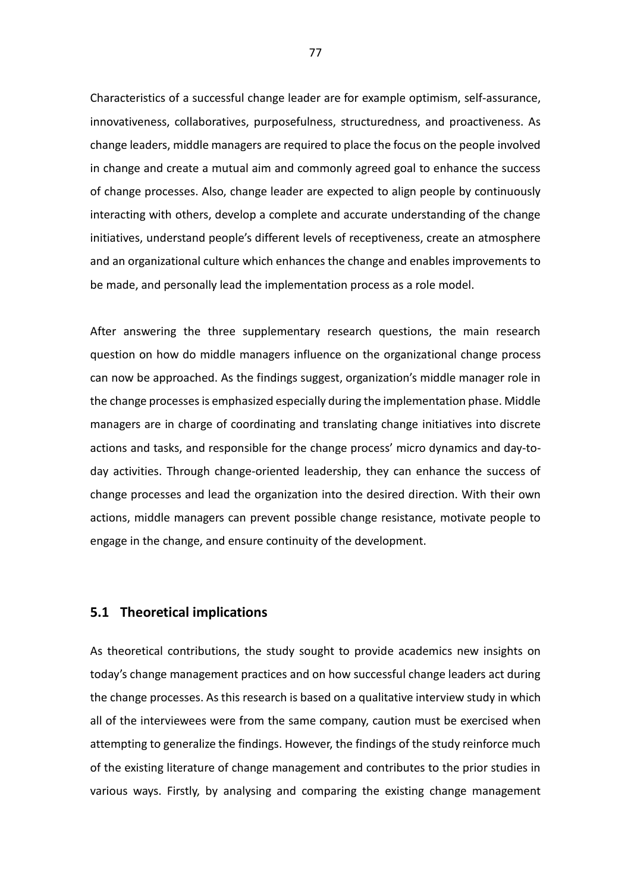Characteristics of a successful change leader are for example optimism, self-assurance, innovativeness, collaboratives, purposefulness, structuredness, and proactiveness. As change leaders, middle managers are required to place the focus on the people involved in change and create a mutual aim and commonly agreed goal to enhance the success of change processes. Also, change leader are expected to align people by continuously interacting with others, develop a complete and accurate understanding of the change initiatives, understand people's different levels of receptiveness, create an atmosphere and an organizational culture which enhances the change and enables improvements to be made, and personally lead the implementation process as a role model.

After answering the three supplementary research questions, the main research question on how do middle managers influence on the organizational change process can now be approached. As the findings suggest, organization's middle manager role in the change processes is emphasized especially during the implementation phase. Middle managers are in charge of coordinating and translating change initiatives into discrete actions and tasks, and responsible for the change process' micro dynamics and day-to-day activities. Through change-oriented leadership, they can enhance the success of change processes and lead the organization into the desired direction. With their own actions, middle managers can prevent possible change resistance, motivate people to engage in the change, and ensure continuity of the development.

## 5.1 Theoretical implications

As theoretical contributions, the study sought to provide academics new insights on today's change management practices and on how successful change leaders act during the change processes. As this research is based on a qualitative interview study in which all of the interviewees were from the same company, caution must be exercised when attempting to generalize the findings. However, the findings of the study reinforce much of the existing literature of change management and contributes to the prior studies in various ways. Firstly, by analysing and comparing the existing change management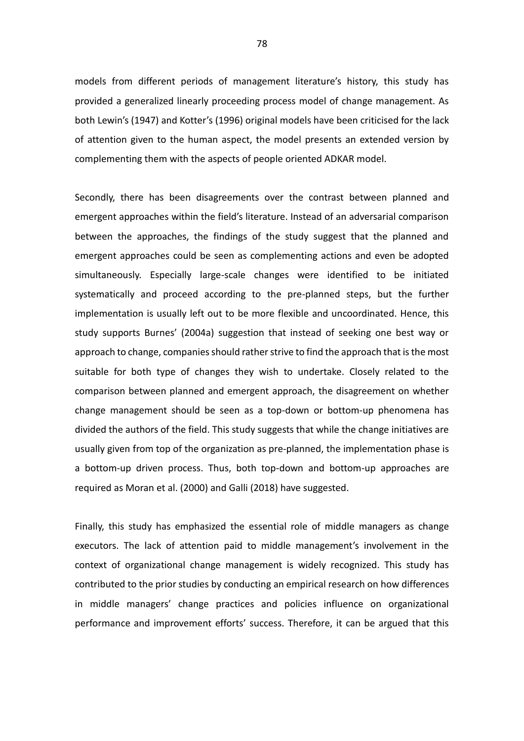models from different periods of management literature's history, this study has provided a generalized linearly proceeding process model of change management. As both Lewin's (1947) and Kotter's (1996) original models have been criticised for the lack of attention given to the human aspect, the model presents an extended version by complementing them with the aspects of people oriented ADKAR model.

Secondly, there has been disagreements over the contrast between planned and emergent approaches within the field's literature. Instead of an adversarial comparison between the approaches, the findings of the study suggest that the planned and emergent approaches could be seen as complementing actions and even be adopted simultaneously. Especially large-scale changes were identified to be initiated systematically and proceed according to the pre-planned steps, but the further implementation is usually left out to be more flexible and uncoordinated. Hence, this study supports Burnes' (2004a) suggestion that instead of seeking one best way or approach to change, companies should rather strive to find the approach that is the most suitable for both type of changes they wish to undertake. Closely related to the comparison between planned and emergent approach, the disagreement on whether change management should be seen as a top-down or bottom-up phenomena has divided the authors of the field. This study suggests that while the change initiatives are usually given from top of the organization as pre-planned, the implementation phase is a bottom-up driven process. Thus, both top-down and bottom-up approaches are required as Moran et al. (2000) and Galli (2018) have suggested.

Finally, this study has emphasized the essential role of middle managers as change executors. The lack of attention paid to middle management's involvement in the context of organizational change management is widely recognized. This study has contributed to the prior studies by conducting an empirical research on how differences in middle managers' change practices and policies influence on organizational performance and improvement efforts' success. Therefore, it can be argued that this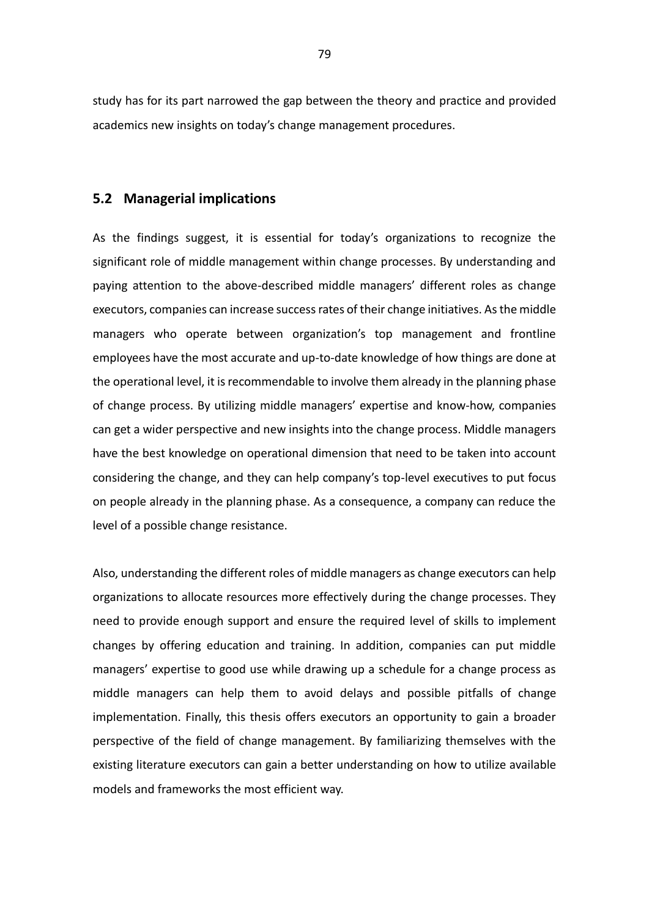study has for its part narrowed the gap between the theory and practice and provided academics new insights on today's change management procedures.

## 5.2 Managerial implications

As the findings suggest, it is essential for today's organizations to recognize the significant role of middle management within change processes. By understanding and paying attention to the above-described middle managers' different roles as change executors, companies can increase success rates of their change initiatives. As the middle managers who operate between organization's top management and frontline employees have the most accurate and up-to-date knowledge of how things are done at the operational level, it is recommendable to involve them already in the planning phase of change process. By utilizing middle managers' expertise and know-how, companies can get a wider perspective and new insights into the change process. Middle managers have the best knowledge on operational dimension that need to be taken into account considering the change, and they can help company's top-level executives to put focus on people already in the planning phase. As a consequence, a company can reduce the level of a possible change resistance.

Also, understanding the different roles of middle managers as change executors can help organizations to allocate resources more effectively during the change processes. They need to provide enough support and ensure the required level of skills to implement changes by offering education and training. In addition, companies can put middle managers' expertise to good use while drawing up a schedule for a change process as middle managers can help them to avoid delays and possible pitfalls of change implementation. Finally, this thesis offers executors an opportunity to gain a broader perspective of the field of change management. By familiarizing themselves with the existing literature executors can gain a better understanding on how to utilize available models and frameworks the most efficient way.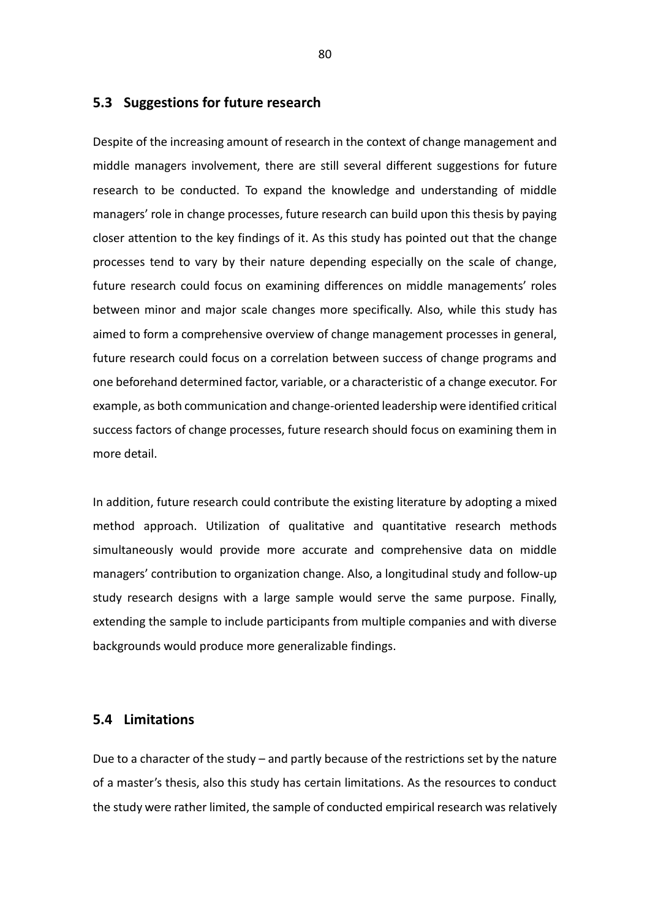## 5.3 Suggestions for future research

Despite of the increasing amount of research in the context of change management and middle managers involvement, there are still several different suggestions for future research to be conducted. To expand the knowledge and understanding of middle managers' role in change processes, future research can build upon this thesis by paying closer attention to the key findings of it. As this study has pointed out that the change processes tend to vary by their nature depending especially on the scale of change, future research could focus on examining differences on middle managements' roles between minor and major scale changes more specifically. Also, while this study has aimed to form a comprehensive overview of change management processes in general, future research could focus on a correlation between success of change programs and one beforehand determined factor, variable, or a characteristic of a change executor. For example, as both communication and change-oriented leadership were identified critical success factors of change processes, future research should focus on examining them in more detail.

In addition, future research could contribute the existing literature by adopting a mixed method approach. Utilization of qualitative and quantitative research methods simultaneously would provide more accurate and comprehensive data on middle managers' contribution to organization change. Also, a longitudinal study and follow-up study research designs with a large sample would serve the same purpose. Finally, extending the sample to include participants from multiple companies and with diverse backgrounds would produce more generalizable findings.

## 5.4 Limitations

Due to a character of the study – and partly because of the restrictions set by the nature of a master's thesis, also this study has certain limitations. As the resources to conduct the study were rather limited, the sample of conducted empirical research was relatively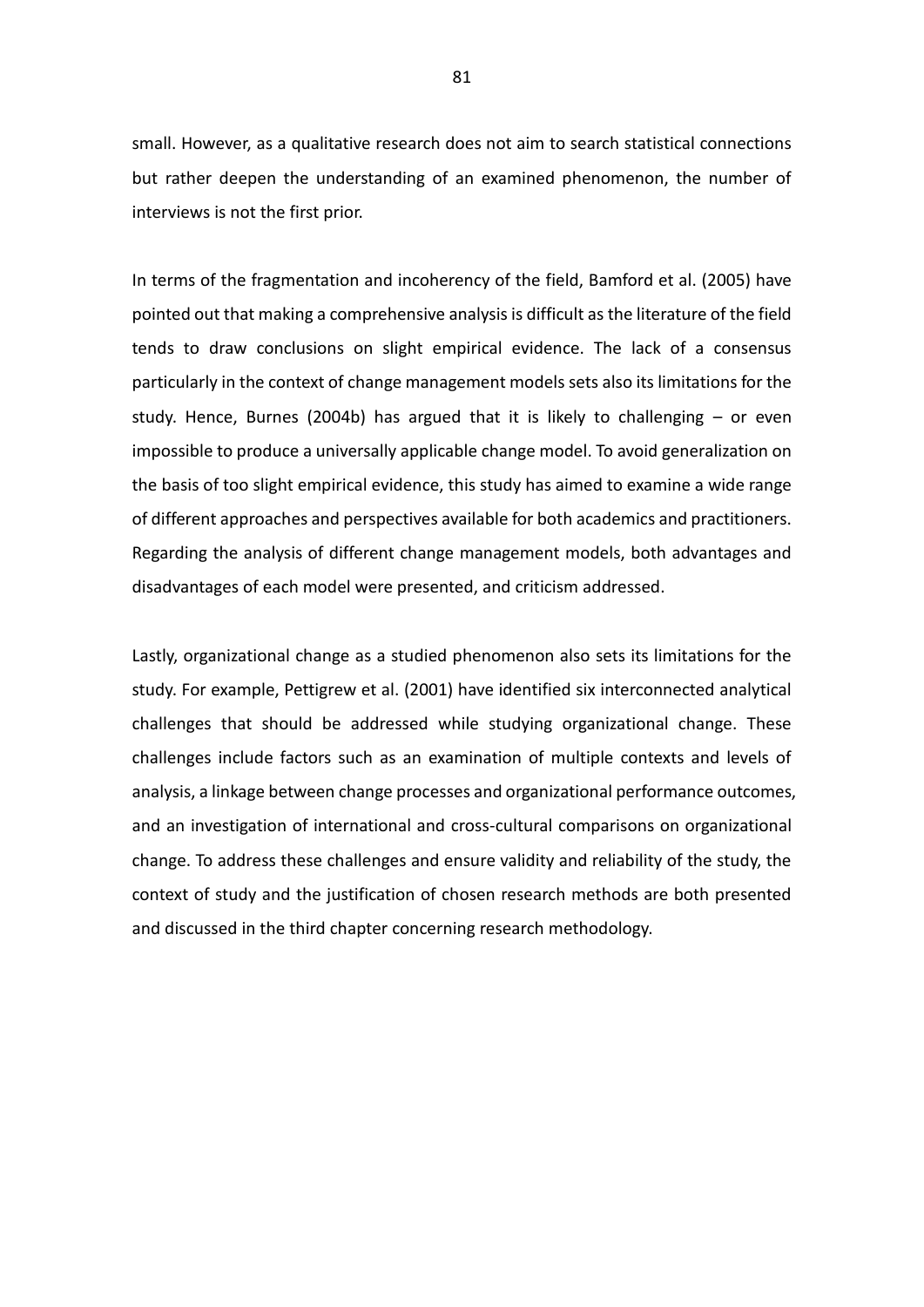small. However, as a qualitative research does not aim to search statistical connections but rather deepen the understanding of an examined phenomenon, the number of interviews is not the first prior.

In terms of the fragmentation and incoherency of the field, Bamford et al. (2005) have pointed out that making a comprehensive analysis is difficult as the literature of the field tends to draw conclusions on slight empirical evidence. The lack of a consensus particularly in the context of change management models sets also its limitations for the study. Hence, Burnes (2004b) has argued that it is likely to challenging – or even impossible to produce a universally applicable change model. To avoid generalization on the basis of too slight empirical evidence, this study has aimed to examine a wide range of different approaches and perspectives available for both academics and practitioners. Regarding the analysis of different change management models, both advantages and disadvantages of each model were presented, and criticism addressed.

Lastly, organizational change as a studied phenomenon also sets its limitations for the study. For example, Pettigrew et al. (2001) have identified six interconnected analytical challenges that should be addressed while studying organizational change. These challenges include factors such as an examination of multiple contexts and levels of analysis, a linkage between change processes and organizational performance outcomes, and an investigation of international and cross-cultural comparisons on organizational change. To address these challenges and ensure validity and reliability of the study, the context of study and the justification of chosen research methods are both presented and discussed in the third chapter concerning research methodology.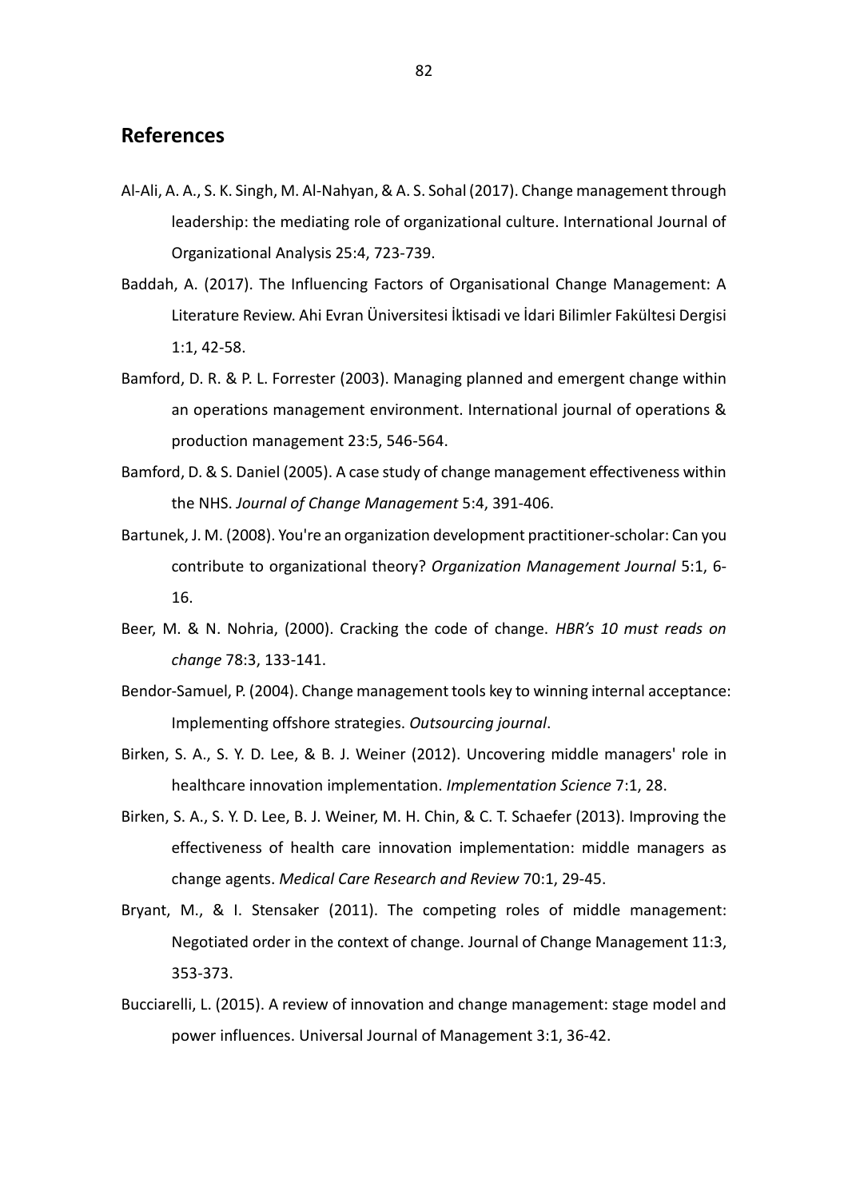## References

Al-Ali, A. A., S. K. Singh, M. Al-Nahyan, & A. S. Sohal (2017). Change management through leadership: the mediating role of organizational culture. International Journal of Organizational Analysis 25:4, 723-739.

Baddah, A. (2017). The Influencing Factors of Organisational Change Management: A Literature Review. Ahi Evran Üniversitesi İktisadi ve İdari Bilimler Fakültesi Dergisi 1:1, 42-58.

Bamford, D. R. & P. L. Forrester (2003). Managing planned and emergent change within an operations management environment. International journal of operations & production management 23:5, 546-564.

Bamford, D. & S. Daniel (2005). A case study of change management effectiveness within the NHS. *Journal of Change Management* 5:4, 391-406.

Bartunek, J. M. (2008). You're an organization development practitioner-scholar: Can you contribute to organizational theory? *Organization Management Journal* 5:1, 6-16.

Beer, M. & N. Nohria, (2000). Cracking the code of change. *HBR's 10 must reads on change* 78:3, 133-141.

Bendor-Samuel, P. (2004). Change management tools key to winning internal acceptance: Implementing offshore strategies. *Outsourcing journal*.

Birken, S. A., S. Y. D. Lee, & B. J. Weiner (2012). Uncovering middle managers' role in healthcare innovation implementation. *Implementation Science* 7:1, 28.

Birken, S. A., S. Y. D. Lee, B. J. Weiner, M. H. Chin, & C. T. Schaefer (2013). Improving the effectiveness of health care innovation implementation: middle managers as change agents. *Medical Care Research and Review* 70:1, 29-45.

Bryant, M., & I. Stensaker (2011). The competing roles of middle management: Negotiated order in the context of change. Journal of Change Management 11:3, 353-373.

Bucciarelli, L. (2015). A review of innovation and change management: stage model and power influences. Universal Journal of Management 3:1, 36-42.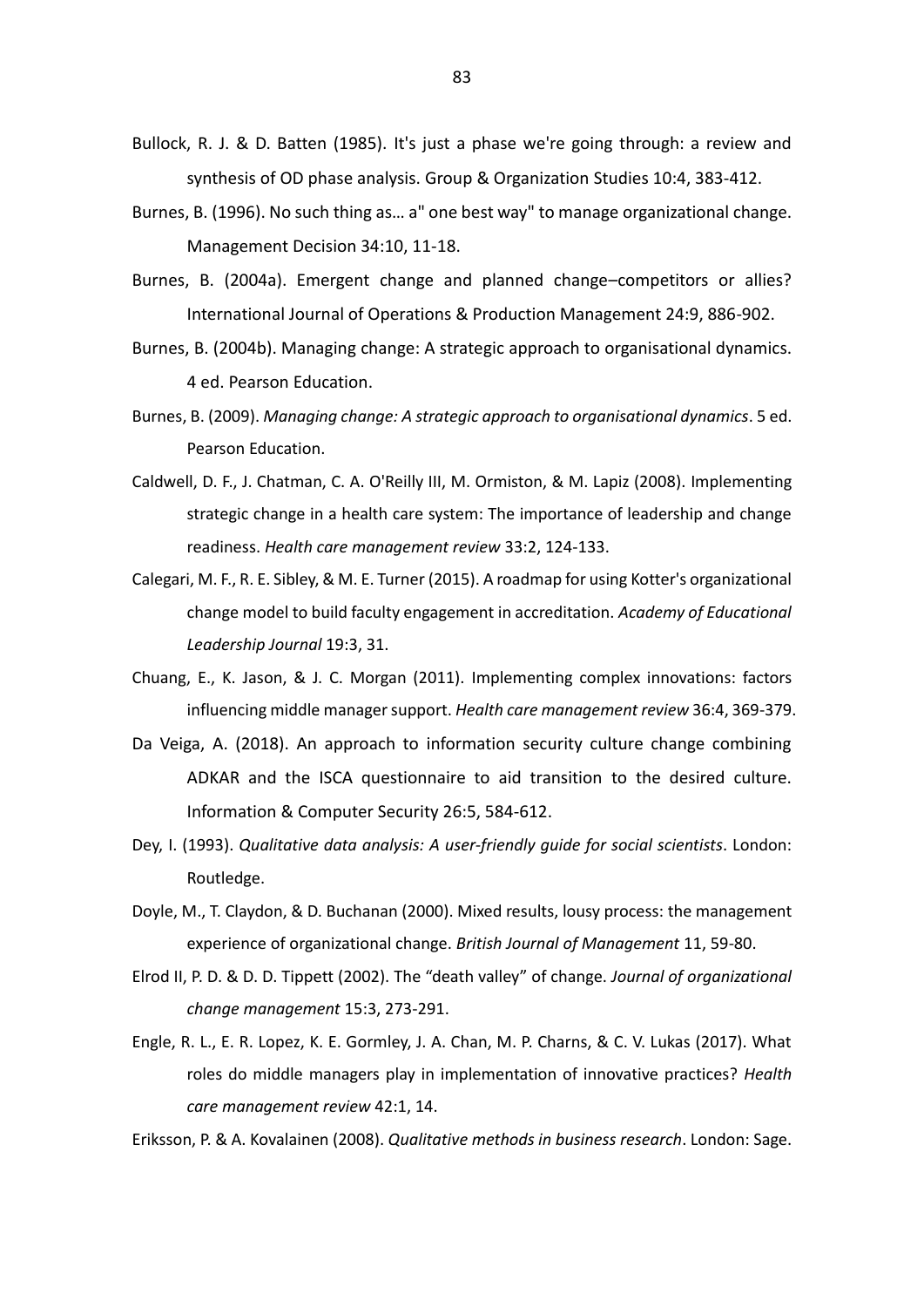Bullock, R. J. & D. Batten (1985). It's just a phase we're going through: a review and synthesis of OD phase analysis. Group & Organization Studies 10:4, 383-412.

Burnes, B. (1996). No such thing as… a" one best way" to manage organizational change. Management Decision 34:10, 11-18.

Burnes, B. (2004a). Emergent change and planned change–competitors or allies? International Journal of Operations & Production Management 24:9, 886-902.

Burnes, B. (2004b). Managing change: A strategic approach to organisational dynamics. 4 ed. Pearson Education.

Burnes, B. (2009). *Managing change: A strategic approach to organisational dynamics*. 5 ed. Pearson Education.

Caldwell, D. F., J. Chatman, C. A. O'Reilly III, M. Ormiston, & M. Lapiz (2008). Implementing strategic change in a health care system: The importance of leadership and change readiness. *Health care management review* 33:2, 124-133.

Calegari, M. F., R. E. Sibley, & M. E. Turner (2015). A roadmap for using Kotter's organizational change model to build faculty engagement in accreditation. *Academy of Educational Leadership Journal* 19:3, 31.

Chuang, E., K. Jason, & J. C. Morgan (2011). Implementing complex innovations: factors influencing middle manager support. *Health care management review* 36:4, 369-379.

Da Veiga, A. (2018). An approach to information security culture change combining ADKAR and the ISCA questionnaire to aid transition to the desired culture. Information & Computer Security 26:5, 584-612.

Dey, I. (1993). *Qualitative data analysis: A user-friendly guide for social scientists*. London: Routledge.

Doyle, M., T. Claydon, & D. Buchanan (2000). Mixed results, lousy process: the management experience of organizational change. *British Journal of Management* 11, 59-80.

Elrod II, P. D. & D. D. Tippett (2002). The "death valley" of change. *Journal of organizational change management* 15:3, 273-291.

Engle, R. L., E. R. Lopez, K. E. Gormley, J. A. Chan, M. P. Charns, & C. V. Lukas (2017). What roles do middle managers play in implementation of innovative practices? *Health care management review* 42:1, 14.

Eriksson, P. & A. Kovalainen (2008). *Qualitative methods in business research*. London: Sage.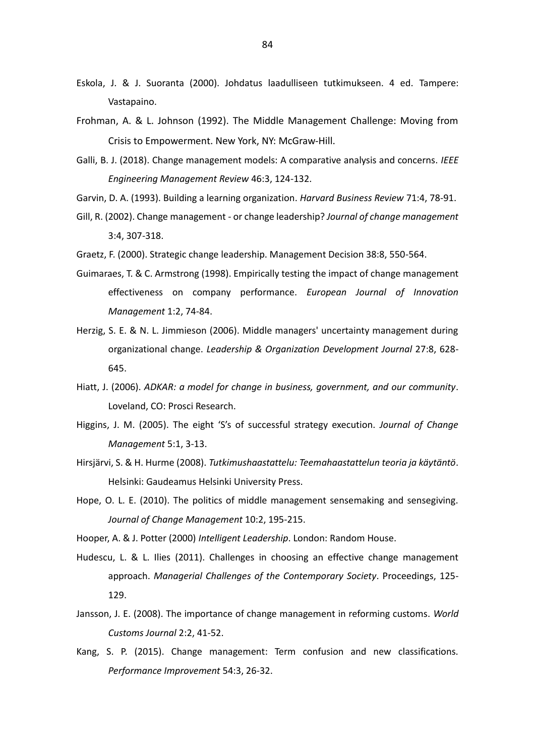Eskola, J. & J. Suoranta (2000). Johdatus laadulliseen tutkimukseen. 4 ed. Tampere: Vastapaino.

Frohman, A. & L. Johnson (1992). The Middle Management Challenge: Moving from Crisis to Empowerment. New York, NY: McGraw-Hill.

Galli, B. J. (2018). Change management models: A comparative analysis and concerns. *IEEE Engineering Management Review* 46:3, 124-132.

Garvin, D. A. (1993). Building a learning organization. *Harvard Business Review* 71:4, 78-91.

Gill, R. (2002). Change management - or change leadership? *Journal of change management* 3:4, 307-318.

Graetz, F. (2000). Strategic change leadership. Management Decision 38:8, 550-564.

Guimaraes, T. & C. Armstrong (1998). Empirically testing the impact of change management effectiveness on company performance. *European Journal of Innovation Management* 1:2, 74-84.

Herzig, S. E. & N. L. Jimmieson (2006). Middle managers' uncertainty management during organizational change. *Leadership & Organization Development Journal* 27:8, 628-645.

Hiatt, J. (2006). *ADKAR: a model for change in business, government, and our community*. Loveland, CO: Prosci Research.

Higgins, J. M. (2005). The eight 'S's of successful strategy execution. *Journal of Change Management* 5:1, 3-13.

Hirsjärvi, S. & H. Hurme (2008). *Tutkimushaastattelu: Teemahaastattelun teoria ja käytäntö*. Helsinki: Gaudeamus Helsinki University Press.

Hope, O. L. E. (2010). The politics of middle management sensemaking and sensegiving. *Journal of Change Management* 10:2, 195-215.

Hooper, A. & J. Potter (2000) *Intelligent Leadership*. London: Random House.

Hudescu, L. & L. Ilies (2011). Challenges in choosing an effective change management approach. *Managerial Challenges of the Contemporary Society*. Proceedings, 125-129.

Jansson, J. E. (2008). The importance of change management in reforming customs. *World Customs Journal* 2:2, 41-52.

Kang, S. P. (2015). Change management: Term confusion and new classifications. *Performance Improvement* 54:3, 26-32.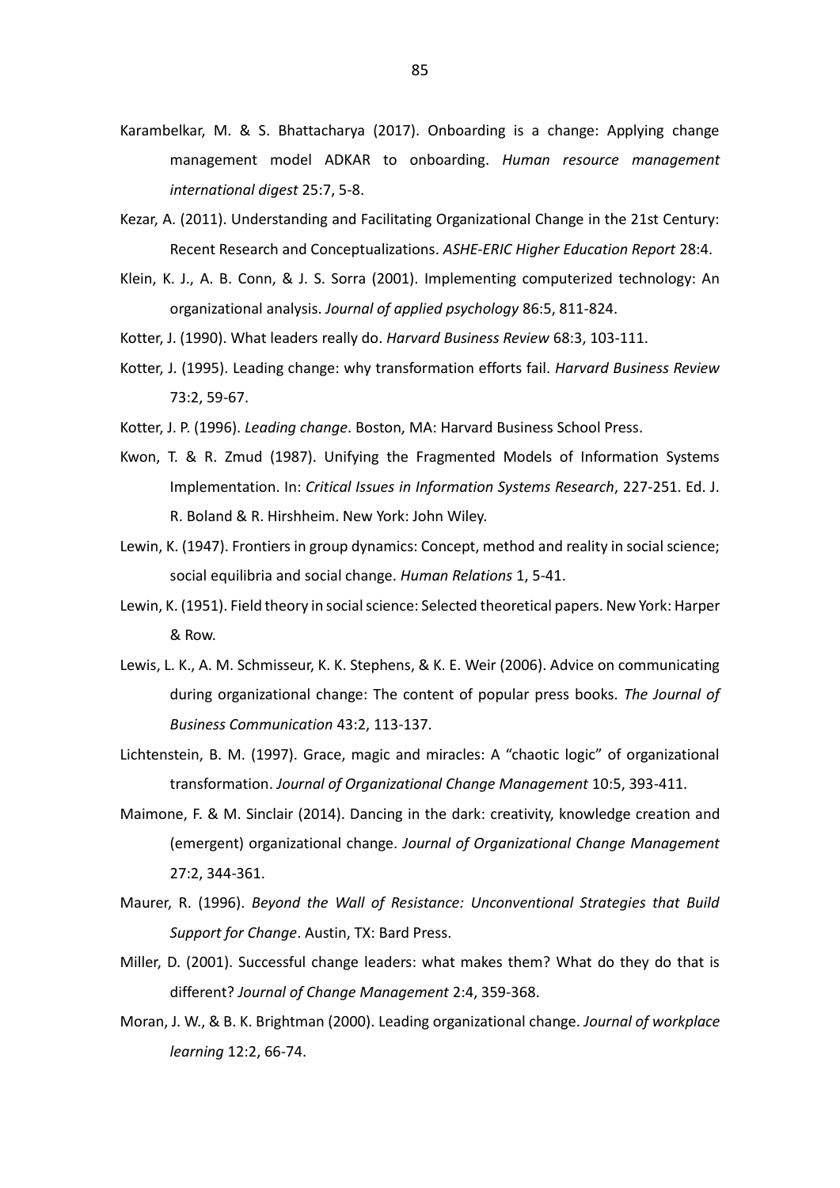Karambelkar, M. & S. Bhattacharya (2017). Onboarding is a change: Applying change management model ADKAR to onboarding. *Human resource management international digest* 25:7, 5-8.

Kezar, A. (2011). Understanding and Facilitating Organizational Change in the 21st Century: Recent Research and Conceptualizations. *ASHE-ERIC Higher Education Report* 28:4.

Klein, K. J., A. B. Conn, & J. S. Sorra (2001). Implementing computerized technology: An organizational analysis. *Journal of applied psychology* 86:5, 811-824.

Kotter, J. (1990). What leaders really do. *Harvard Business Review* 68:3, 103-111.

Kotter, J. (1995). Leading change: why transformation efforts fail. *Harvard Business Review* 73:2, 59-67.

Kotter, J. P. (1996). *Leading change*. Boston, MA: Harvard Business School Press.

Kwon, T. & R. Zmud (1987). Unifying the Fragmented Models of Information Systems Implementation. In: *Critical Issues in Information Systems Research*, 227-251. Ed. J. R. Boland & R. Hirshheim. New York: John Wiley.

Lewin, K. (1947). Frontiers in group dynamics: Concept, method and reality in social science; social equilibria and social change. *Human Relations* 1, 5-41.

Lewin, K. (1951). Field theory in social science: Selected theoretical papers. New York: Harper & Row.

Lewis, L. K., A. M. Schmisseur, K. K. Stephens, & K. E. Weir (2006). Advice on communicating during organizational change: The content of popular press books. *The Journal of Business Communication* 43:2, 113-137.

Lichtenstein, B. M. (1997). Grace, magic and miracles: A "chaotic logic" of organizational transformation. *Journal of Organizational Change Management* 10:5, 393-411.

Maimone, F. & M. Sinclair (2014). Dancing in the dark: creativity, knowledge creation and (emergent) organizational change. *Journal of Organizational Change Management* 27:2, 344-361.

Maurer, R. (1996). *Beyond the Wall of Resistance: Unconventional Strategies that Build Support for Change*. Austin, TX: Bard Press.

Miller, D. (2001). Successful change leaders: what makes them? What do they do that is different? *Journal of Change Management* 2:4, 359-368.

Moran, J. W., & B. K. Brightman (2000). Leading organizational change. *Journal of workplace learning* 12:2, 66-74.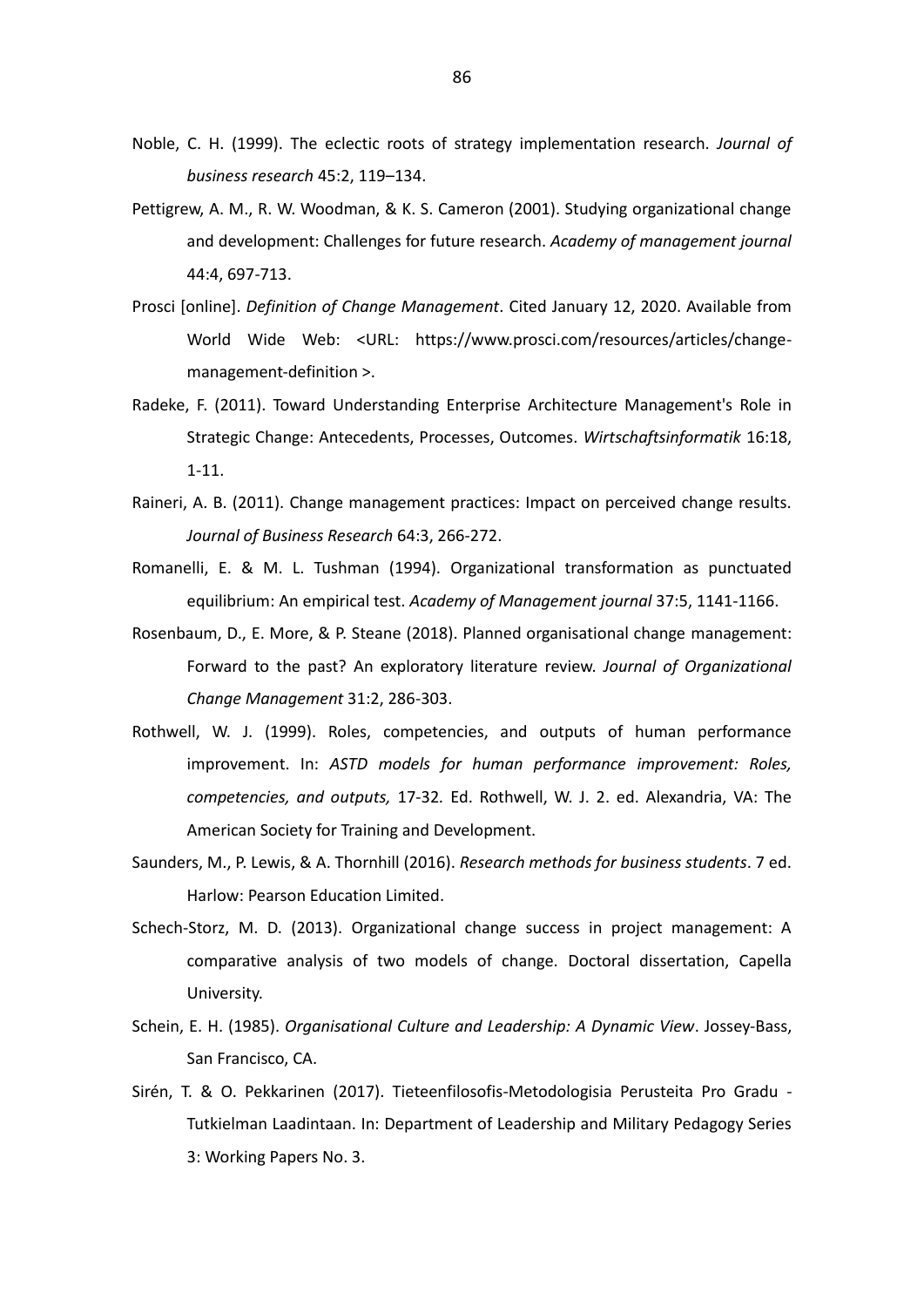Noble, C. H. (1999). The eclectic roots of strategy implementation research. *Journal of business research* 45:2, 119–134.

Pettigrew, A. M., R. W. Woodman, & K. S. Cameron (2001). Studying organizational change and development: Challenges for future research. *Academy of management journal* 44:4, 697-713.

Prosci [online]. *Definition of Change Management*. Cited January 12, 2020. Available from World Wide Web: <URL: https://www.prosci.com/resources/articles/change-management-definition >.

Radeke, F. (2011). Toward Understanding Enterprise Architecture Management's Role in Strategic Change: Antecedents, Processes, Outcomes. *Wirtschaftsinformatik* 16:18, 1-11.

Raineri, A. B. (2011). Change management practices: Impact on perceived change results. *Journal of Business Research* 64:3, 266-272.

Romanelli, E. & M. L. Tushman (1994). Organizational transformation as punctuated equilibrium: An empirical test. *Academy of Management journal* 37:5, 1141-1166.

Rosenbaum, D., E. More, & P. Steane (2018). Planned organisational change management: Forward to the past? An exploratory literature review. *Journal of Organizational Change Management* 31:2, 286-303.

Rothwell, W. J. (1999). Roles, competencies, and outputs of human performance improvement. In: *ASTD models for human performance improvement: Roles, competencies, and outputs,* 17-32*.* Ed. Rothwell, W. J. 2. ed. Alexandria, VA: The American Society for Training and Development.

Saunders, M., P. Lewis, & A. Thornhill (2016). *Research methods for business students*. 7 ed. Harlow: Pearson Education Limited.

Schech-Storz, M. D. (2013). Organizational change success in project management: A comparative analysis of two models of change. Doctoral dissertation, Capella University.

Schein, E. H. (1985). *Organisational Culture and Leadership: A Dynamic View*. Jossey-Bass, San Francisco, CA.

Sirén, T. & O. Pekkarinen (2017). Tieteenfilosofis-Metodologisia Perusteita Pro Gradu - Tutkielman Laadintaan. In: Department of Leadership and Military Pedagogy Series 3: Working Papers No. 3.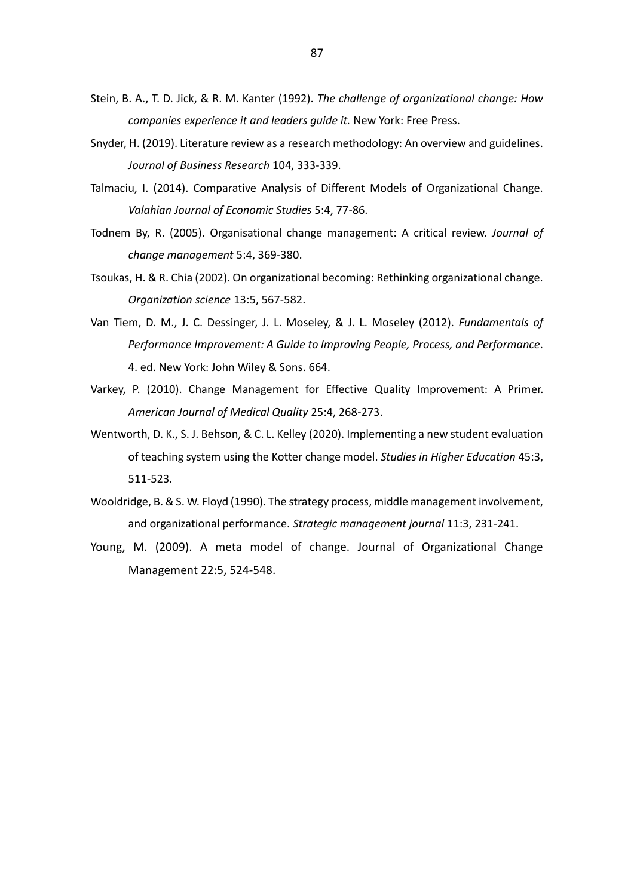Stein, B. A., T. D. Jick, & R. M. Kanter (1992). *The challenge of organizational change: How companies experience it and leaders guide it.* New York: Free Press.

Snyder, H. (2019). Literature review as a research methodology: An overview and guidelines. *Journal of Business Research* 104, 333-339.

Talmaciu, I. (2014). Comparative Analysis of Different Models of Organizational Change. *Valahian Journal of Economic Studies* 5:4, 77-86.

Todnem By, R. (2005). Organisational change management: A critical review. *Journal of change management* 5:4, 369-380.

Tsoukas, H. & R. Chia (2002). On organizational becoming: Rethinking organizational change. *Organization science* 13:5, 567-582.

Van Tiem, D. M., J. C. Dessinger, J. L. Moseley, & J. L. Moseley (2012). *Fundamentals of Performance Improvement: A Guide to Improving People, Process, and Performance*. 4. ed. New York: John Wiley & Sons. 664.

Varkey, P. (2010). Change Management for Effective Quality Improvement: A Primer. *American Journal of Medical Quality* 25:4, 268-273.

Wentworth, D. K., S. J. Behson, & C. L. Kelley (2020). Implementing a new student evaluation of teaching system using the Kotter change model. *Studies in Higher Education* 45:3, 511-523.

Wooldridge, B. & S. W. Floyd (1990). The strategy process, middle management involvement, and organizational performance. *Strategic management journal* 11:3, 231-241.

Young, M. (2009). A meta model of change. Journal of Organizational Change Management 22:5, 524-548.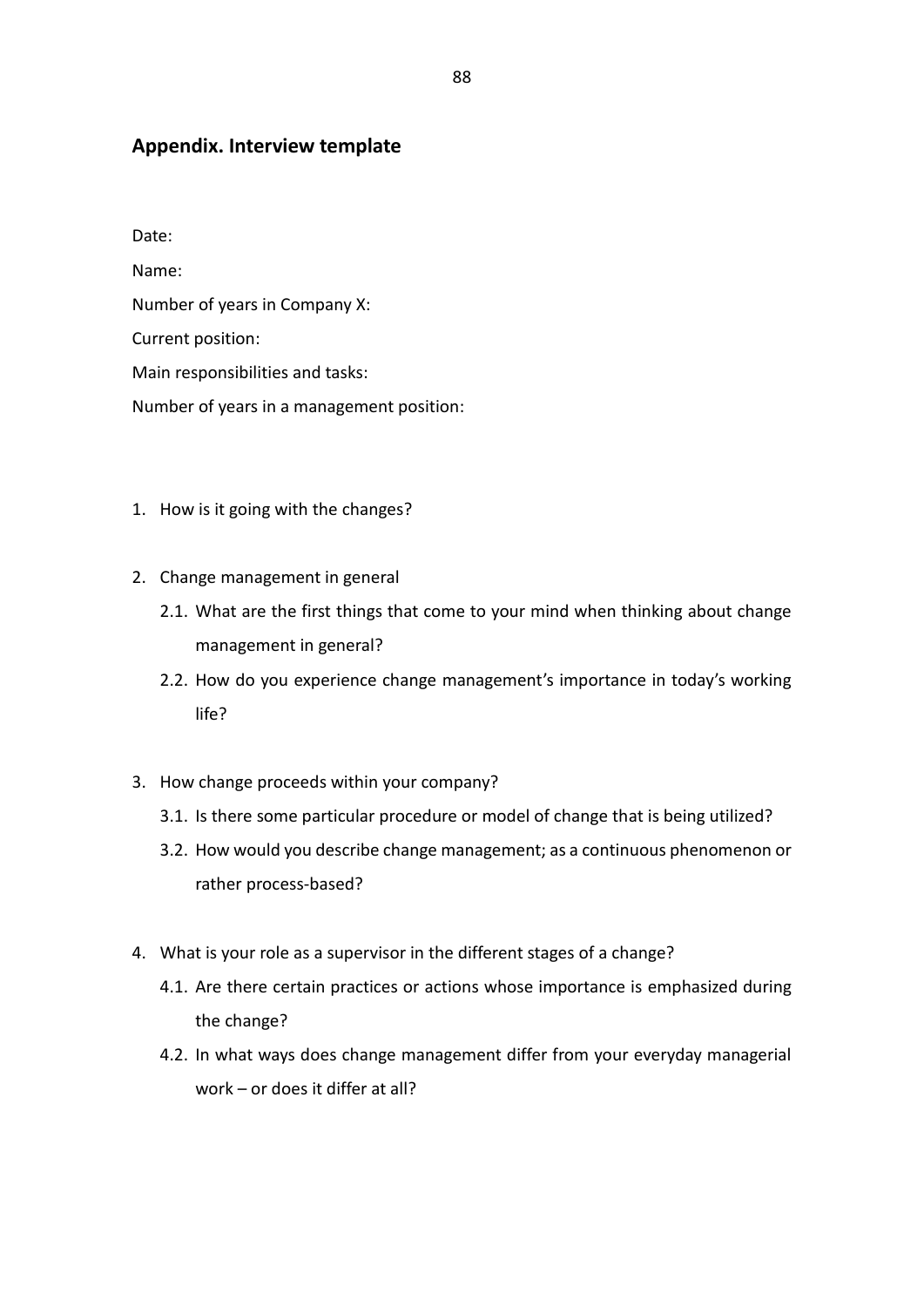## Appendix. Interview template

Date:

Name:

Number of years in Company X:

Current position:

Main responsibilities and tasks:

Number of years in a management position:

1. How is it going with the changes?

2. Change management in general
   - 2.1. What are the first things that come to your mind when thinking about change management in general?
   - 2.2. How do you experience change management's importance in today's working life?

3. How change proceeds within your company?
   - 3.1. Is there some particular procedure or model of change that is being utilized?
   - 3.2. How would you describe change management; as a continuous phenomenon or rather process-based?

4. What is your role as a supervisor in the different stages of a change?
   - 4.1. Are there certain practices or actions whose importance is emphasized during the change?
   - 4.2. In what ways does change management differ from your everyday managerial work – or does it differ at all?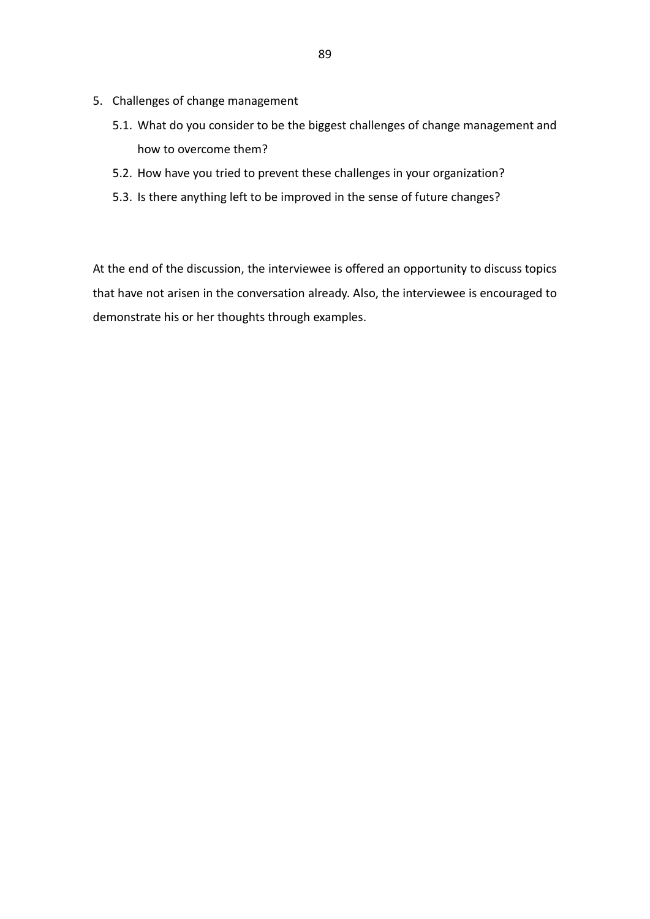5. Challenges of change management
    5.1. What do you consider to be the biggest challenges of change management and how to overcome them?
    5.2. How have you tried to prevent these challenges in your organization?
    5.3. Is there anything left to be improved in the sense of future changes?

At the end of the discussion, the interviewee is offered an opportunity to discuss topics that have not arisen in the conversation already. Also, the interviewee is encouraged to demonstrate his or her thoughts through examples.